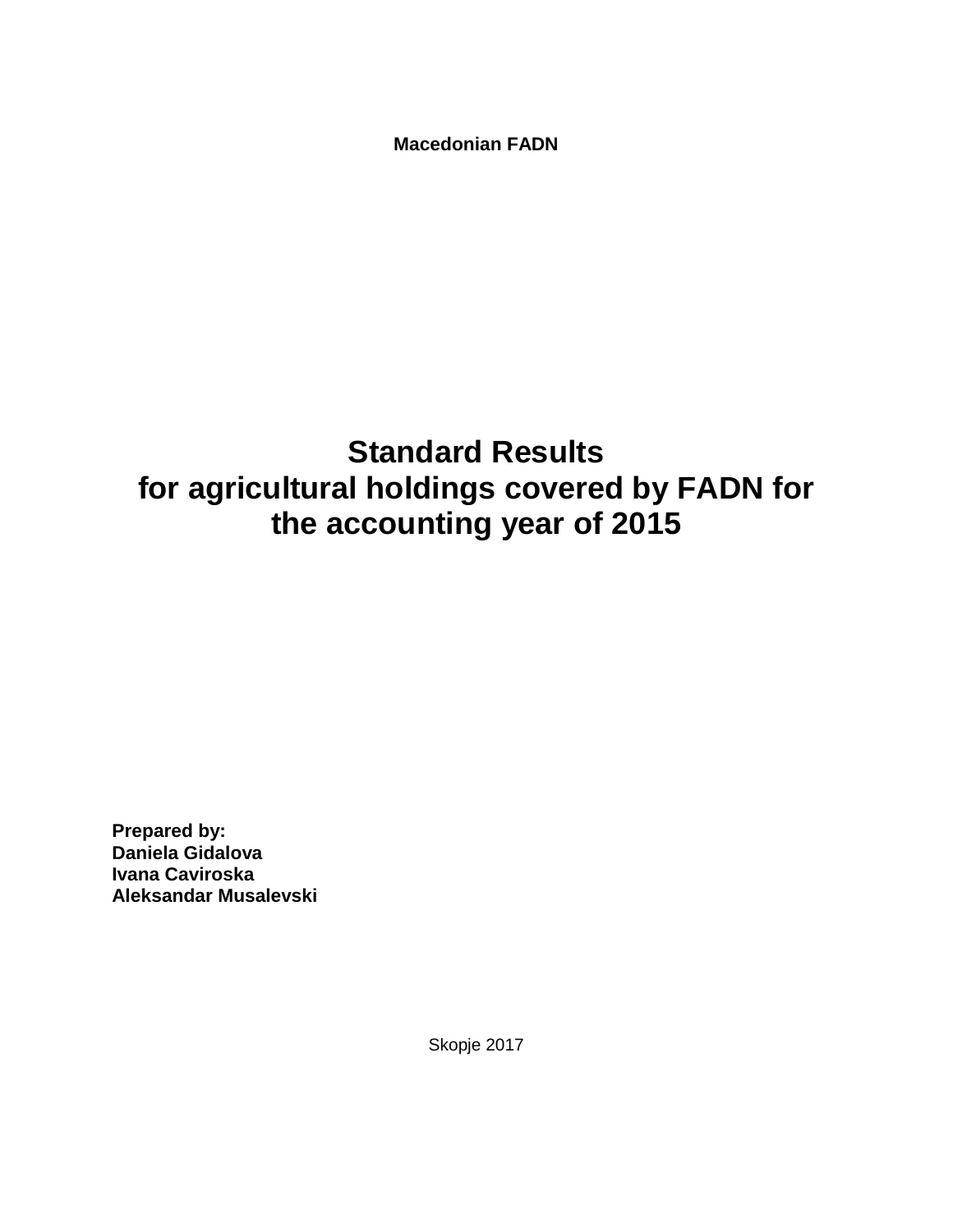**Macedonian FADN**

# Standard Results for agricultural holdings covered by FADN for the accounting year of 2015

**Prepared by:**
**Daniela Gidalova**
**Ivana Caviroska**
**Aleksandar Musalevski**

Skopje 2017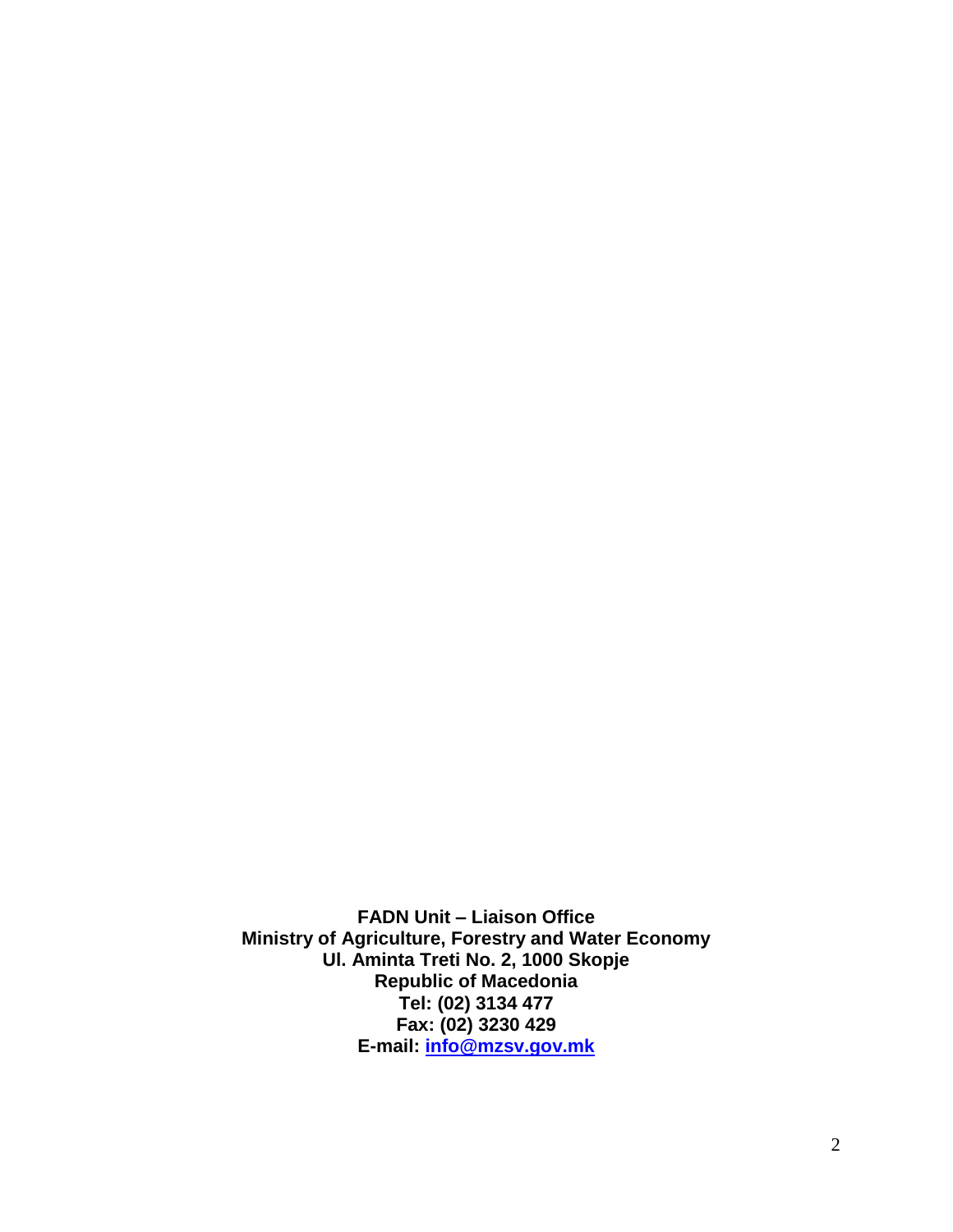**FADN Unit – Liaison Office**
**Ministry of Agriculture, Forestry and Water Economy**
**Ul. Aminta Treti No. 2, 1000 Skopje**
**Republic of Macedonia**
**Tel: (02) 3134 477**
**Fax: (02) 3230 429**
**E-mail: info@mzsv.gov.mk**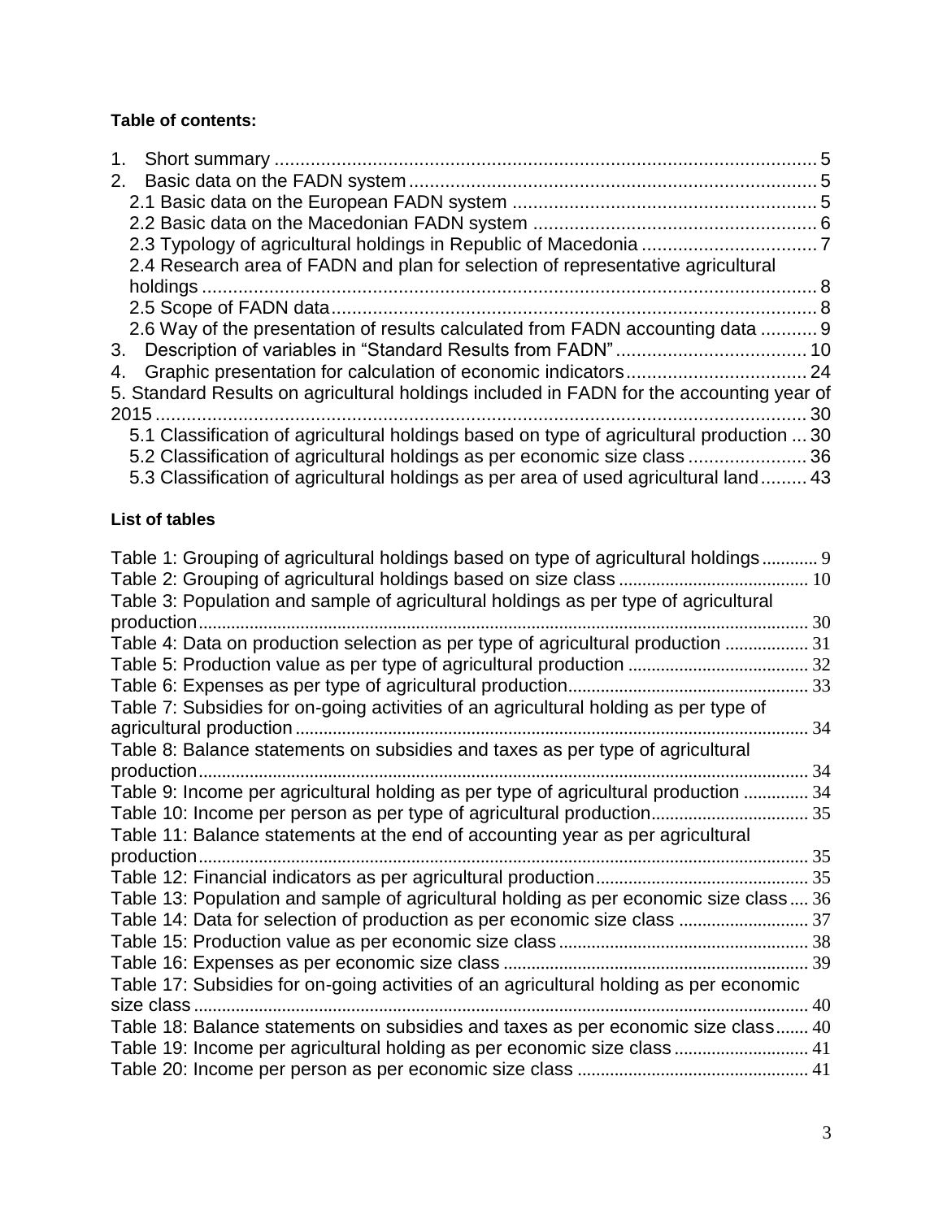**Table of contents:**

1. Short summary .......................................................................................................... 5
2. Basic data on the FADN system ................................................................................ 5
   - 2.1 Basic data on the European FADN system ........................................................... 5
   - 2.2 Basic data on the Macedonian FADN system ....................................................... 6
   - 2.3 Typology of agricultural holdings in Republic of Macedonia .................................. 7
   - 2.4 Research area of FADN and plan for selection of representative agricultural holdings ........................................................................................................................ 8
   - 2.5 Scope of FADN data............................................................................................... 8
   - 2.6 Way of the presentation of results calculated from FADN accounting data ........... 9
3. Description of variables in "Standard Results from FADN" ..................................... 10
4. Graphic presentation for calculation of economic indicators................................... 24

5. Standard Results on agricultural holdings included in FADN for the accounting year of 2015 .............................................................................................................................. 30
   - 5.1 Classification of agricultural holdings based on type of agricultural production ... 30
   - 5.2 Classification of agricultural holdings as per economic size class ....................... 36
   - 5.3 Classification of agricultural holdings as per area of used agricultural land......... 43

**List of tables**

Table 1: Grouping of agricultural holdings based on type of agricultural holdings ............ 9
Table 2: Grouping of agricultural holdings based on size class ........................................ 10
Table 3: Population and sample of agricultural holdings as per type of agricultural production ........................................................................................................................ 30
Table 4: Data on production selection as per type of agricultural production .................. 31
Table 5: Production value as per type of agricultural production ...................................... 32
Table 6: Expenses as per type of agricultural production.................................................. 33
Table 7: Subsidies for on-going activities of an agricultural holding as per type of agricultural production ....................................................................................................... 34
Table 8: Balance statements on subsidies and taxes as per type of agricultural production ........................................................................................................................ 34
Table 9: Income per agricultural holding as per type of agricultural production .............. 34
Table 10: Income per person as per type of agricultural production.................................. 35
Table 11: Balance statements at the end of accounting year as per agricultural production ........................................................................................................................ 35
Table 12: Financial indicators as per agricultural production............................................. 35
Table 13: Population and sample of agricultural holding as per economic size class .... 36
Table 14: Data for selection of production as per economic size class ............................ 37
Table 15: Production value as per economic size class..................................................... 38
Table 16: Expenses as per economic size class ................................................................. 39
Table 17: Subsidies for on-going activities of an agricultural holding as per economic size class ......................................................................................................................... 40
Table 18: Balance statements on subsidies and taxes as per economic size class....... 40
Table 19: Income per agricultural holding as per economic size class ............................ 41
Table 20: Income per person as per economic size class ................................................. 41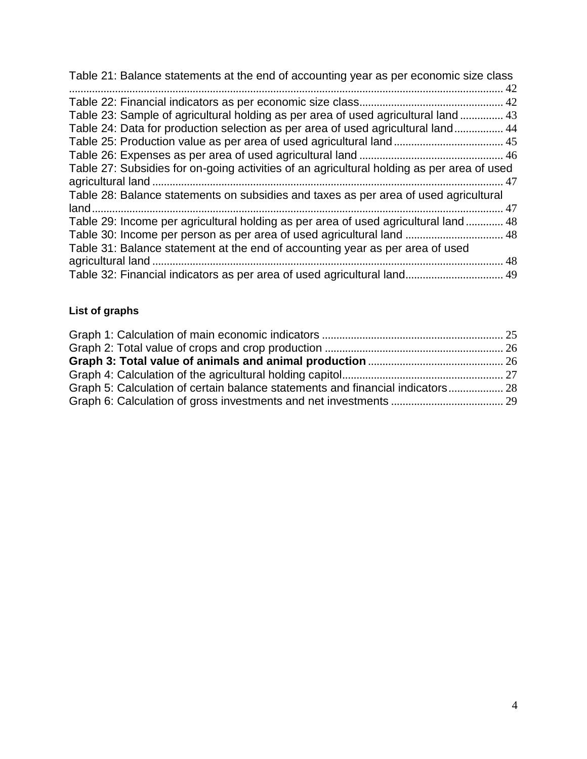Table 21: Balance statements at the end of accounting year as per economic size class ........ 42
Table 22: Financial indicators as per economic size class........ 42
Table 23: Sample of agricultural holding as per area of used agricultural land........ 43
Table 24: Data for production selection as per area of used agricultural land........ 44
Table 25: Production value as per area of used agricultural land........ 45
Table 26: Expenses as per area of used agricultural land........ 46
Table 27: Subsidies for on-going activities of an agricultural holding as per area of used agricultural land........ 47
Table 28: Balance statements on subsidies and taxes as per area of used agricultural land........ 47
Table 29: Income per agricultural holding as per area of used agricultural land........ 48
Table 30: Income per person as per area of used agricultural land........ 48
Table 31: Balance statement at the end of accounting year as per area of used agricultural land........ 48
Table 32: Financial indicators as per area of used agricultural land........ 49

**List of graphs**

Graph 1: Calculation of main economic indicators........ 25
Graph 2: Total value of crops and crop production........ 26
**Graph 3: Total value of animals and animal production**........ 26
Graph 4: Calculation of the agricultural holding capitol........ 27
Graph 5: Calculation of certain balance statements and financial indicators........ 28
Graph 6: Calculation of gross investments and net investments........ 29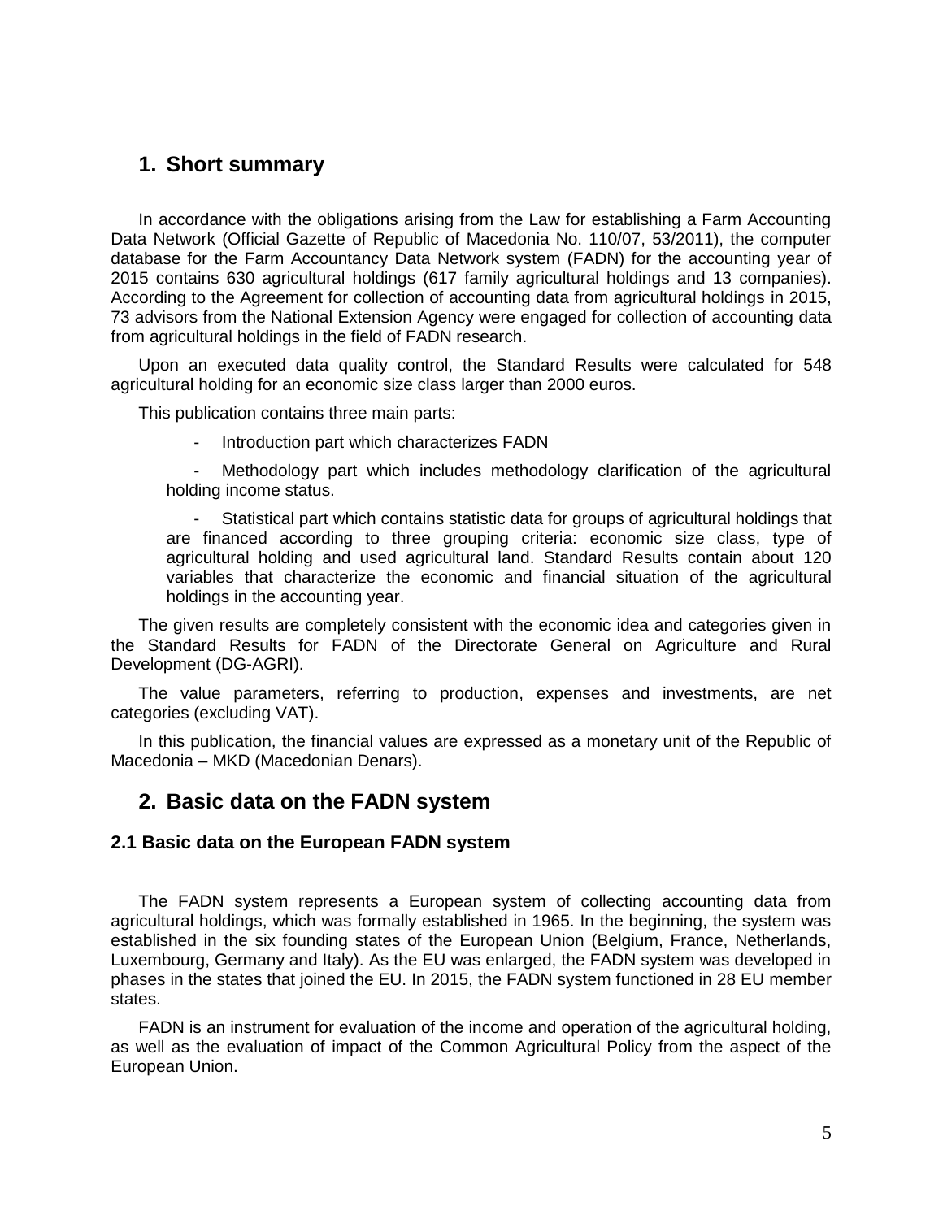## 1. Short summary

In accordance with the obligations arising from the Law for establishing a Farm Accounting Data Network (Official Gazette of Republic of Macedonia No. 110/07, 53/2011), the computer database for the Farm Accountancy Data Network system (FADN) for the accounting year of 2015 contains 630 agricultural holdings (617 family agricultural holdings and 13 companies). According to the Agreement for collection of accounting data from agricultural holdings in 2015, 73 advisors from the National Extension Agency were engaged for collection of accounting data from agricultural holdings in the field of FADN research.

Upon an executed data quality control, the Standard Results were calculated for 548 agricultural holding for an economic size class larger than 2000 euros.

This publication contains three main parts:

- Introduction part which characterizes FADN
- Methodology part which includes methodology clarification of the agricultural holding income status.
- Statistical part which contains statistic data for groups of agricultural holdings that are financed according to three grouping criteria: economic size class, type of agricultural holding and used agricultural land. Standard Results contain about 120 variables that characterize the economic and financial situation of the agricultural holdings in the accounting year.

The given results are completely consistent with the economic idea and categories given in the Standard Results for FADN of the Directorate General on Agriculture and Rural Development (DG-AGRI).

The value parameters, referring to production, expenses and investments, are net categories (excluding VAT).

In this publication, the financial values are expressed as a monetary unit of the Republic of Macedonia – MKD (Macedonian Denars).

## 2. Basic data on the FADN system

### 2.1 Basic data on the European FADN system

The FADN system represents a European system of collecting accounting data from agricultural holdings, which was formally established in 1965. In the beginning, the system was established in the six founding states of the European Union (Belgium, France, Netherlands, Luxembourg, Germany and Italy). As the EU was enlarged, the FADN system was developed in phases in the states that joined the EU. In 2015, the FADN system functioned in 28 EU member states.

FADN is an instrument for evaluation of the income and operation of the agricultural holding, as well as the evaluation of impact of the Common Agricultural Policy from the aspect of the European Union.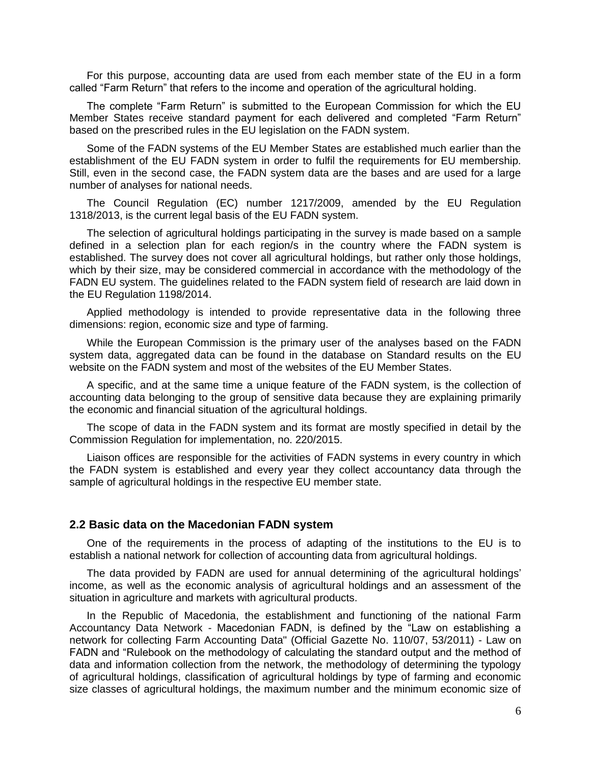For this purpose, accounting data are used from each member state of the EU in a form called "Farm Return" that refers to the income and operation of the agricultural holding.

The complete "Farm Return" is submitted to the European Commission for which the EU Member States receive standard payment for each delivered and completed "Farm Return" based on the prescribed rules in the EU legislation on the FADN system.

Some of the FADN systems of the EU Member States are established much earlier than the establishment of the EU FADN system in order to fulfil the requirements for EU membership. Still, even in the second case, the FADN system data are the bases and are used for a large number of analyses for national needs.

The Council Regulation (EC) number 1217/2009, amended by the EU Regulation 1318/2013, is the current legal basis of the EU FADN system.

The selection of agricultural holdings participating in the survey is made based on a sample defined in a selection plan for each region/s in the country where the FADN system is established. The survey does not cover all agricultural holdings, but rather only those holdings, which by their size, may be considered commercial in accordance with the methodology of the FADN EU system. The guidelines related to the FADN system field of research are laid down in the EU Regulation 1198/2014.

Applied methodology is intended to provide representative data in the following three dimensions: region, economic size and type of farming.

While the European Commission is the primary user of the analyses based on the FADN system data, aggregated data can be found in the database on Standard results on the EU website on the FADN system and most of the websites of the EU Member States.

A specific, and at the same time a unique feature of the FADN system, is the collection of accounting data belonging to the group of sensitive data because they are explaining primarily the economic and financial situation of the agricultural holdings.

The scope of data in the FADN system and its format are mostly specified in detail by the Commission Regulation for implementation, no. 220/2015.

Liaison offices are responsible for the activities of FADN systems in every country in which the FADN system is established and every year they collect accountancy data through the sample of agricultural holdings in the respective EU member state.

## 2.2 Basic data on the Macedonian FADN system

One of the requirements in the process of adapting of the institutions to the EU is to establish a national network for collection of accounting data from agricultural holdings.

The data provided by FADN are used for annual determining of the agricultural holdings' income, as well as the economic analysis of agricultural holdings and an assessment of the situation in agriculture and markets with agricultural products.

In the Republic of Macedonia, the establishment and functioning of the national Farm Accountancy Data Network - Macedonian FADN, is defined by the "Law on establishing a network for collecting Farm Accounting Data" (Official Gazette No. 110/07, 53/2011) - Law on FADN and "Rulebook on the methodology of calculating the standard output and the method of data and information collection from the network, the methodology of determining the typology of agricultural holdings, classification of agricultural holdings by type of farming and economic size classes of agricultural holdings, the maximum number and the minimum economic size of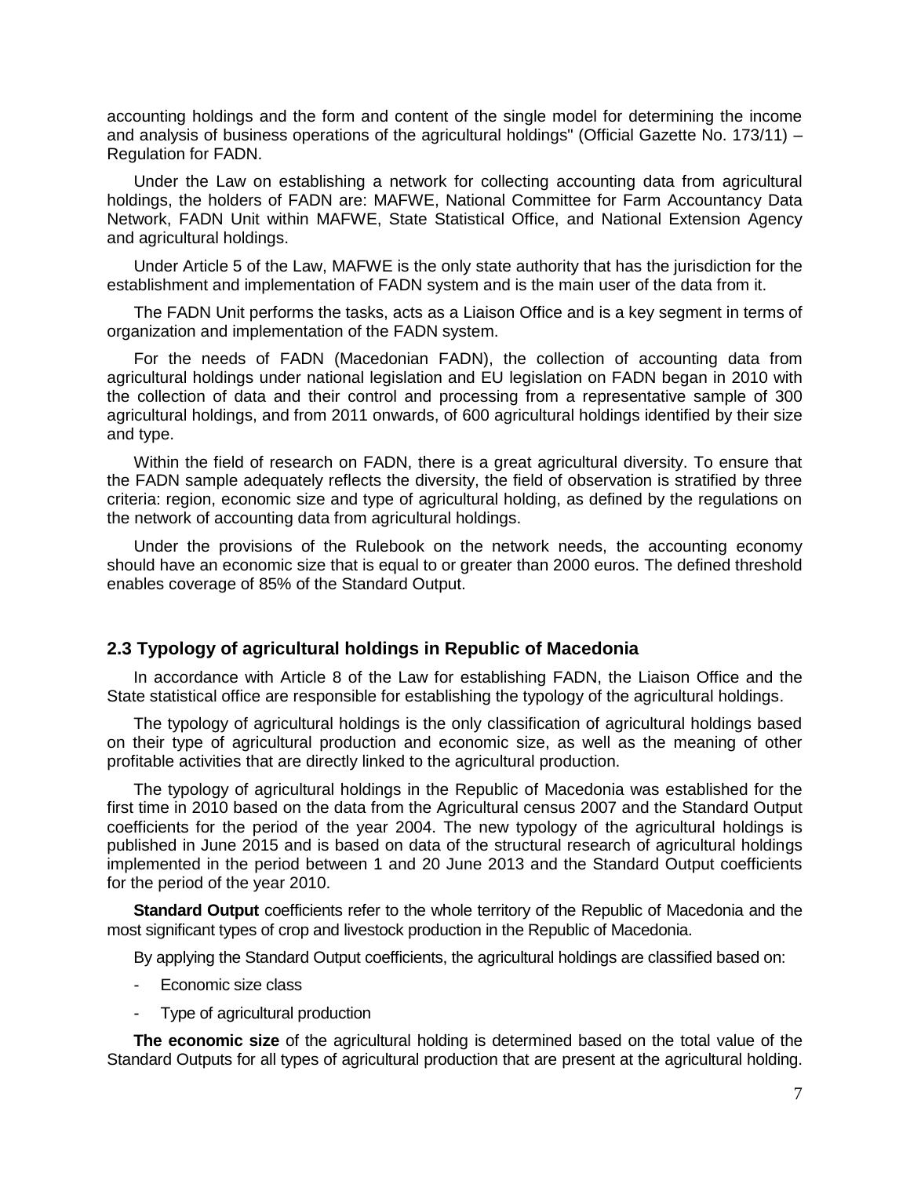accounting holdings and the form and content of the single model for determining the income and analysis of business operations of the agricultural holdings" (Official Gazette No. 173/11) – Regulation for FADN.

Under the Law on establishing a network for collecting accounting data from agricultural holdings, the holders of FADN are: MAFWE, National Committee for Farm Accountancy Data Network, FADN Unit within MAFWE, State Statistical Office, and National Extension Agency and agricultural holdings.

Under Article 5 of the Law, MAFWE is the only state authority that has the jurisdiction for the establishment and implementation of FADN system and is the main user of the data from it.

The FADN Unit performs the tasks, acts as a Liaison Office and is a key segment in terms of organization and implementation of the FADN system.

For the needs of FADN (Macedonian FADN), the collection of accounting data from agricultural holdings under national legislation and EU legislation on FADN began in 2010 with the collection of data and their control and processing from a representative sample of 300 agricultural holdings, and from 2011 onwards, of 600 agricultural holdings identified by their size and type.

Within the field of research on FADN, there is a great agricultural diversity. To ensure that the FADN sample adequately reflects the diversity, the field of observation is stratified by three criteria: region, economic size and type of agricultural holding, as defined by the regulations on the network of accounting data from agricultural holdings.

Under the provisions of the Rulebook on the network needs, the accounting economy should have an economic size that is equal to or greater than 2000 euros. The defined threshold enables coverage of 85% of the Standard Output.

## 2.3 Typology of agricultural holdings in Republic of Macedonia

In accordance with Article 8 of the Law for establishing FADN, the Liaison Office and the State statistical office are responsible for establishing the typology of the agricultural holdings.

The typology of agricultural holdings is the only classification of agricultural holdings based on their type of agricultural production and economic size, as well as the meaning of other profitable activities that are directly linked to the agricultural production.

The typology of agricultural holdings in the Republic of Macedonia was established for the first time in 2010 based on the data from the Agricultural census 2007 and the Standard Output coefficients for the period of the year 2004. The new typology of the agricultural holdings is published in June 2015 and is based on data of the structural research of agricultural holdings implemented in the period between 1 and 20 June 2013 and the Standard Output coefficients for the period of the year 2010.

**Standard Output** coefficients refer to the whole territory of the Republic of Macedonia and the most significant types of crop and livestock production in the Republic of Macedonia.

By applying the Standard Output coefficients, the agricultural holdings are classified based on:

- Economic size class
- Type of agricultural production

**The economic size** of the agricultural holding is determined based on the total value of the Standard Outputs for all types of agricultural production that are present at the agricultural holding.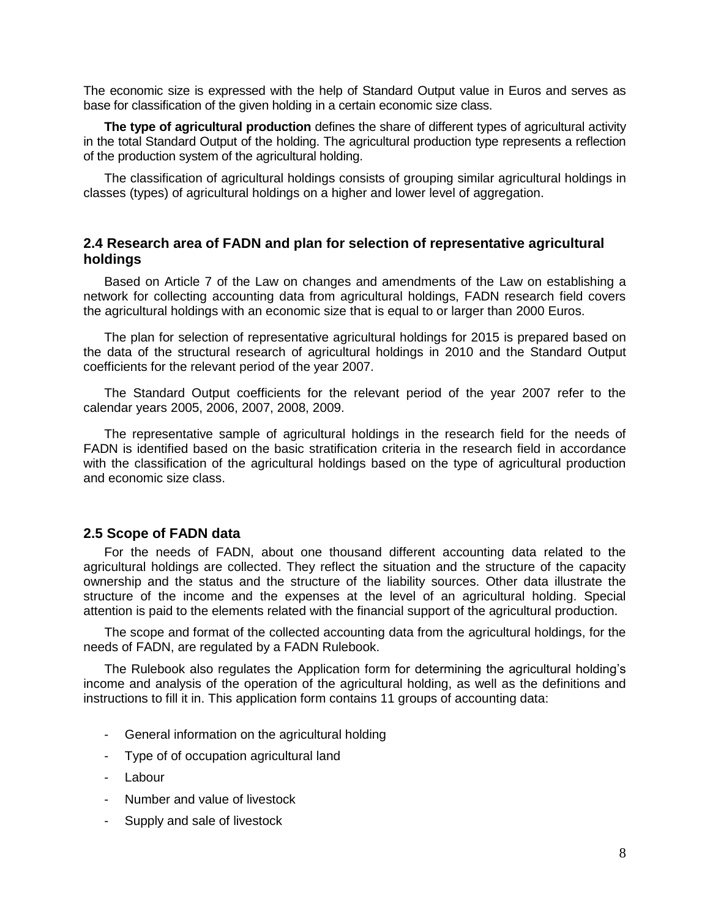The economic size is expressed with the help of Standard Output value in Euros and serves as base for classification of the given holding in a certain economic size class.

**The type of agricultural production** defines the share of different types of agricultural activity in the total Standard Output of the holding. The agricultural production type represents a reflection of the production system of the agricultural holding.

The classification of agricultural holdings consists of grouping similar agricultural holdings in classes (types) of agricultural holdings on a higher and lower level of aggregation.

## 2.4 Research area of FADN and plan for selection of representative agricultural holdings

Based on Article 7 of the Law on changes and amendments of the Law on establishing a network for collecting accounting data from agricultural holdings, FADN research field covers the agricultural holdings with an economic size that is equal to or larger than 2000 Euros.

The plan for selection of representative agricultural holdings for 2015 is prepared based on the data of the structural research of agricultural holdings in 2010 and the Standard Output coefficients for the relevant period of the year 2007.

The Standard Output coefficients for the relevant period of the year 2007 refer to the calendar years 2005, 2006, 2007, 2008, 2009.

The representative sample of agricultural holdings in the research field for the needs of FADN is identified based on the basic stratification criteria in the research field in accordance with the classification of the agricultural holdings based on the type of agricultural production and economic size class.

## 2.5 Scope of FADN data

For the needs of FADN, about one thousand different accounting data related to the agricultural holdings are collected. They reflect the situation and the structure of the capacity ownership and the status and the structure of the liability sources. Other data illustrate the structure of the income and the expenses at the level of an agricultural holding. Special attention is paid to the elements related with the financial support of the agricultural production.

The scope and format of the collected accounting data from the agricultural holdings, for the needs of FADN, are regulated by a FADN Rulebook.

The Rulebook also regulates the Application form for determining the agricultural holding's income and analysis of the operation of the agricultural holding, as well as the definitions and instructions to fill it in. This application form contains 11 groups of accounting data:

- General information on the agricultural holding
- Type of of occupation agricultural land
- Labour
- Number and value of livestock
- Supply and sale of livestock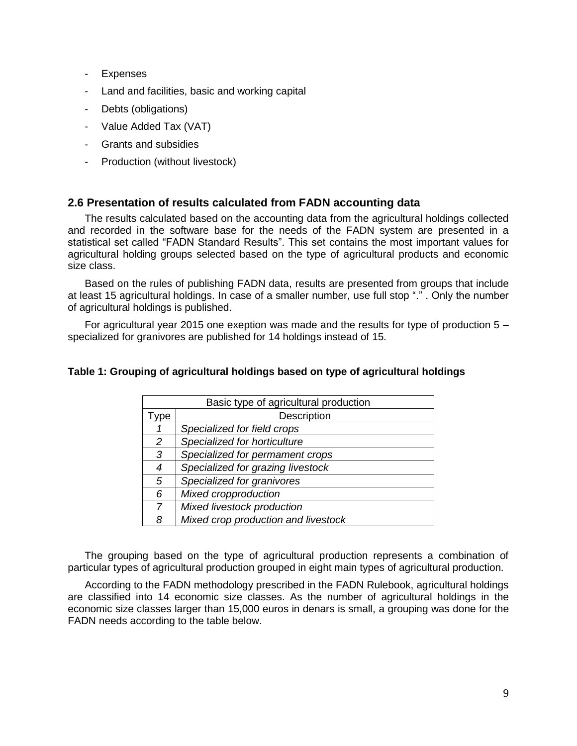- Expenses
- Land and facilities, basic and working capital
- Debts (obligations)
- Value Added Tax (VAT)
- Grants and subsidies
- Production (without livestock)

## 2.6 Presentation of results calculated from FADN accounting data

The results calculated based on the accounting data from the agricultural holdings collected and recorded in the software base for the needs of the FADN system are presented in a statistical set called “FADN Standard Results”. This set contains the most important values for agricultural holding groups selected based on the type of agricultural products and economic size class.

Based on the rules of publishing FADN data, results are presented from groups that include at least 15 agricultural holdings. In case of a smaller number, use full stop “.” . Only the number of agricultural holdings is published.

For agricultural year 2015 one exeption was made and the results for type of production 5 – specialized for granivores are published for 14 holdings instead of 15.

**Table 1: Grouping of agricultural holdings based on type of agricultural holdings**

| Basic type of agricultural production | |
|---|---|
| Type | Description |
| *1* | *Specialized for field crops* |
| *2* | *Specialized for horticulture* |
| *3* | *Specialized for permament crops* |
| *4* | *Specialized for grazing livestock* |
| *5* | *Specialized for granivores* |
| *6* | *Mixed cropproduction* |
| *7* | *Mixed livestock production* |
| *8* | *Mixed crop production and livestock* |

The grouping based on the type of agricultural production represents a combination of particular types of agricultural production grouped in eight main types of agricultural production.

According to the FADN methodology prescribed in the FADN Rulebook, agricultural holdings are classified into 14 economic size classes. As the number of agricultural holdings in the economic size classes larger than 15,000 euros in denars is small, a grouping was done for the FADN needs according to the table below.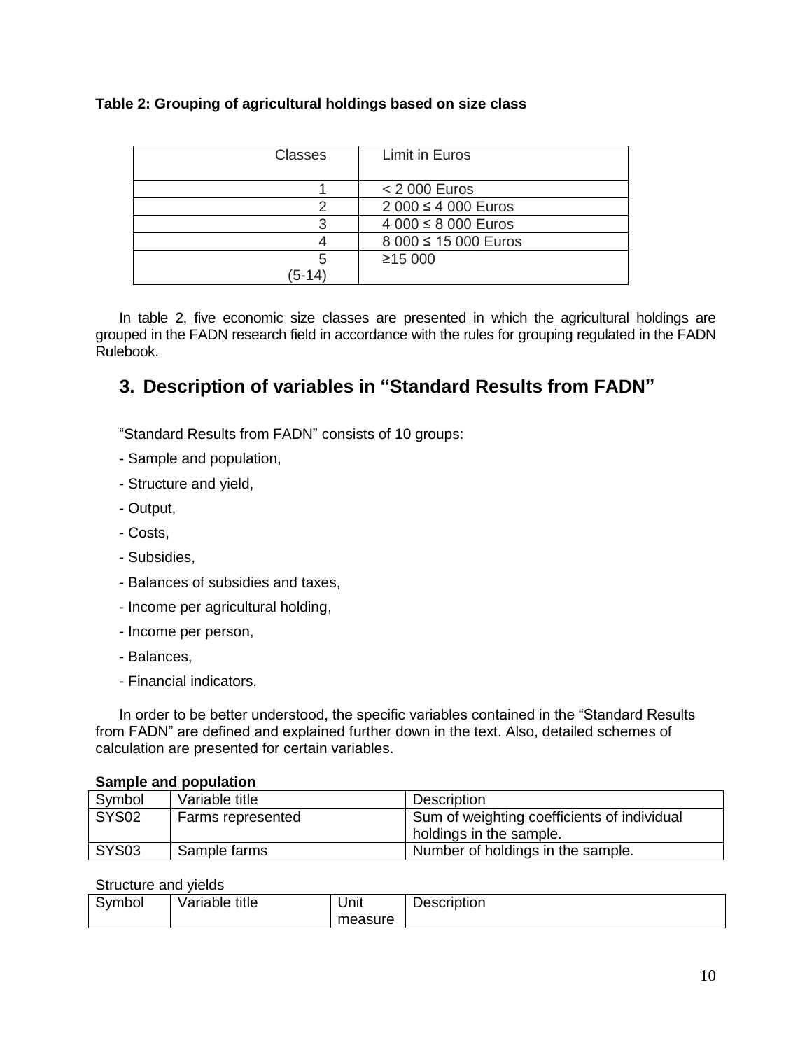**Table 2: Grouping of agricultural holdings based on size class**

| Classes | Limit in Euros |
|---|---|
| 1 | < 2 000 Euros |
| 2 | 2 000 ≤ 4 000 Euros |
| 3 | 4 000 ≤ 8 000 Euros |
| 4 | 8 000 ≤ 15 000 Euros |
| 5 (5-14) | ≥15 000 |

In table 2, five economic size classes are presented in which the agricultural holdings are grouped in the FADN research field in accordance with the rules for grouping regulated in the FADN Rulebook.

## 3. Description of variables in "Standard Results from FADN"

"Standard Results from FADN" consists of 10 groups:

- Sample and population,
- Structure and yield,
- Output,
- Costs,
- Subsidies,
- Balances of subsidies and taxes,
- Income per agricultural holding,
- Income per person,
- Balances,
- Financial indicators.

In order to be better understood, the specific variables contained in the "Standard Results from FADN" are defined and explained further down in the text. Also, detailed schemes of calculation are presented for certain variables.

**Sample and population**

| Symbol | Variable title | Description |
|---|---|---|
| SYS02 | Farms represented | Sum of weighting coefficients of individual holdings in the sample. |
| SYS03 | Sample farms | Number of holdings in the sample. |

Structure and yields

| Symbol | Variable title | Unit measure | Description |
|---|---|---|---|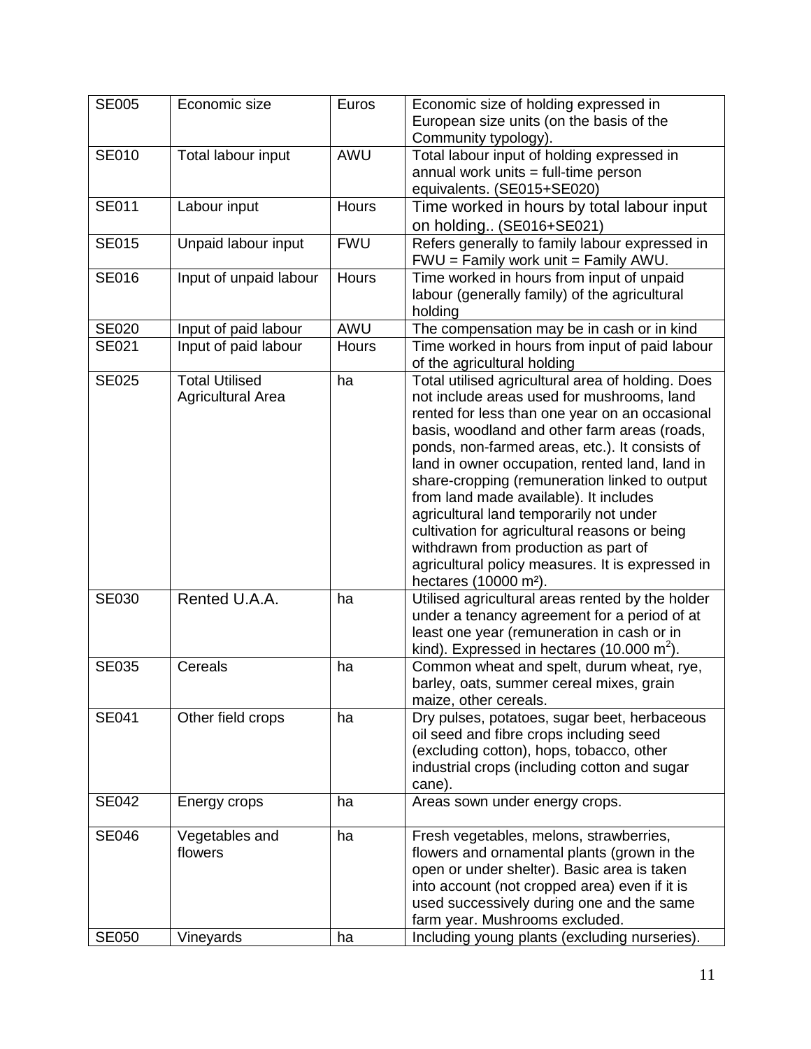| SE005 | Economic size | Euros | Economic size of holding expressed in European size units (on the basis of the Community typology). |
|---|---|---|---|
| SE010 | Total labour input | AWU | Total labour input of holding expressed in annual work units = full-time person equivalents. (SE015+SE020) |
| SE011 | Labour input | Hours | Time worked in hours by total labour input on holding.. (SE016+SE021) |
| SE015 | Unpaid labour input | FWU | Refers generally to family labour expressed in FWU = Family work unit = Family AWU. |
| SE016 | Input of unpaid labour | Hours | Time worked in hours from input of unpaid labour (generally family) of the agricultural holding |
| SE020 | Input of paid labour | AWU | The compensation may be in cash or in kind |
| SE021 | Input of paid labour | Hours | Time worked in hours from input of paid labour of the agricultural holding |
| SE025 | Total Utilised Agricultural Area | ha | Total utilised agricultural area of holding. Does not include areas used for mushrooms, land rented for less than one year on an occasional basis, woodland and other farm areas (roads, ponds, non-farmed areas, etc.). It consists of land in owner occupation, rented land, land in share-cropping (remuneration linked to output from land made available). It includes agricultural land temporarily not under cultivation for agricultural reasons or being withdrawn from production as part of agricultural policy measures. It is expressed in hectares (10000 $m^2$). |
| SE030 | Rented U.A.A. | ha | Utilised agricultural areas rented by the holder under a tenancy agreement for a period of at least one year (remuneration in cash or in kind). Expressed in hectares (10.000 $m^2$). |
| SE035 | Cereals | ha | Common wheat and spelt, durum wheat, rye, barley, oats, summer cereal mixes, grain maize, other cereals. |
| SE041 | Other field crops | ha | Dry pulses, potatoes, sugar beet, herbaceous oil seed and fibre crops including seed (excluding cotton), hops, tobacco, other industrial crops (including cotton and sugar cane). |
| SE042 | Energy crops | ha | Areas sown under energy crops. |
| SE046 | Vegetables and flowers | ha | Fresh vegetables, melons, strawberries, flowers and ornamental plants (grown in the open or under shelter). Basic area is taken into account (not cropped area) even if it is used successively during one and the same farm year. Mushrooms excluded. |
| SE050 | Vineyards | ha | Including young plants (excluding nurseries). |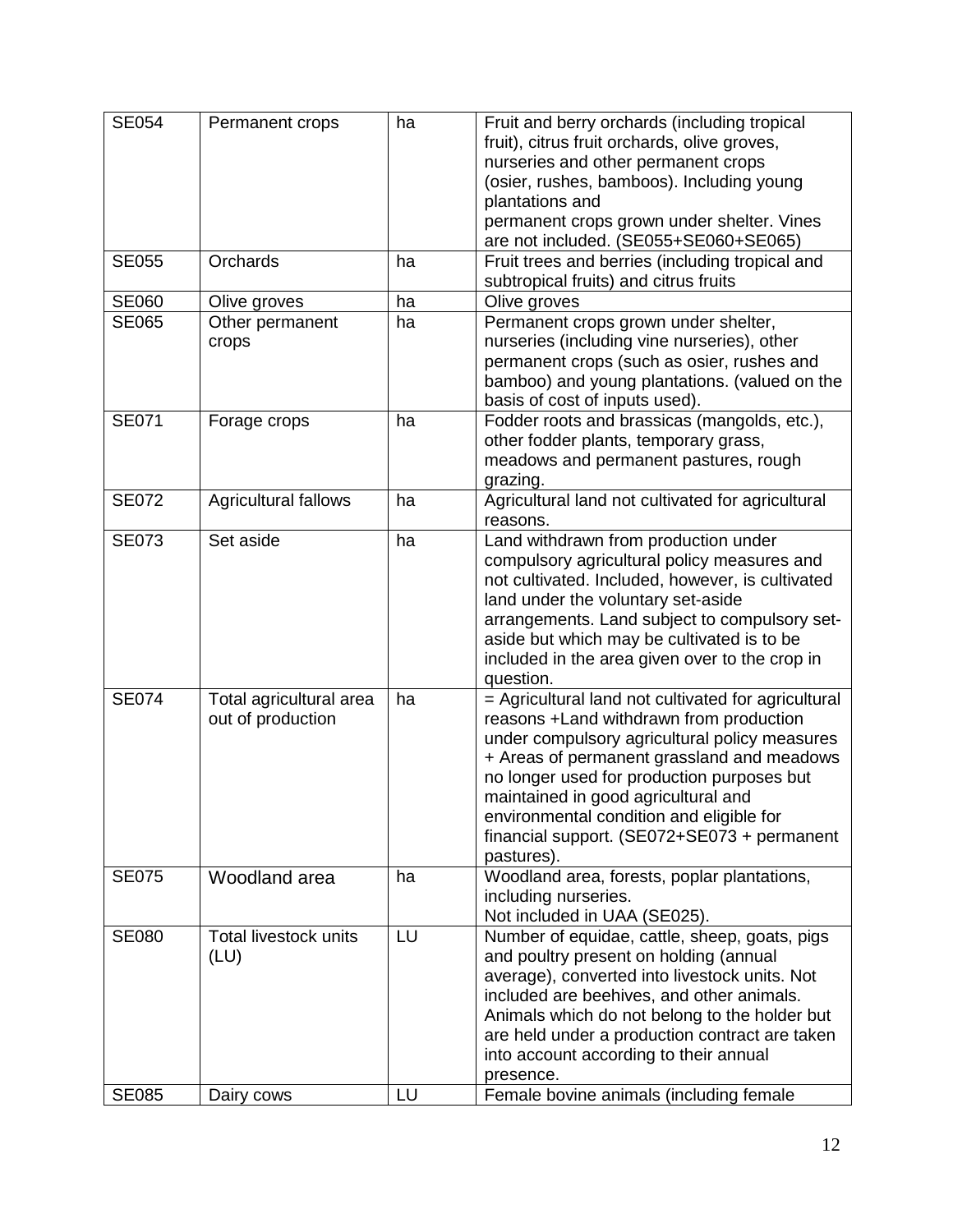| SE054 | Permanent crops | ha | Fruit and berry orchards (including tropical fruit), citrus fruit orchards, olive groves, nurseries and other permanent crops (osier, rushes, bamboos). Including young plantations and permanent crops grown under shelter. Vines are not included. (SE055+SE060+SE065) |
|---|---|---|---|
| SE055 | Orchards | ha | Fruit trees and berries (including tropical and subtropical fruits) and citrus fruits |
| SE060 | Olive groves | ha | Olive groves |
| SE065 | Other permanent crops | ha | Permanent crops grown under shelter, nurseries (including vine nurseries), other permanent crops (such as osier, rushes and bamboo) and young plantations. (valued on the basis of cost of inputs used). |
| SE071 | Forage crops | ha | Fodder roots and brassicas (mangolds, etc.), other fodder plants, temporary grass, meadows and permanent pastures, rough grazing. |
| SE072 | Agricultural fallows | ha | Agricultural land not cultivated for agricultural reasons. |
| SE073 | Set aside | ha | Land withdrawn from production under compulsory agricultural policy measures and not cultivated. Included, however, is cultivated land under the voluntary set-aside arrangements. Land subject to compulsory set-aside but which may be cultivated is to be included in the area given over to the crop in question. |
| SE074 | Total agricultural area out of production | ha | = Agricultural land not cultivated for agricultural reasons +Land withdrawn from production under compulsory agricultural policy measures + Areas of permanent grassland and meadows no longer used for production purposes but maintained in good agricultural and environmental condition and eligible for financial support. (SE072+SE073 + permanent pastures). |
| SE075 | Woodland area | ha | Woodland area, forests, poplar plantations, including nurseries. Not included in UAA (SE025). |
| SE080 | Total livestock units (LU) | LU | Number of equidae, cattle, sheep, goats, pigs and poultry present on holding (annual average), converted into livestock units. Not included are beehives, and other animals. Animals which do not belong to the holder but are held under a production contract are taken into account according to their annual presence. |
| SE085 | Dairy cows | LU | Female bovine animals (including female |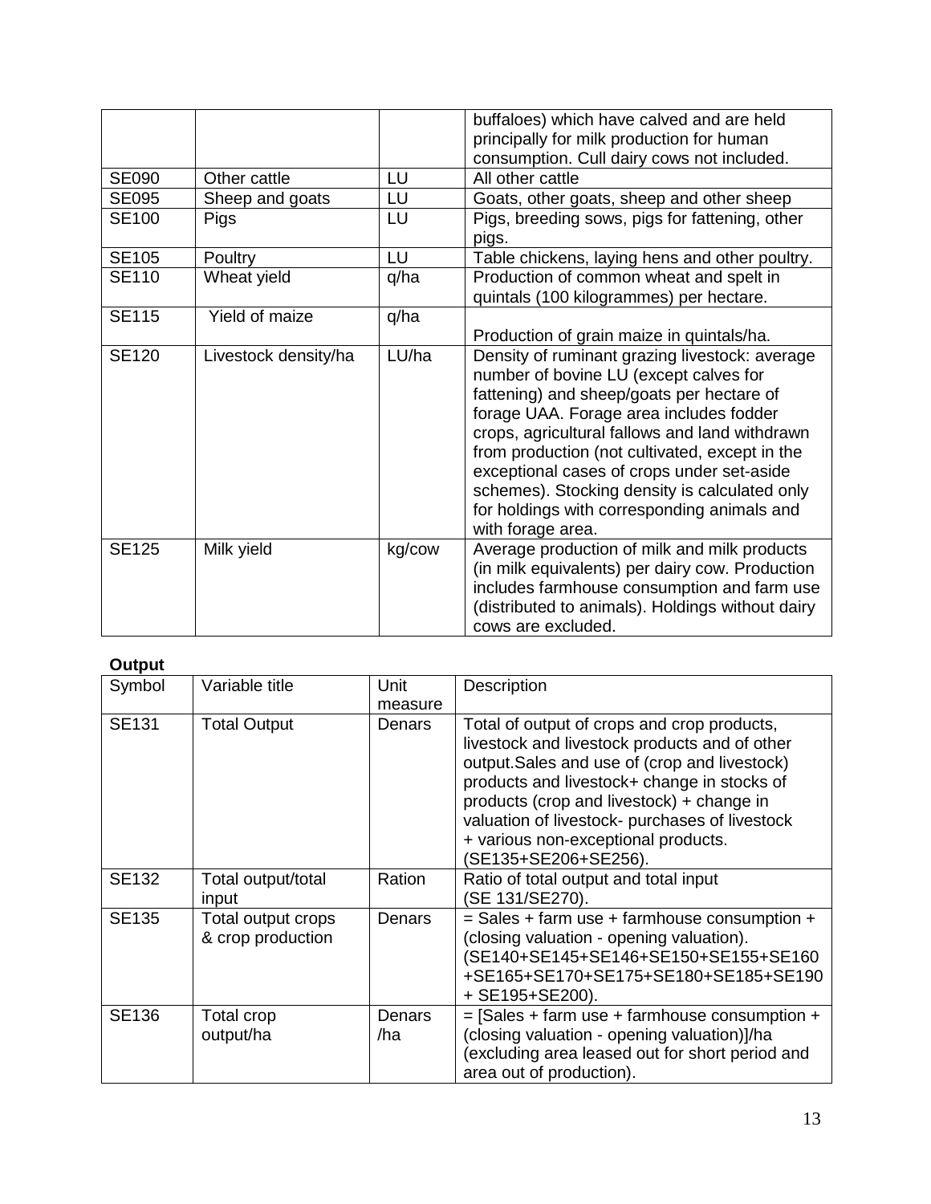| | | | buffaloes) which have calved and are held principally for milk production for human consumption. Cull dairy cows not included. |
|---|---|---|---|
| SE090 | Other cattle | LU | All other cattle |
| SE095 | Sheep and goats | LU | Goats, other goats, sheep and other sheep |
| SE100 | Pigs | LU | Pigs, breeding sows, pigs for fattening, other pigs. |
| SE105 | Poultry | LU | Table chickens, laying hens and other poultry. |
| SE110 | Wheat yield | q/ha | Production of common wheat and spelt in quintals (100 kilogrammes) per hectare. |
| SE115 | Yield of maize | q/ha | Production of grain maize in quintals/ha. |
| SE120 | Livestock density/ha | LU/ha | Density of ruminant grazing livestock: average number of bovine LU (except calves for fattening) and sheep/goats per hectare of forage UAA. Forage area includes fodder crops, agricultural fallows and land withdrawn from production (not cultivated, except in the exceptional cases of crops under set-aside schemes). Stocking density is calculated only for holdings with corresponding animals and with forage area. |
| SE125 | Milk yield | kg/cow | Average production of milk and milk products (in milk equivalents) per dairy cow. Production includes farmhouse consumption and farm use (distributed to animals). Holdings without dairy cows are excluded. |

**Output**

| Symbol | Variable title | Unit measure | Description |
|---|---|---|---|
| SE131 | Total Output | Denars | Total of output of crops and crop products, livestock and livestock products and of other output.Sales and use of (crop and livestock) products and livestock+ change in stocks of products (crop and livestock) + change in valuation of livestock- purchases of livestock + various non-exceptional products. (SE135+SE206+SE256). |
| SE132 | Total output/total input | Ration | Ratio of total output and total input (SE 131/SE270). |
| SE135 | Total output crops & crop production | Denars | = Sales + farm use + farmhouse consumption + (closing valuation - opening valuation). (SE140+SE145+SE146+SE150+SE155+SE160+SE165+SE170+SE175+SE180+SE185+SE190 + SE195+SE200). |
| SE136 | Total crop output/ha | Denars /ha | = [Sales + farm use + farmhouse consumption + (closing valuation - opening valuation)]/ha (excluding area leased out for short period and area out of production). |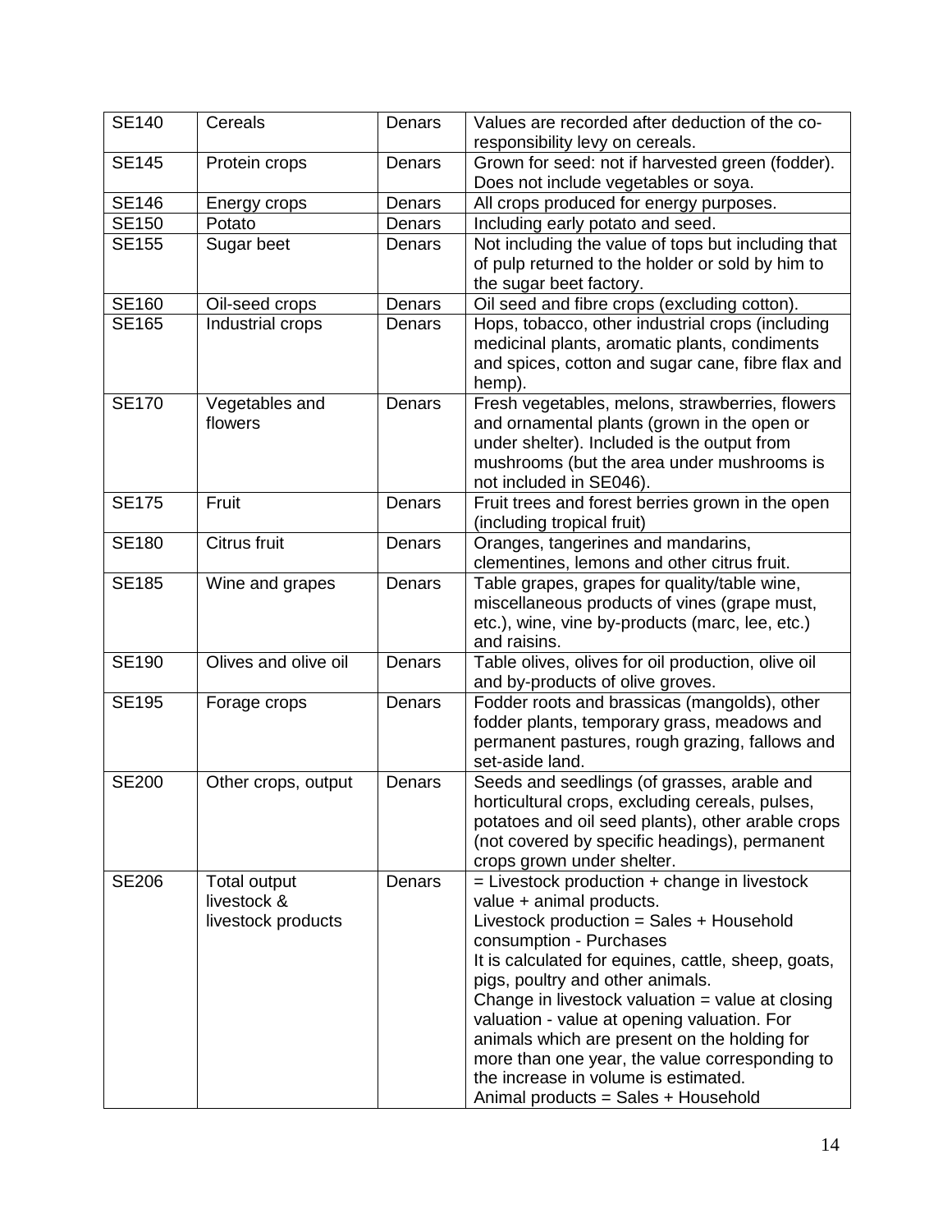| SE140 | Cereals | Denars | Values are recorded after deduction of the co-responsibility levy on cereals. |
|---|---|---|---|
| SE145 | Protein crops | Denars | Grown for seed: not if harvested green (fodder). Does not include vegetables or soya. |
| SE146 | Energy crops | Denars | All crops produced for energy purposes. |
| SE150 | Potato | Denars | Including early potato and seed. |
| SE155 | Sugar beet | Denars | Not including the value of tops but including that of pulp returned to the holder or sold by him to the sugar beet factory. |
| SE160 | Oil-seed crops | Denars | Oil seed and fibre crops (excluding cotton). |
| SE165 | Industrial crops | Denars | Hops, tobacco, other industrial crops (including medicinal plants, aromatic plants, condiments and spices, cotton and sugar cane, fibre flax and hemp). |
| SE170 | Vegetables and flowers | Denars | Fresh vegetables, melons, strawberries, flowers and ornamental plants (grown in the open or under shelter). Included is the output from mushrooms (but the area under mushrooms is not included in SE046). |
| SE175 | Fruit | Denars | Fruit trees and forest berries grown in the open (including tropical fruit) |
| SE180 | Citrus fruit | Denars | Oranges, tangerines and mandarins, clementines, lemons and other citrus fruit. |
| SE185 | Wine and grapes | Denars | Table grapes, grapes for quality/table wine, miscellaneous products of vines (grape must, etc.), wine, vine by-products (marc, lee, etc.) and raisins. |
| SE190 | Olives and olive oil | Denars | Table olives, olives for oil production, olive oil and by-products of olive groves. |
| SE195 | Forage crops | Denars | Fodder roots and brassicas (mangolds), other fodder plants, temporary grass, meadows and permanent pastures, rough grazing, fallows and set-aside land. |
| SE200 | Other crops, output | Denars | Seeds and seedlings (of grasses, arable and horticultural crops, excluding cereals, pulses, potatoes and oil seed plants), other arable crops (not covered by specific headings), permanent crops grown under shelter. |
| SE206 | Total output livestock & livestock products | Denars | = Livestock production + change in livestock value + animal products.<br>Livestock production = Sales + Household consumption - Purchases<br>It is calculated for equines, cattle, sheep, goats, pigs, poultry and other animals.<br>Change in livestock valuation = value at closing valuation - value at opening valuation. For animals which are present on the holding for more than one year, the value corresponding to the increase in volume is estimated.<br>Animal products = Sales + Household |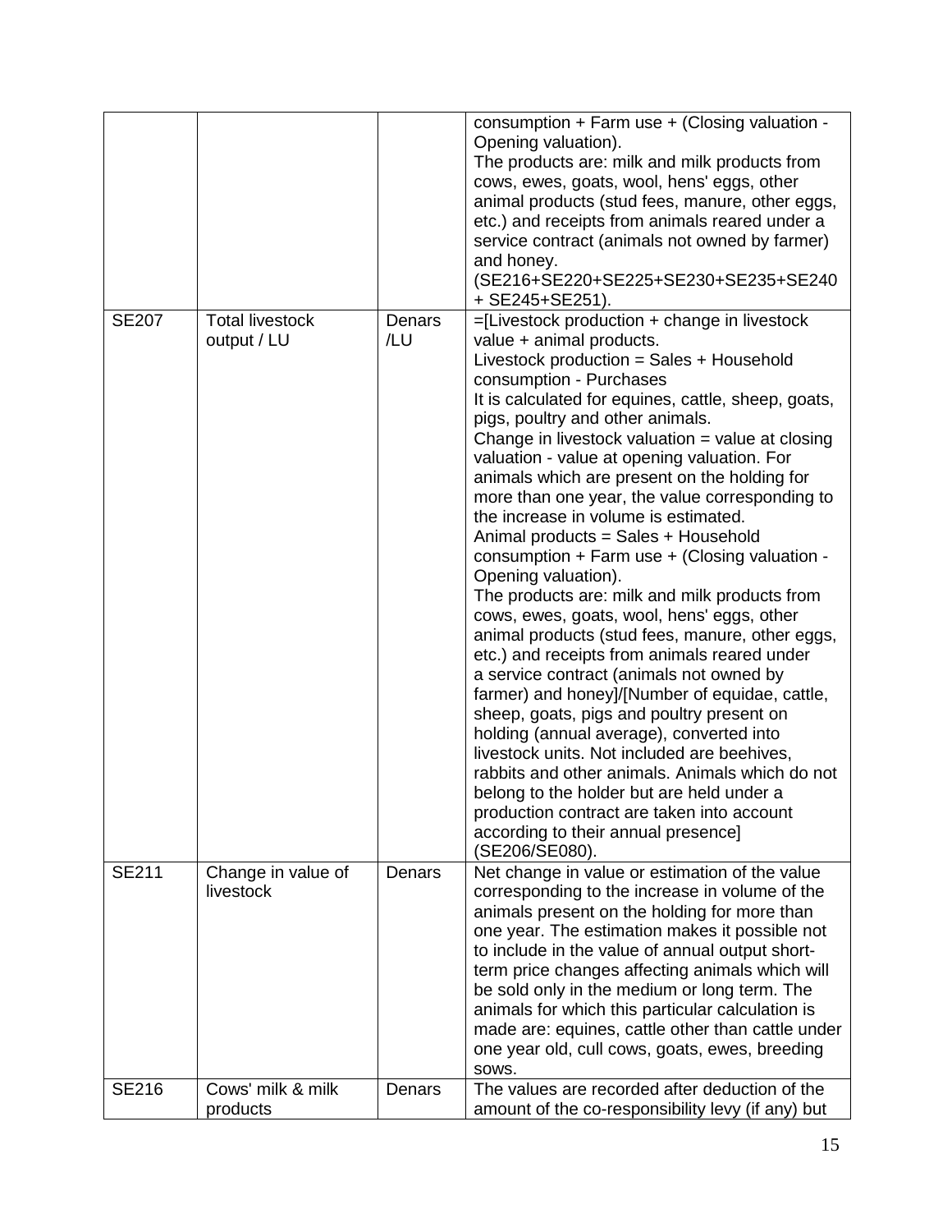| | | | consumption + Farm use + (Closing valuation - Opening valuation).<br>The products are: milk and milk products from cows, ewes, goats, wool, hens' eggs, other animal products (stud fees, manure, other eggs, etc.) and receipts from animals reared under a service contract (animals not owned by farmer) and honey.<br>(SE216+SE220+SE225+SE230+SE235+SE240 + SE245+SE251). |
|---|---|---|---|
| SE207 | Total livestock output / LU | Denars /LU | =[Livestock production + change in livestock value + animal products.<br>Livestock production = Sales + Household consumption - Purchases<br>It is calculated for equines, cattle, sheep, goats, pigs, poultry and other animals.<br>Change in livestock valuation = value at closing valuation - value at opening valuation. For animals which are present on the holding for more than one year, the value corresponding to the increase in volume is estimated.<br>Animal products = Sales + Household consumption + Farm use + (Closing valuation - Opening valuation).<br>The products are: milk and milk products from cows, ewes, goats, wool, hens' eggs, other animal products (stud fees, manure, other eggs, etc.) and receipts from animals reared under a service contract (animals not owned by farmer) and honey]/[Number of equidae, cattle, sheep, goats, pigs and poultry present on holding (annual average), converted into livestock units. Not included are beehives, rabbits and other animals. Animals which do not belong to the holder but are held under a production contract are taken into account according to their annual presence]<br>(SE206/SE080). |
| SE211 | Change in value of livestock | Denars | Net change in value or estimation of the value corresponding to the increase in volume of the animals present on the holding for more than one year. The estimation makes it possible not to include in the value of annual output short-term price changes affecting animals which will be sold only in the medium or long term. The animals for which this particular calculation is made are: equines, cattle other than cattle under one year old, cull cows, goats, ewes, breeding sows. |
| SE216 | Cows' milk & milk products | Denars | The values are recorded after deduction of the amount of the co-responsibility levy (if any) but |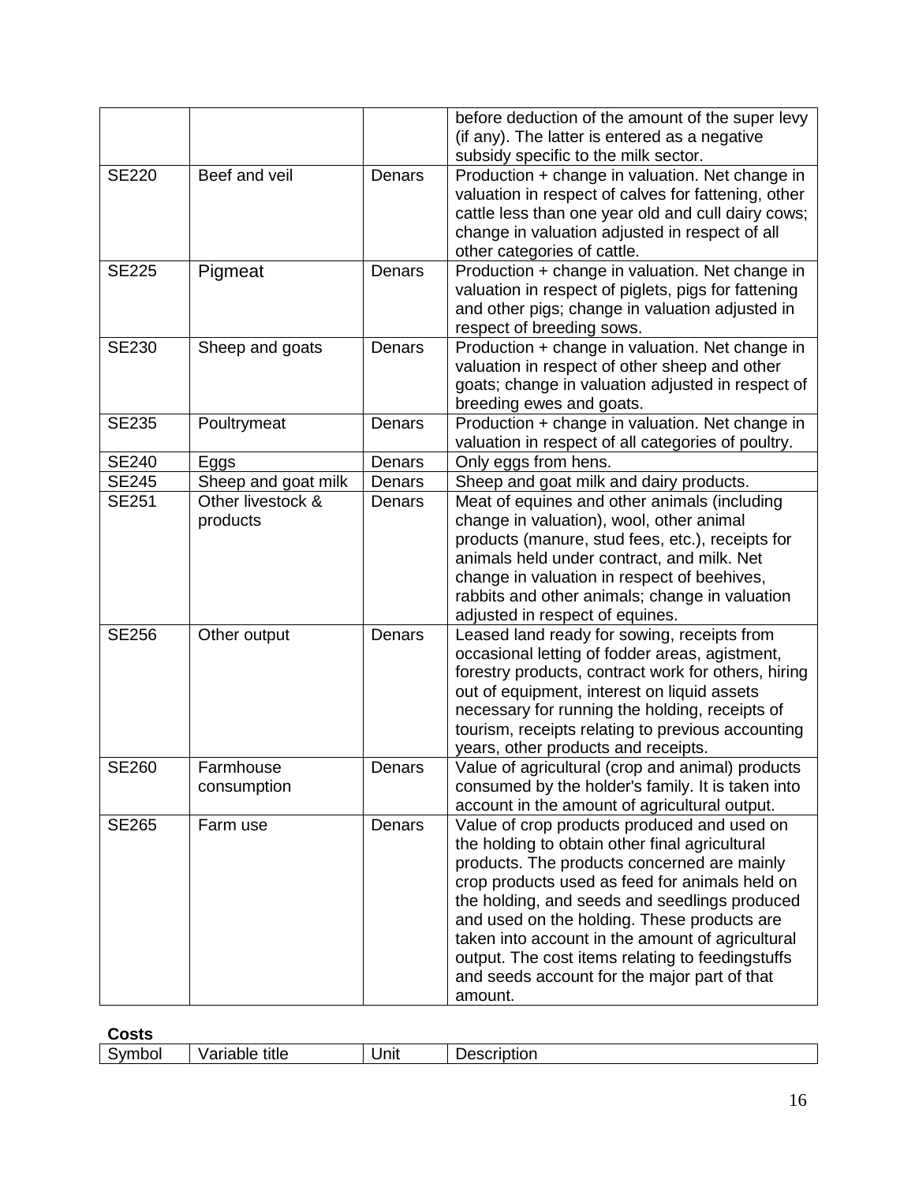|  |  |  | before deduction of the amount of the super levy (if any). The latter is entered as a negative subsidy specific to the milk sector. |
|---|---|---|---|
| SE220 | Beef and veil | Denars | Production + change in valuation. Net change in valuation in respect of calves for fattening, other cattle less than one year old and cull dairy cows; change in valuation adjusted in respect of all other categories of cattle. |
| SE225 | Pigmeat | Denars | Production + change in valuation. Net change in valuation in respect of piglets, pigs for fattening and other pigs; change in valuation adjusted in respect of breeding sows. |
| SE230 | Sheep and goats | Denars | Production + change in valuation. Net change in valuation in respect of other sheep and other goats; change in valuation adjusted in respect of breeding ewes and goats. |
| SE235 | Poultrymeat | Denars | Production + change in valuation. Net change in valuation in respect of all categories of poultry. |
| SE240 | Eggs | Denars | Only eggs from hens. |
| SE245 | Sheep and goat milk | Denars | Sheep and goat milk and dairy products. |
| SE251 | Other livestock & products | Denars | Meat of equines and other animals (including change in valuation), wool, other animal products (manure, stud fees, etc.), receipts for animals held under contract, and milk. Net change in valuation in respect of beehives, rabbits and other animals; change in valuation adjusted in respect of equines. |
| SE256 | Other output | Denars | Leased land ready for sowing, receipts from occasional letting of fodder areas, agistment, forestry products, contract work for others, hiring out of equipment, interest on liquid assets necessary for running the holding, receipts of tourism, receipts relating to previous accounting years, other products and receipts. |
| SE260 | Farmhouse consumption | Denars | Value of agricultural (crop and animal) products consumed by the holder's family. It is taken into account in the amount of agricultural output. |
| SE265 | Farm use | Denars | Value of crop products produced and used on the holding to obtain other final agricultural products. The products concerned are mainly crop products used as feed for animals held on the holding, and seeds and seedlings produced and used on the holding. These products are taken into account in the amount of agricultural output. The cost items relating to feedingstuffs and seeds account for the major part of that amount. |

**Costs**

| Symbol | Variable title | Unit | Description |
|---|---|---|---|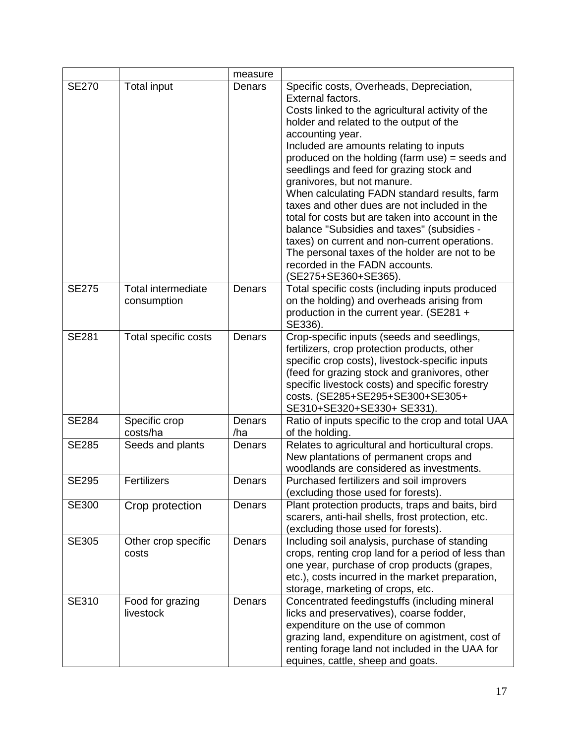| | | measure | |
|---|---|---|---|
| SE270 | Total input | Denars | Specific costs, Overheads, Depreciation, External factors.<br>Costs linked to the agricultural activity of the holder and related to the output of the accounting year.<br>Included are amounts relating to inputs produced on the holding (farm use) = seeds and seedlings and feed for grazing stock and granivores, but not manure.<br>When calculating FADN standard results, farm taxes and other dues are not included in the total for costs but are taken into account in the balance "Subsidies and taxes" (subsidies - taxes) on current and non-current operations. The personal taxes of the holder are not to be recorded in the FADN accounts.<br>(SE275+SE360+SE365). |
| SE275 | Total intermediate consumption | Denars | Total specific costs (including inputs produced on the holding) and overheads arising from production in the current year. (SE281 + SE336). |
| SE281 | Total specific costs | Denars | Crop-specific inputs (seeds and seedlings, fertilizers, crop protection products, other specific crop costs), livestock-specific inputs (feed for grazing stock and granivores, other specific livestock costs) and specific forestry costs. (SE285+SE295+SE300+SE305+ SE310+SE320+SE330+ SE331). |
| SE284 | Specific crop costs/ha | Denars /ha | Ratio of inputs specific to the crop and total UAA of the holding. |
| SE285 | Seeds and plants | Denars | Relates to agricultural and horticultural crops. New plantations of permanent crops and woodlands are considered as investments. |
| SE295 | Fertilizers | Denars | Purchased fertilizers and soil improvers (excluding those used for forests). |
| SE300 | Crop protection | Denars | Plant protection products, traps and baits, bird scarers, anti-hail shells, frost protection, etc. (excluding those used for forests). |
| SE305 | Other crop specific costs | Denars | Including soil analysis, purchase of standing crops, renting crop land for a period of less than one year, purchase of crop products (grapes, etc.), costs incurred in the market preparation, storage, marketing of crops, etc. |
| SE310 | Food for grazing livestock | Denars | Concentrated feedingstuffs (including mineral licks and preservatives), coarse fodder, expenditure on the use of common grazing land, expenditure on agistment, cost of renting forage land not included in the UAA for equines, cattle, sheep and goats. |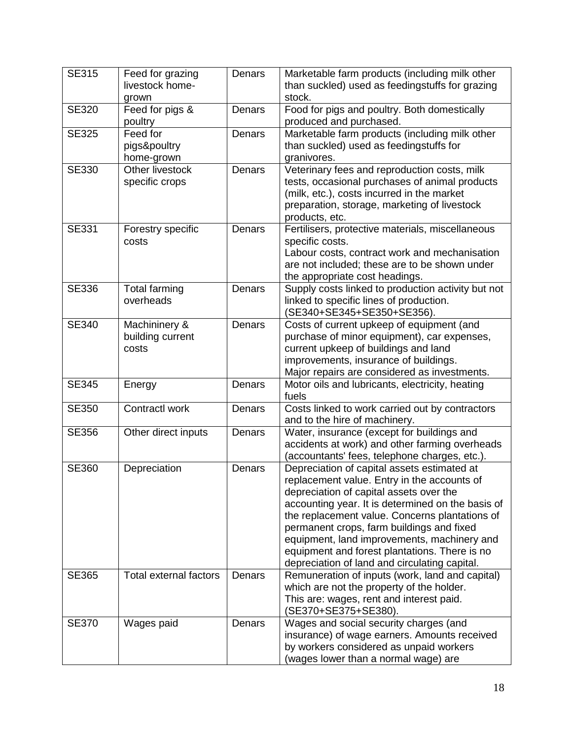| SE315 | Feed for grazing livestock home-grown | Denars | Marketable farm products (including milk other than suckled) used as feedingstuffs for grazing stock. |
|---|---|---|---|
| SE320 | Feed for pigs & poultry | Denars | Food for pigs and poultry. Both domestically produced and purchased. |
| SE325 | Feed for pigs&poultry home-grown | Denars | Marketable farm products (including milk other than suckled) used as feedingstuffs for granivores. |
| SE330 | Other livestock specific crops | Denars | Veterinary fees and reproduction costs, milk tests, occasional purchases of animal products (milk, etc.), costs incurred in the market preparation, storage, marketing of livestock products, etc. |
| SE331 | Forestry specific costs | Denars | Fertilisers, protective materials, miscellaneous specific costs.<br>Labour costs, contract work and mechanisation are not included; these are to be shown under the appropriate cost headings. |
| SE336 | Total farming overheads | Denars | Supply costs linked to production activity but not linked to specific lines of production. (SE340+SE345+SE350+SE356). |
| SE340 | Machininery & building current costs | Denars | Costs of current upkeep of equipment (and purchase of minor equipment), car expenses, current upkeep of buildings and land improvements, insurance of buildings.<br>Major repairs are considered as investments. |
| SE345 | Energy | Denars | Motor oils and lubricants, electricity, heating fuels |
| SE350 | Contractl work | Denars | Costs linked to work carried out by contractors and to the hire of machinery. |
| SE356 | Other direct inputs | Denars | Water, insurance (except for buildings and accidents at work) and other farming overheads (accountants' fees, telephone charges, etc.). |
| SE360 | Depreciation | Denars | Depreciation of capital assets estimated at replacement value. Entry in the accounts of depreciation of capital assets over the accounting year. It is determined on the basis of the replacement value. Concerns plantations of permanent crops, farm buildings and fixed equipment, land improvements, machinery and equipment and forest plantations. There is no depreciation of land and circulating capital. |
| SE365 | Total external factors | Denars | Remuneration of inputs (work, land and capital) which are not the property of the holder.<br>This are: wages, rent and interest paid. (SE370+SE375+SE380). |
| SE370 | Wages paid | Denars | Wages and social security charges (and insurance) of wage earners. Amounts received by workers considered as unpaid workers (wages lower than a normal wage) are |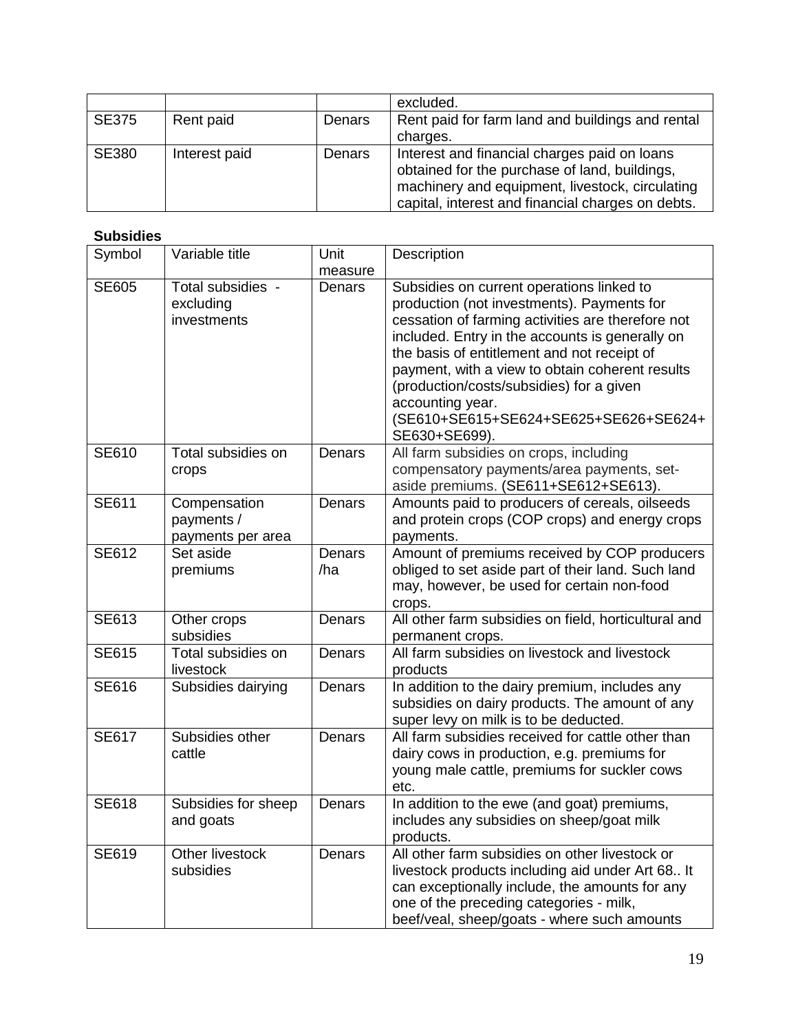| | | | excluded. |
|---|---|---|---|
| SE375 | Rent paid | Denars | Rent paid for farm land and buildings and rental charges. |
| SE380 | Interest paid | Denars | Interest and financial charges paid on loans obtained for the purchase of land, buildings, machinery and equipment, livestock, circulating capital, interest and financial charges on debts. |

**Subsidies**

| Symbol | Variable title | Unit measure | Description |
|---|---|---|---|
| SE605 | Total subsidies - excluding investments | Denars | Subsidies on current operations linked to production (not investments). Payments for cessation of farming activities are therefore not included. Entry in the accounts is generally on the basis of entitlement and not receipt of payment, with a view to obtain coherent results (production/costs/subsidies) for a given accounting year. (SE610+SE615+SE624+SE625+SE626+SE624+ SE630+SE699). |
| SE610 | Total subsidies on crops | Denars | All farm subsidies on crops, including compensatory payments/area payments, set-aside premiums. (SE611+SE612+SE613). |
| SE611 | Compensation payments / payments per area | Denars | Amounts paid to producers of cereals, oilseeds and protein crops (COP crops) and energy crops payments. |
| SE612 | Set aside premiums | Denars /ha | Amount of premiums received by COP producers obliged to set aside part of their land. Such land may, however, be used for certain non-food crops. |
| SE613 | Other crops subsidies | Denars | All other farm subsidies on field, horticultural and permanent crops. |
| SE615 | Total subsidies on livestock | Denars | All farm subsidies on livestock and livestock products |
| SE616 | Subsidies dairying | Denars | In addition to the dairy premium, includes any subsidies on dairy products. The amount of any super levy on milk is to be deducted. |
| SE617 | Subsidies other cattle | Denars | All farm subsidies received for cattle other than dairy cows in production, e.g. premiums for young male cattle, premiums for suckler cows etc. |
| SE618 | Subsidies for sheep and goats | Denars | In addition to the ewe (and goat) premiums, includes any subsidies on sheep/goat milk products. |
| SE619 | Other livestock subsidies | Denars | All other farm subsidies on other livestock or livestock products including aid under Art 68.. It can exceptionally include, the amounts for any one of the preceding categories - milk, beef/veal, sheep/goats - where such amounts |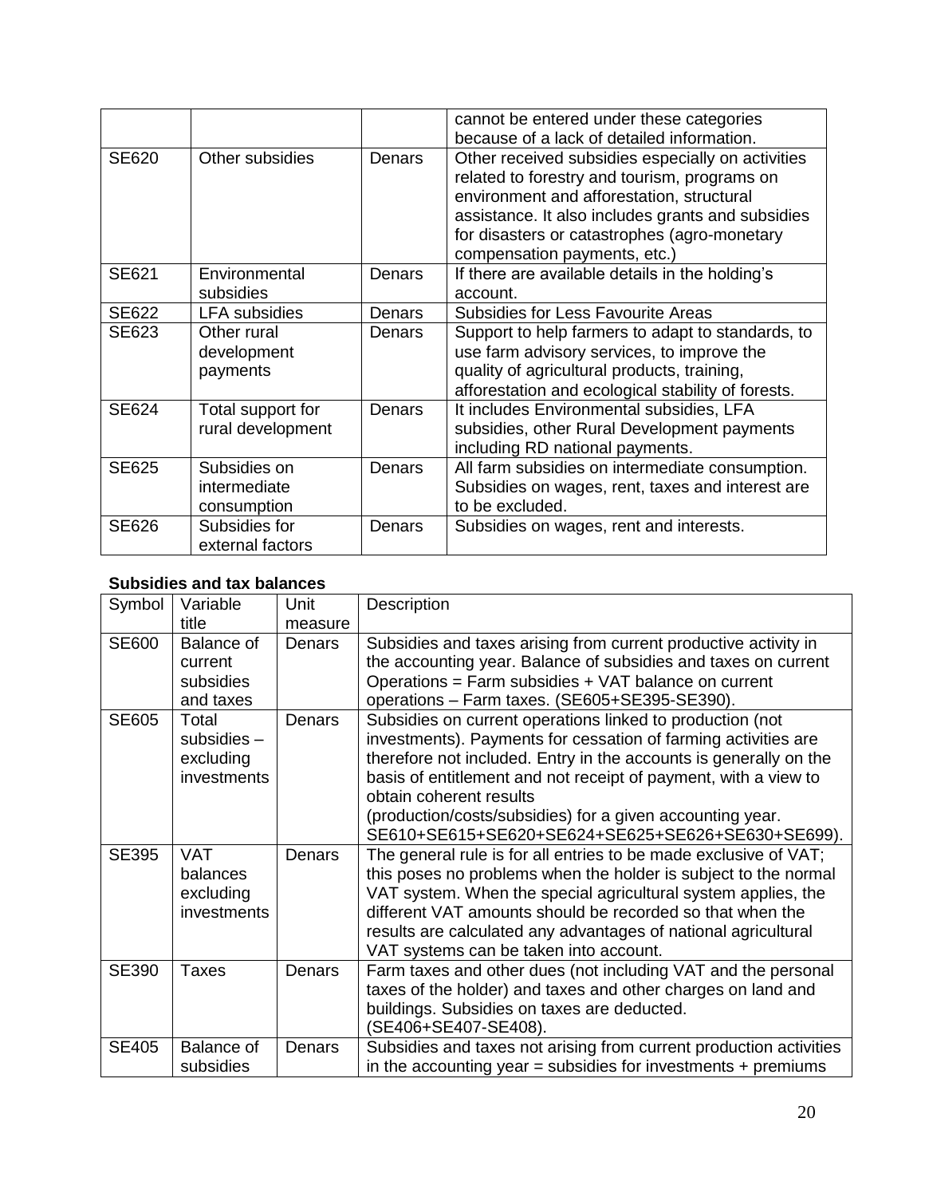| | | | |
|---|---|---|---|
| | | | cannot be entered under these categories because of a lack of detailed information. |
| SE620 | Other subsidies | Denars | Other received subsidies especially on activities related to forestry and tourism, programs on environment and afforestation, structural assistance. It also includes grants and subsidies for disasters or catastrophes (agro-monetary compensation payments, etc.) |
| SE621 | Environmental subsidies | Denars | If there are available details in the holding's account. |
| SE622 | LFA subsidies | Denars | Subsidies for Less Favourite Areas |
| SE623 | Other rural development payments | Denars | Support to help farmers to adapt to standards, to use farm advisory services, to improve the quality of agricultural products, training, afforestation and ecological stability of forests. |
| SE624 | Total support for rural development | Denars | It includes Environmental subsidies, LFA subsidies, other Rural Development payments including RD national payments. |
| SE625 | Subsidies on intermediate consumption | Denars | All farm subsidies on intermediate consumption. Subsidies on wages, rent, taxes and interest are to be excluded. |
| SE626 | Subsidies for external factors | Denars | Subsidies on wages, rent and interests. |

**Subsidies and tax balances**

| Symbol | Variable title | Unit measure | Description |
|---|---|---|---|
| SE600 | Balance of current subsidies and taxes | Denars | Subsidies and taxes arising from current productive activity in the accounting year. Balance of subsidies and taxes on current Operations = Farm subsidies + VAT balance on current operations – Farm taxes. (SE605+SE395-SE390). |
| SE605 | Total subsidies – excluding investments | Denars | Subsidies on current operations linked to production (not investments). Payments for cessation of farming activities are therefore not included. Entry in the accounts is generally on the basis of entitlement and not receipt of payment, with a view to obtain coherent results (production/costs/subsidies) for a given accounting year. SE610+SE615+SE620+SE624+SE625+SE626+SE630+SE699). |
| SE395 | VAT balances excluding investments | Denars | The general rule is for all entries to be made exclusive of VAT; this poses no problems when the holder is subject to the normal VAT system. When the special agricultural system applies, the different VAT amounts should be recorded so that when the results are calculated any advantages of national agricultural VAT systems can be taken into account. |
| SE390 | Taxes | Denars | Farm taxes and other dues (not including VAT and the personal taxes of the holder) and taxes and other charges on land and buildings. Subsidies on taxes are deducted. (SE406+SE407-SE408). |
| SE405 | Balance of subsidies | Denars | Subsidies and taxes not arising from current production activities in the accounting year = subsidies for investments + premiums |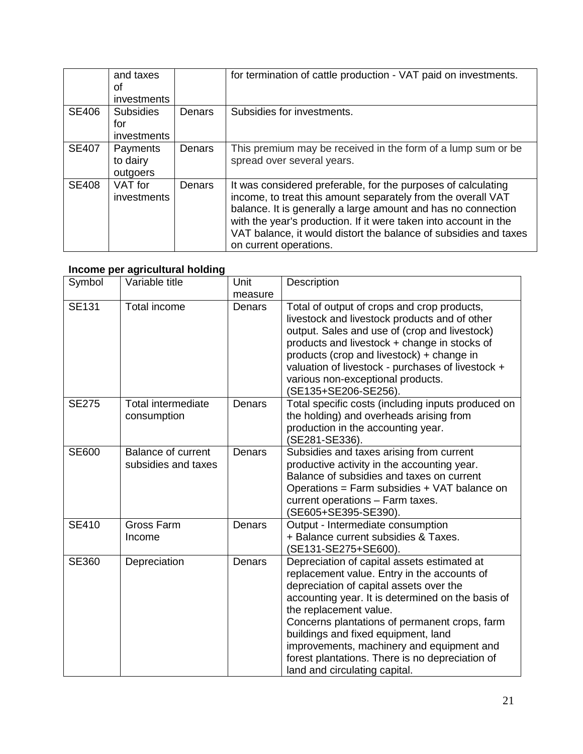|  | and taxes of investments |  | for termination of cattle production - VAT paid on investments. |
|---|---|---|---|
| SE406 | Subsidies for investments | Denars | Subsidies for investments. |
| SE407 | Payments to dairy outgoers | Denars | This premium may be received in the form of a lump sum or be spread over several years. |
| SE408 | VAT for investments | Denars | It was considered preferable, for the purposes of calculating income, to treat this amount separately from the overall VAT balance. It is generally a large amount and has no connection with the year's production. If it were taken into account in the VAT balance, it would distort the balance of subsidies and taxes on current operations. |

**Income per agricultural holding**

| Symbol | Variable title | Unit measure | Description |
|---|---|---|---|
| SE131 | Total income | Denars | Total of output of crops and crop products, livestock and livestock products and of other output. Sales and use of (crop and livestock) products and livestock + change in stocks of products (crop and livestock) + change in valuation of livestock - purchases of livestock + various non-exceptional products. (SE135+SE206-SE256). |
| SE275 | Total intermediate consumption | Denars | Total specific costs (including inputs produced on the holding) and overheads arising from production in the accounting year. (SE281-SE336). |
| SE600 | Balance of current subsidies and taxes | Denars | Subsidies and taxes arising from current productive activity in the accounting year. Balance of subsidies and taxes on current Operations = Farm subsidies + VAT balance on current operations – Farm taxes. (SE605+SE395-SE390). |
| SE410 | Gross Farm Income | Denars | Output - Intermediate consumption + Balance current subsidies & Taxes. (SE131-SE275+SE600). |
| SE360 | Depreciation | Denars | Depreciation of capital assets estimated at replacement value. Entry in the accounts of depreciation of capital assets over the accounting year. It is determined on the basis of the replacement value. Concerns plantations of permanent crops, farm buildings and fixed equipment, land improvements, machinery and equipment and forest plantations. There is no depreciation of land and circulating capital. |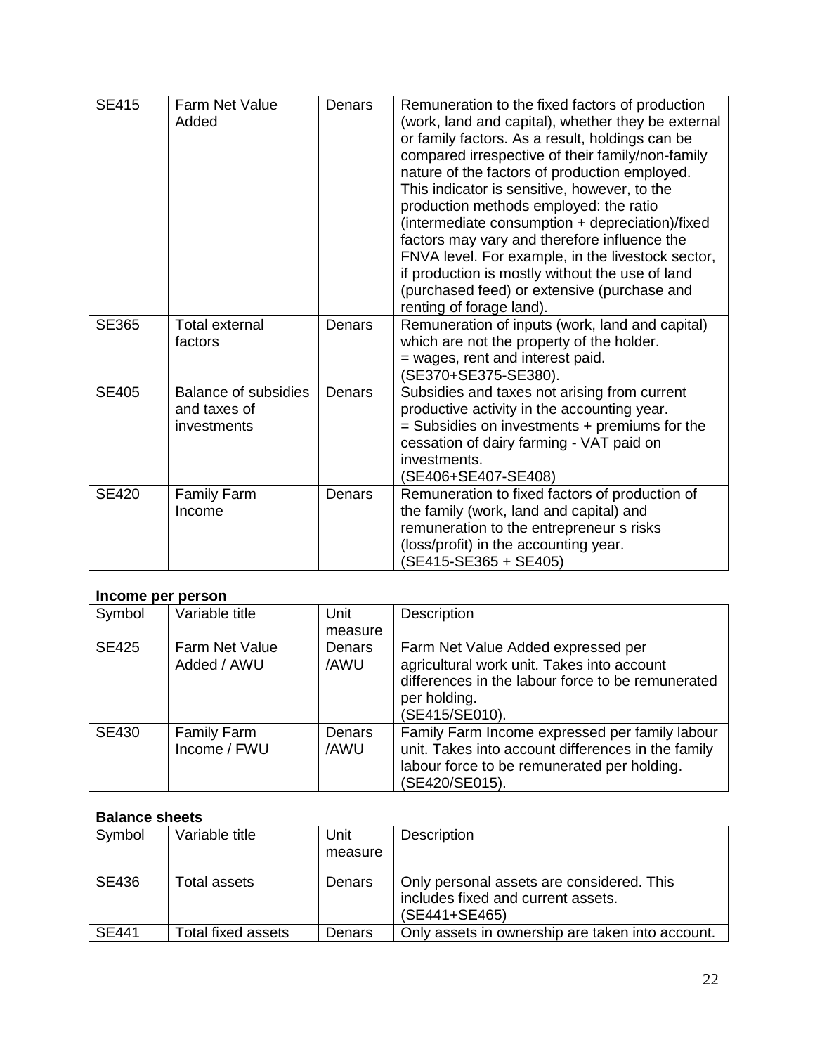| SE415 | Farm Net Value Added | Denars | Remuneration to the fixed factors of production (work, land and capital), whether they be external or family factors. As a result, holdings can be compared irrespective of their family/non-family nature of the factors of production employed. This indicator is sensitive, however, to the production methods employed: the ratio (intermediate consumption + depreciation)/fixed factors may vary and therefore influence the FNVA level. For example, in the livestock sector, if production is mostly without the use of land (purchased feed) or extensive (purchase and renting of forage land). |
|---|---|---|---|
| SE365 | Total external factors | Denars | Remuneration of inputs (work, land and capital) which are not the property of the holder. = wages, rent and interest paid. (SE370+SE375-SE380). |
| SE405 | Balance of subsidies and taxes of investments | Denars | Subsidies and taxes not arising from current productive activity in the accounting year. = Subsidies on investments + premiums for the cessation of dairy farming - VAT paid on investments. (SE406+SE407-SE408) |
| SE420 | Family Farm Income | Denars | Remuneration to fixed factors of production of the family (work, land and capital) and remuneration to the entrepreneur s risks (loss/profit) in the accounting year. (SE415-SE365 + SE405) |

**Income per person**

| Symbol | Variable title | Unit measure | Description |
|---|---|---|---|
| SE425 | Farm Net Value Added / AWU | Denars /AWU | Farm Net Value Added expressed per agricultural work unit. Takes into account differences in the labour force to be remunerated per holding. (SE415/SE010). |
| SE430 | Family Farm Income / FWU | Denars /AWU | Family Farm Income expressed per family labour unit. Takes into account differences in the family labour force to be remunerated per holding. (SE420/SE015). |

**Balance sheets**

| Symbol | Variable title | Unit measure | Description |
|---|---|---|---|
| SE436 | Total assets | Denars | Only personal assets are considered. This includes fixed and current assets. (SE441+SE465) |
| SE441 | Total fixed assets | Denars | Only assets in ownership are taken into account. |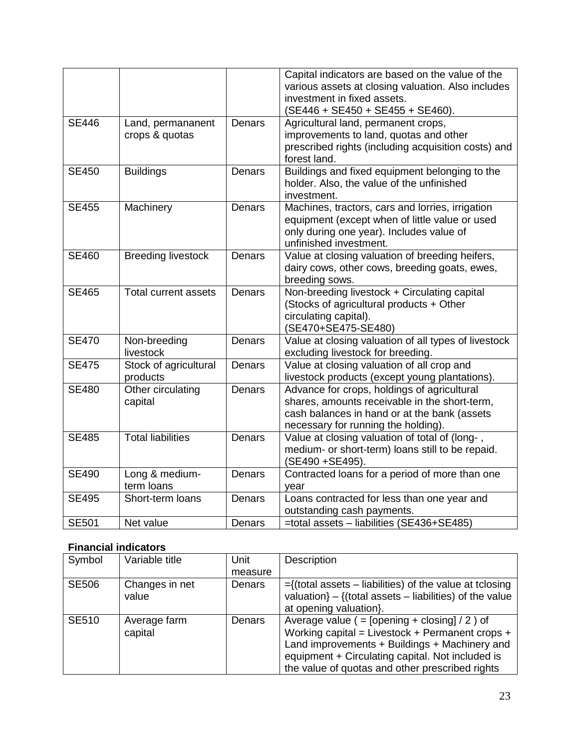| | | | |
|---|---|---|---|
| | | | Capital indicators are based on the value of the various assets at closing valuation. Also includes investment in fixed assets. (SE446 + SE450 + SE455 + SE460). |
| SE446 | Land, permananent crops & quotas | Denars | Agricultural land, permanent crops, improvements to land, quotas and other prescribed rights (including acquisition costs) and forest land. |
| SE450 | Buildings | Denars | Buildings and fixed equipment belonging to the holder. Also, the value of the unfinished investment. |
| SE455 | Machinery | Denars | Machines, tractors, cars and lorries, irrigation equipment (except when of little value or used only during one year). Includes value of unfinished investment. |
| SE460 | Breeding livestock | Denars | Value at closing valuation of breeding heifers, dairy cows, other cows, breeding goats, ewes, breeding sows. |
| SE465 | Total current assets | Denars | Non-breeding livestock + Circulating capital (Stocks of agricultural products + Other circulating capital). (SE470+SE475-SE480) |
| SE470 | Non-breeding livestock | Denars | Value at closing valuation of all types of livestock excluding livestock for breeding. |
| SE475 | Stock of agricultural products | Denars | Value at closing valuation of all crop and livestock products (except young plantations). |
| SE480 | Other circulating capital | Denars | Advance for crops, holdings of agricultural shares, amounts receivable in the short-term, cash balances in hand or at the bank (assets necessary for running the holding). |
| SE485 | Total liabilities | Denars | Value at closing valuation of total of (long- , medium- or short-term) loans still to be repaid. (SE490 +SE495). |
| SE490 | Long & medium-term loans | Denars | Contracted loans for a period of more than one year |
| SE495 | Short-term loans | Denars | Loans contracted for less than one year and outstanding cash payments. |
| SE501 | Net value | Denars | =total assets – liabilities (SE436+SE485) |

**Financial indicators**

| Symbol | Variable title | Unit measure | Description |
|---|---|---|---|
| SE506 | Changes in net value | Denars | ={(total assets – liabilities) of the value at tclosing valuation} – {(total assets – liabilities) of the value at opening valuation}. |
| SE510 | Average farm capital | Denars | Average value ( = [opening + closing] / 2 ) of Working capital = Livestock + Permanent crops + Land improvements + Buildings + Machinery and equipment + Circulating capital. Not included is the value of quotas and other prescribed rights |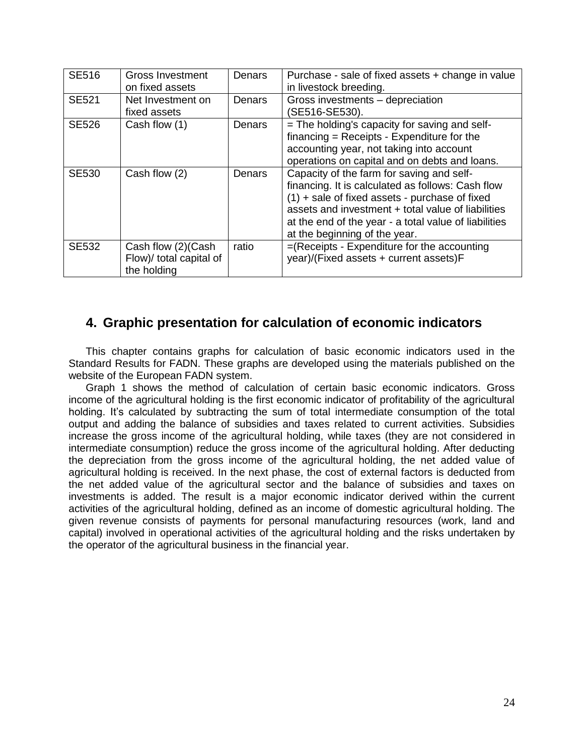| SE516 | Gross Investment on fixed assets | Denars | Purchase - sale of fixed assets + change in value in livestock breeding. |
|---|---|---|---|
| SE521 | Net Investment on fixed assets | Denars | Gross investments – depreciation (SE516-SE530). |
| SE526 | Cash flow (1) | Denars | = The holding's capacity for saving and self-financing = Receipts - Expenditure for the accounting year, not taking into account operations on capital and on debts and loans. |
| SE530 | Cash flow (2) | Denars | Capacity of the farm for saving and self-financing. It is calculated as follows: Cash flow (1) + sale of fixed assets - purchase of fixed assets and investment + total value of liabilities at the end of the year - a total value of liabilities at the beginning of the year. |
| SE532 | Cash flow (2)(Cash Flow)/ total capital of the holding | ratio | =(Receipts - Expenditure for the accounting year)/(Fixed assets + current assets)F |

## 4. Graphic presentation for calculation of economic indicators

This chapter contains graphs for calculation of basic economic indicators used in the Standard Results for FADN. These graphs are developed using the materials published on the website of the European FADN system.

Graph 1 shows the method of calculation of certain basic economic indicators. Gross income of the agricultural holding is the first economic indicator of profitability of the agricultural holding. It's calculated by subtracting the sum of total intermediate consumption of the total output and adding the balance of subsidies and taxes related to current activities. Subsidies increase the gross income of the agricultural holding, while taxes (they are not considered in intermediate consumption) reduce the gross income of the agricultural holding. After deducting the depreciation from the gross income of the agricultural holding, the net added value of agricultural holding is received. In the next phase, the cost of external factors is deducted from the net added value of the agricultural sector and the balance of subsidies and taxes on investments is added. The result is a major economic indicator derived within the current activities of the agricultural holding, defined as an income of domestic agricultural holding. The given revenue consists of payments for personal manufacturing resources (work, land and capital) involved in operational activities of the agricultural holding and the risks undertaken by the operator of the agricultural business in the financial year.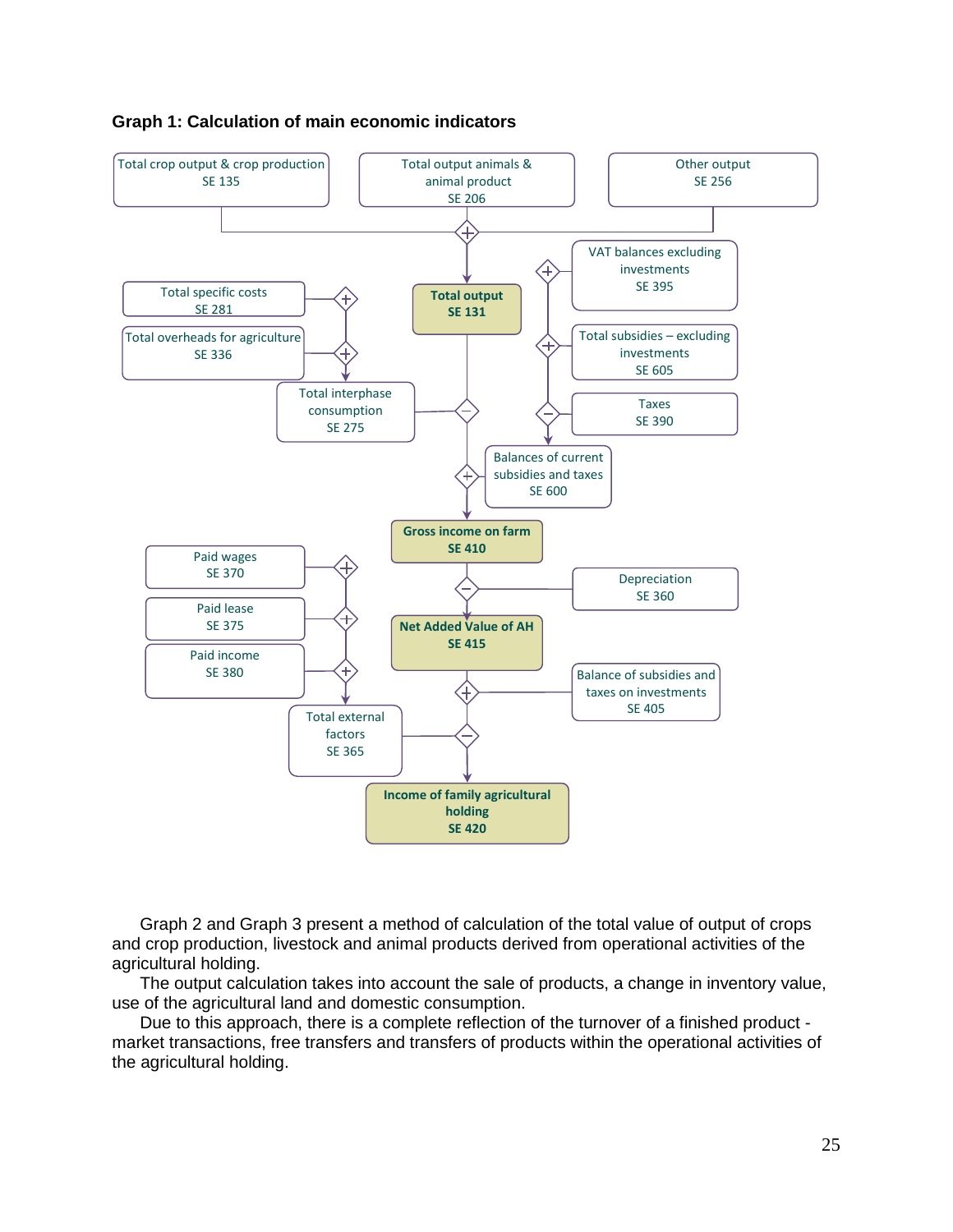**Graph 1: Calculation of main economic indicators**

Total crop output & crop production SE 135

Total output animals & animal product SE 206

Other output SE 256

VAT balances excluding investments SE 395

Total specific costs SE 281

Total output SE 131

Total overheads for agriculture SE 336

Total subsidies – excluding investments SE 605

Total interphase consumption SE 275

Taxes SE 390

Balances of current subsidies and taxes SE 600

Gross income on farm SE 410

Paid wages SE 370

Depreciation SE 360

Paid lease SE 375

Net Added Value of AH SE 415

Paid income SE 380

Balance of subsidies and taxes on investments SE 405

Total external factors SE 365

Income of family agricultural holding SE 420

Graph 2 and Graph 3 present a method of calculation of the total value of output of crops and crop production, livestock and animal products derived from operational activities of the agricultural holding.

The output calculation takes into account the sale of products, a change in inventory value, use of the agricultural land and domestic consumption.

Due to this approach, there is a complete reflection of the turnover of a finished product - market transactions, free transfers and transfers of products within the operational activities of the agricultural holding.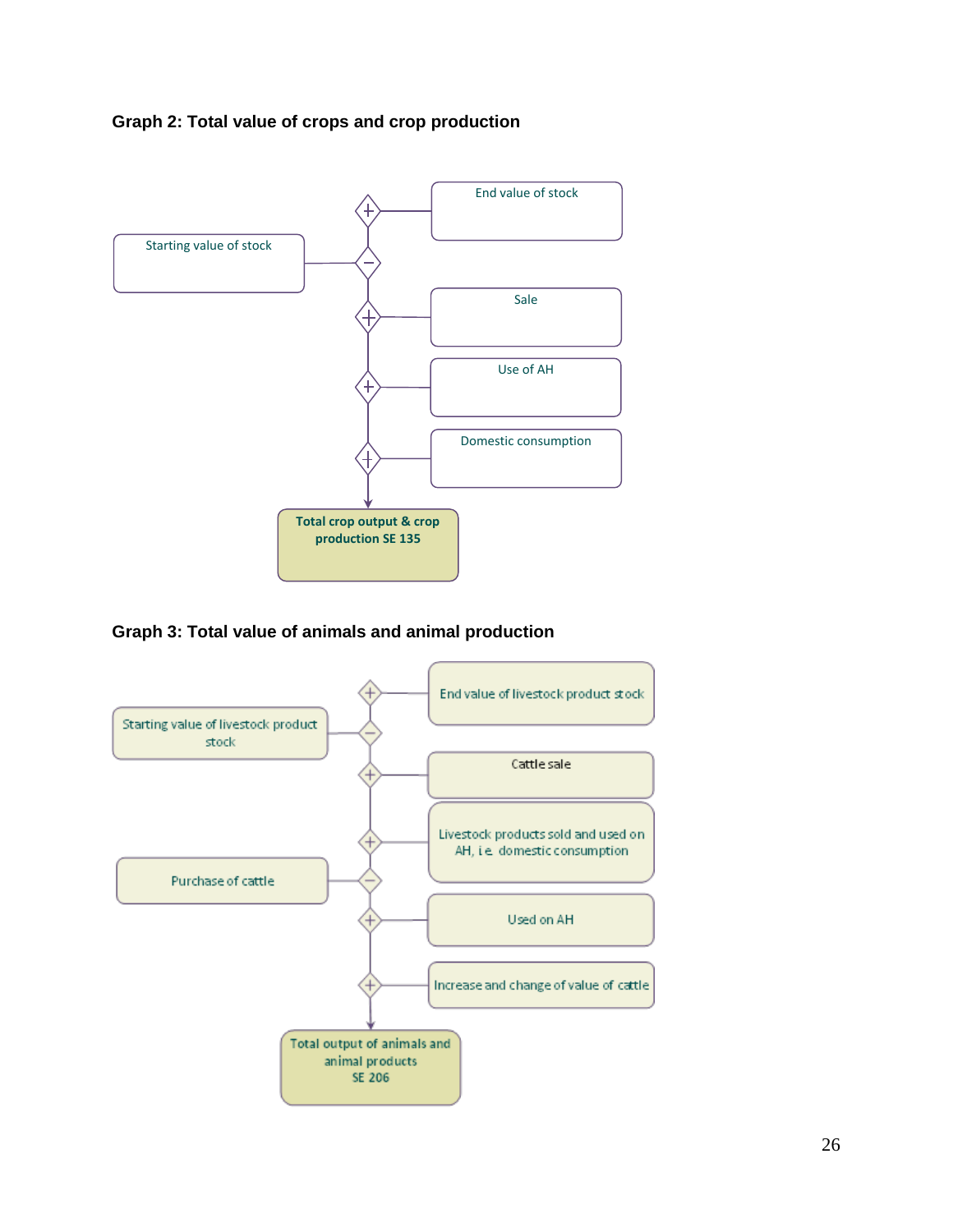### Graph 2: Total value of crops and crop production

- (+) End value of stock
- (−) Starting value of stock
- (+) Sale
- (+) Use of AH
- (+) Domestic consumption

= **Total crop output & crop production SE 135**

### Graph 3: Total value of animals and animal production

- (+) End value of livestock product stock
- (−) Starting value of livestock product stock
- (+) Cattle sale
- (+) Livestock products sold and used on AH, i.e. domestic consumption
- (−) Purchase of cattle
- (+) Used on AH
- (+) Increase and change of value of cattle

= **Total output of animals and animal products SE 206**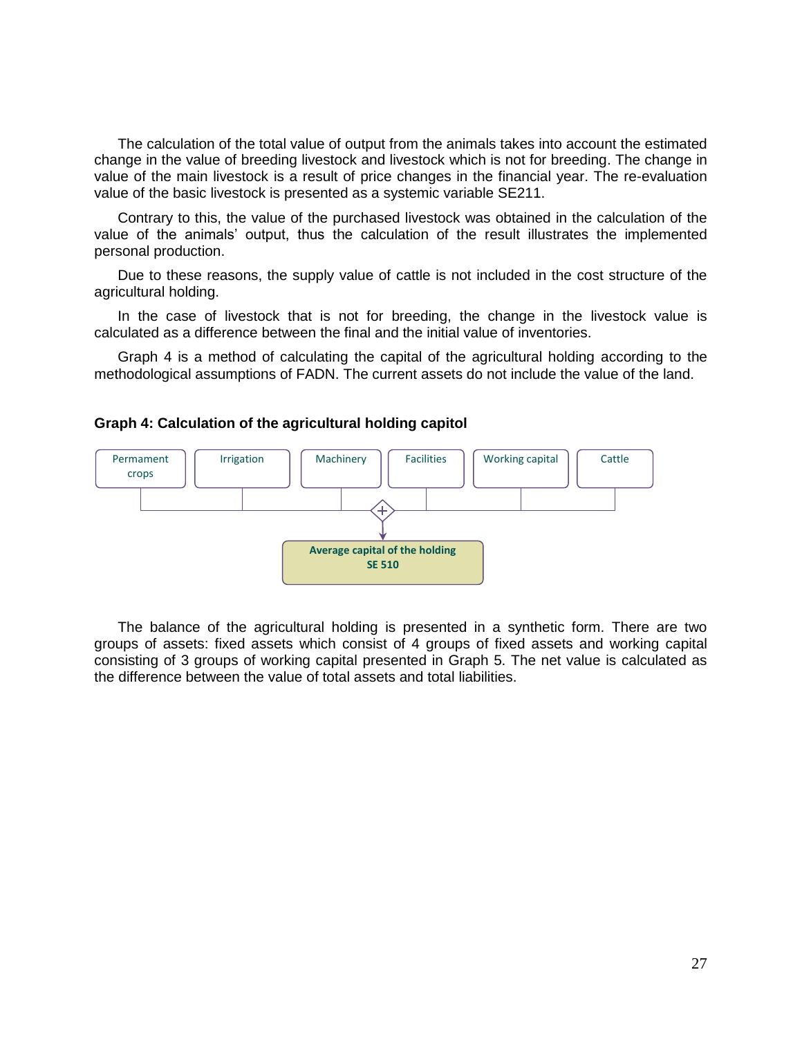The calculation of the total value of output from the animals takes into account the estimated change in the value of breeding livestock and livestock which is not for breeding. The change in value of the main livestock is a result of price changes in the financial year. The re-evaluation value of the basic livestock is presented as a systemic variable SE211.

Contrary to this, the value of the purchased livestock was obtained in the calculation of the value of the animals' output, thus the calculation of the result illustrates the implemented personal production.

Due to these reasons, the supply value of cattle is not included in the cost structure of the agricultural holding.

In the case of livestock that is not for breeding, the change in the livestock value is calculated as a difference between the final and the initial value of inventories.

Graph 4 is a method of calculating the capital of the agricultural holding according to the methodological assumptions of FADN. The current assets do not include the value of the land.

**Graph 4: Calculation of the agricultural holding capitol**

Permament crops | Irrigation | Machinery | Facilities | Working capital | Cattle

(+)

**Average capital of the holding SE 510**

The balance of the agricultural holding is presented in a synthetic form. There are two groups of assets: fixed assets which consist of 4 groups of fixed assets and working capital consisting of 3 groups of working capital presented in Graph 5. The net value is calculated as the difference between the value of total assets and total liabilities.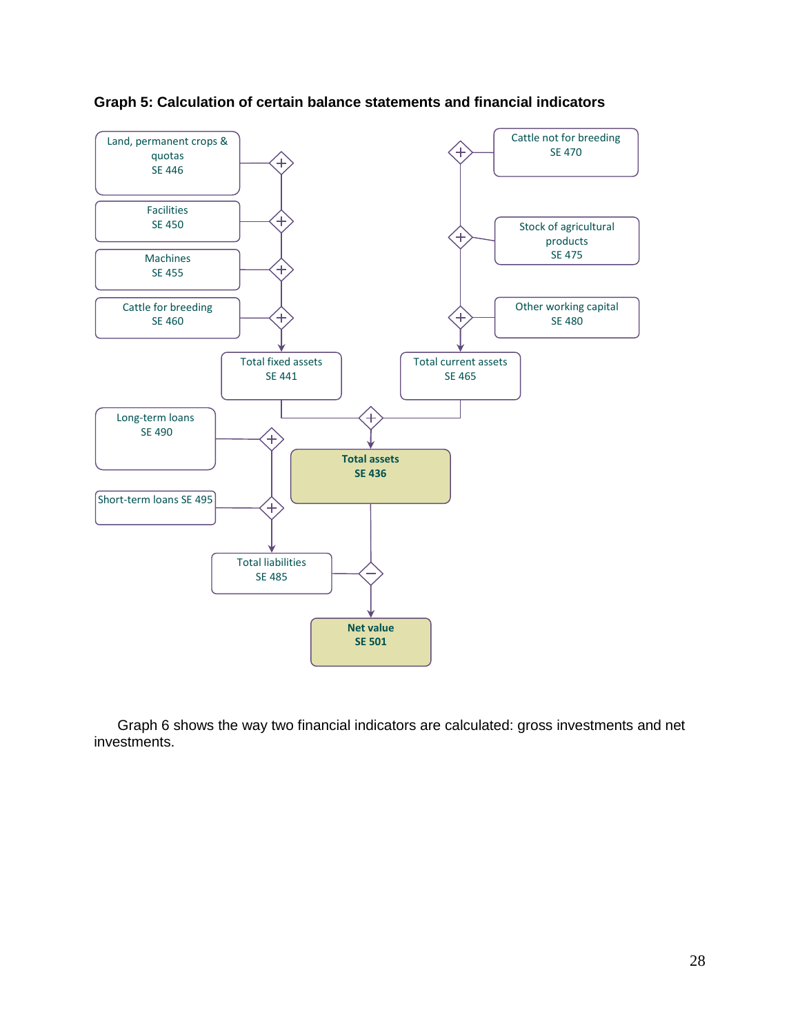**Graph 5: Calculation of certain balance statements and financial indicators**

Land, permanent crops & quotas SE 446

Facilities SE 450

Machines SE 455

Cattle for breeding SE 460

Total fixed assets SE 441

Cattle not for breeding SE 470

Stock of agricultural products SE 475

Other working capital SE 480

Total current assets SE 465

**Total assets SE 436**

Long-term loans SE 490

Short-term loans SE 495

Total liabilities SE 485

**Net value SE 501**

Graph 6 shows the way two financial indicators are calculated: gross investments and net investments.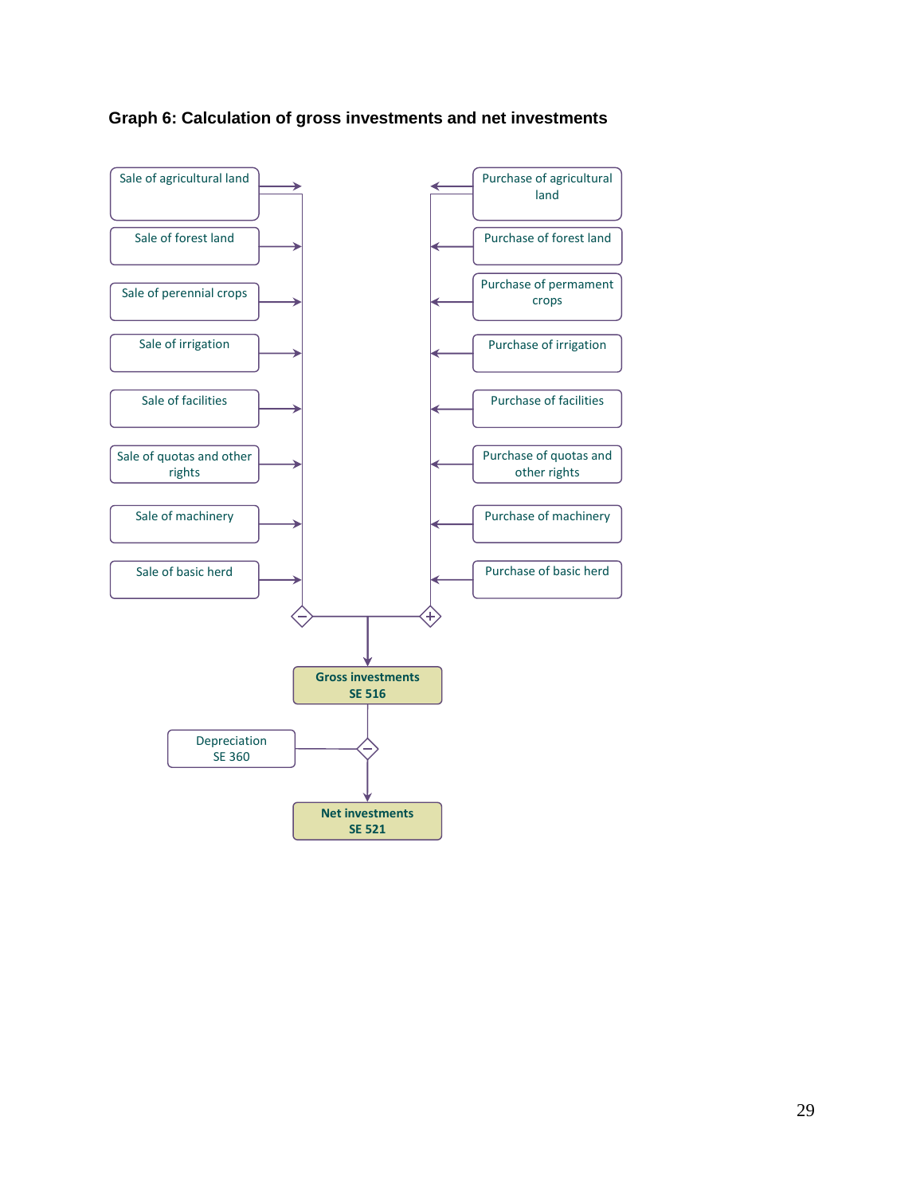**Graph 6: Calculation of gross investments and net investments**

Sale of agricultural land

Sale of forest land

Sale of perennial crops

Sale of irrigation

Sale of facilities

Sale of quotas and other rights

Sale of machinery

Sale of basic herd

Purchase of agricultural land

Purchase of forest land

Purchase of permament crops

Purchase of irrigation

Purchase of facilities

Purchase of quotas and other rights

Purchase of machinery

Purchase of basic herd

**Gross investments SE 516**

Depreciation SE 360

**Net investments SE 521**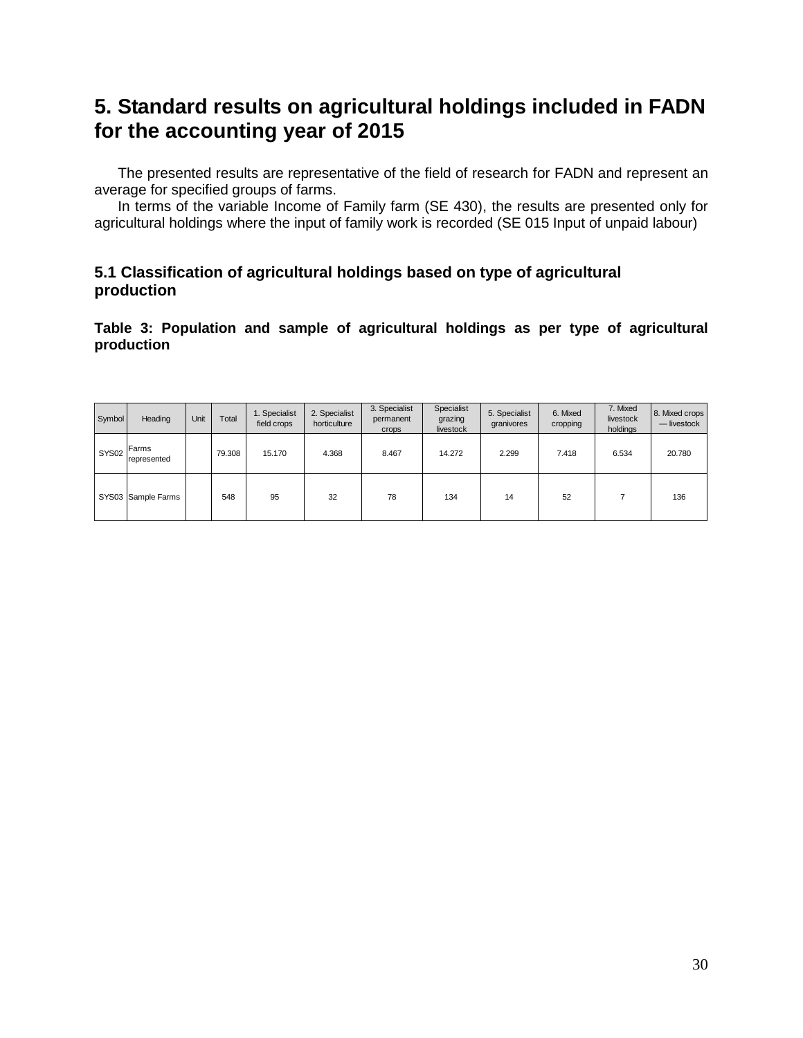# 5. Standard results on agricultural holdings included in FADN for the accounting year of 2015

The presented results are representative of the field of research for FADN and represent an average for specified groups of farms.

In terms of the variable Income of Family farm (SE 430), the results are presented only for agricultural holdings where the input of family work is recorded (SE 015 Input of unpaid labour)

## 5.1 Classification of agricultural holdings based on type of agricultural production

**Table 3: Population and sample of agricultural holdings as per type of agricultural production**

| Symbol | Heading | Unit | Total | 1. Specialist field crops | 2. Specialist horticulture | 3. Specialist permanent crops | Specialist grazing livestock | 5. Specialist granivores | 6. Mixed cropping | 7. Mixed livestock holdings | 8. Mixed crops — livestock |
|---|---|---|---|---|---|---|---|---|---|---|---|
| SYS02 | Farms represented | | 79.308 | 15.170 | 4.368 | 8.467 | 14.272 | 2.299 | 7.418 | 6.534 | 20.780 |
| SYS03 | Sample Farms | | 548 | 95 | 32 | 78 | 134 | 14 | 52 | 7 | 136 |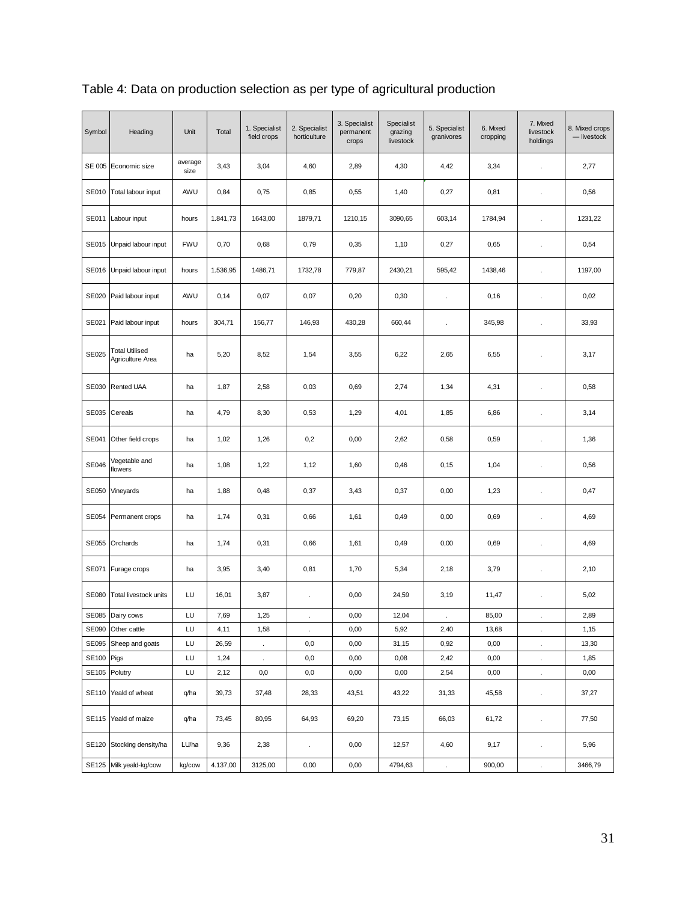Table 4: Data on production selection as per type of agricultural production

| Symbol | Heading | Unit | Total | 1. Specialist field crops | 2. Specialist horticulture | 3. Specialist permanent crops | Specialist grazing livestock | 5. Specialist granivores | 6. Mixed cropping | 7. Mixed livestock holdings | 8. Mixed crops — livestock |
|---|---|---|---|---|---|---|---|---|---|---|---|
| SE 005 | Economic size | average size | 3,43 | 3,04 | 4,60 | 2,89 | 4,30 | 4,42 | 3,34 | . | 2,77 |
| SE010 | Total labour input | AWU | 0,84 | 0,75 | 0,85 | 0,55 | 1,40 | 0,27 | 0,81 | . | 0,56 |
| SE011 | Labour input | hours | 1.841,73 | 1643,00 | 1879,71 | 1210,15 | 3090,65 | 603,14 | 1784,94 | . | 1231,22 |
| SE015 | Unpaid labour input | FWU | 0,70 | 0,68 | 0,79 | 0,35 | 1,10 | 0,27 | 0,65 | . | 0,54 |
| SE016 | Unpaid labour input | hours | 1.536,95 | 1486,71 | 1732,78 | 779,87 | 2430,21 | 595,42 | 1438,46 | . | 1197,00 |
| SE020 | Paid labour input | AWU | 0,14 | 0,07 | 0,07 | 0,20 | 0,30 | . | 0,16 | . | 0,02 |
| SE021 | Paid labour input | hours | 304,71 | 156,77 | 146,93 | 430,28 | 660,44 | . | 345,98 | . | 33,93 |
| SE025 | Total Utilised Agriculture Area | ha | 5,20 | 8,52 | 1,54 | 3,55 | 6,22 | 2,65 | 6,55 | . | 3,17 |
| SE030 | Rented UAA | ha | 1,87 | 2,58 | 0,03 | 0,69 | 2,74 | 1,34 | 4,31 | . | 0,58 |
| SE035 | Cereals | ha | 4,79 | 8,30 | 0,53 | 1,29 | 4,01 | 1,85 | 6,86 | . | 3,14 |
| SE041 | Other field crops | ha | 1,02 | 1,26 | 0,2 | 0,00 | 2,62 | 0,58 | 0,59 | . | 1,36 |
| SE046 | Vegetable and flowers | ha | 1,08 | 1,22 | 1,12 | 1,60 | 0,46 | 0,15 | 1,04 | . | 0,56 |
| SE050 | Vineyards | ha | 1,88 | 0,48 | 0,37 | 3,43 | 0,37 | 0,00 | 1,23 | . | 0,47 |
| SE054 | Permanent crops | ha | 1,74 | 0,31 | 0,66 | 1,61 | 0,49 | 0,00 | 0,69 | . | 4,69 |
| SE055 | Orchards | ha | 1,74 | 0,31 | 0,66 | 1,61 | 0,49 | 0,00 | 0,69 | . | 4,69 |
| SE071 | Furage crops | ha | 3,95 | 3,40 | 0,81 | 1,70 | 5,34 | 2,18 | 3,79 | . | 2,10 |
| SE080 | Total livestock units | LU | 16,01 | 3,87 | . | 0,00 | 24,59 | 3,19 | 11,47 | . | 5,02 |
| SE085 | Dairy cows | LU | 7,69 | 1,25 | . | 0,00 | 12,04 | . | 85,00 | . | 2,89 |
| SE090 | Other cattle | LU | 4,11 | 1,58 | . | 0,00 | 5,92 | 2,40 | 13,68 | . | 1,15 |
| SE095 | Sheep and goats | LU | 26,59 | . | 0,0 | 0,00 | 31,15 | 0,92 | 0,00 | . | 13,30 |
| SE100 | Pigs | LU | 1,24 | . | 0,0 | 0,00 | 0,08 | 2,42 | 0,00 | . | 1,85 |
| SE105 | Polutry | LU | 2,12 | 0,0 | 0,0 | 0,00 | 0,00 | 2,54 | 0,00 | . | 0,00 |
| SE110 | Yeald of wheat | q/ha | 39,73 | 37,48 | 28,33 | 43,51 | 43,22 | 31,33 | 45,58 | . | 37,27 |
| SE115 | Yeald of maize | q/ha | 73,45 | 80,95 | 64,93 | 69,20 | 73,15 | 66,03 | 61,72 | . | 77,50 |
| SE120 | Stocking density/ha | LU/ha | 9,36 | 2,38 | . | 0,00 | 12,57 | 4,60 | 9,17 | . | 5,96 |
| SE125 | Milk yeald-kg/cow | kg/cow | 4.137,00 | 3125,00 | 0,00 | 0,00 | 4794,63 | . | 900,00 | . | 3466,79 |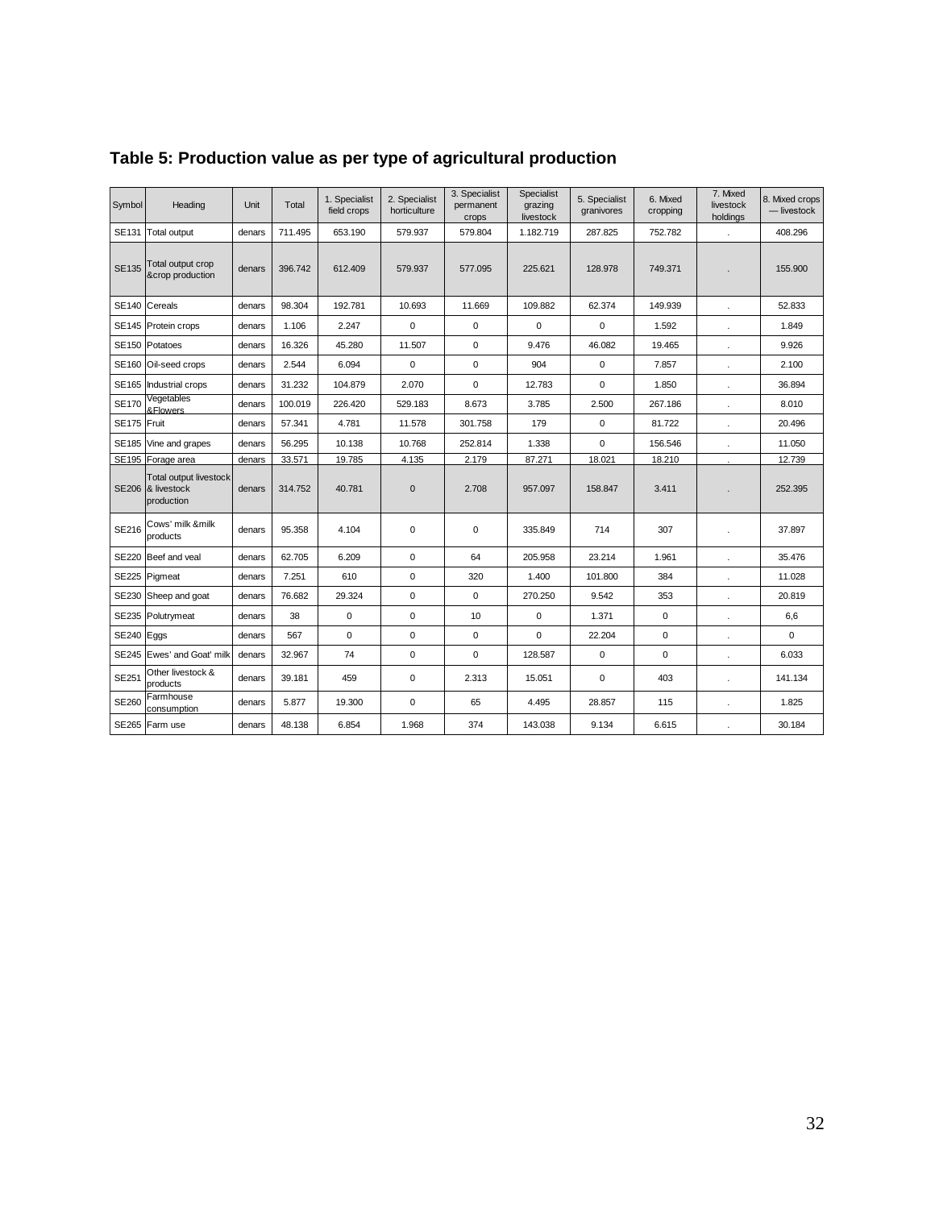### Table 5: Production value as per type of agricultural production

| Symbol | Heading | Unit | Total | 1. Specialist field crops | 2. Specialist horticulture | 3. Specialist permanent crops | Specialist grazing livestock | 5. Specialist granivores | 6. Mixed cropping | 7. Mixed livestock holdings | 8. Mixed crops — livestock |
|---|---|---|---|---|---|---|---|---|---|---|---|
| SE131 | Total output | denars | 711.495 | 653.190 | 579.937 | 579.804 | 1.182.719 | 287.825 | 752.782 | . | 408.296 |
| SE135 | Total output crop &crop production | denars | 396.742 | 612.409 | 579.937 | 577.095 | 225.621 | 128.978 | 749.371 | . | 155.900 |
| SE140 | Cereals | denars | 98.304 | 192.781 | 10.693 | 11.669 | 109.882 | 62.374 | 149.939 | . | 52.833 |
| SE145 | Protein crops | denars | 1.106 | 2.247 | 0 | 0 | 0 | 0 | 1.592 | . | 1.849 |
| SE150 | Potatoes | denars | 16.326 | 45.280 | 11.507 | 0 | 9.476 | 46.082 | 19.465 | . | 9.926 |
| SE160 | Oil-seed crops | denars | 2.544 | 6.094 | 0 | 0 | 904 | 0 | 7.857 | . | 2.100 |
| SE165 | Industrial crops | denars | 31.232 | 104.879 | 2.070 | 0 | 12.783 | 0 | 1.850 | . | 36.894 |
| SE170 | Vegetables &Flowers | denars | 100.019 | 226.420 | 529.183 | 8.673 | 3.785 | 2.500 | 267.186 | . | 8.010 |
| SE175 | Fruit | denars | 57.341 | 4.781 | 11.578 | 301.758 | 179 | 0 | 81.722 | . | 20.496 |
| SE185 | Vine and grapes | denars | 56.295 | 10.138 | 10.768 | 252.814 | 1.338 | 0 | 156.546 | . | 11.050 |
| SE195 | Forage area | denars | 33.571 | 19.785 | 4.135 | 2.179 | 87.271 | 18.021 | 18.210 | . | 12.739 |
| SE206 | Total output livestock & livestock production | denars | 314.752 | 40.781 | 0 | 2.708 | 957.097 | 158.847 | 3.411 | . | 252.395 |
| SE216 | Cows' milk &milk products | denars | 95.358 | 4.104 | 0 | 0 | 335.849 | 714 | 307 | . | 37.897 |
| SE220 | Beef and veal | denars | 62.705 | 6.209 | 0 | 64 | 205.958 | 23.214 | 1.961 | . | 35.476 |
| SE225 | Pigmeat | denars | 7.251 | 610 | 0 | 320 | 1.400 | 101.800 | 384 | . | 11.028 |
| SE230 | Sheep and goat | denars | 76.682 | 29.324 | 0 | 0 | 270.250 | 9.542 | 353 | . | 20.819 |
| SE235 | Polutrymeat | denars | 38 | 0 | 0 | 10 | 0 | 1.371 | 0 | . | 6,6 |
| SE240 | Eggs | denars | 567 | 0 | 0 | 0 | 0 | 22.204 | 0 | . | 0 |
| SE245 | Ewes' and Goat' milk | denars | 32.967 | 74 | 0 | 0 | 128.587 | 0 | 0 | . | 6.033 |
| SE251 | Other livestock & products | denars | 39.181 | 459 | 0 | 2.313 | 15.051 | 0 | 403 | . | 141.134 |
| SE260 | Farmhouse consumption | denars | 5.877 | 19.300 | 0 | 65 | 4.495 | 28.857 | 115 | . | 1.825 |
| SE265 | Farm use | denars | 48.138 | 6.854 | 1.968 | 374 | 143.038 | 9.134 | 6.615 | . | 30.184 |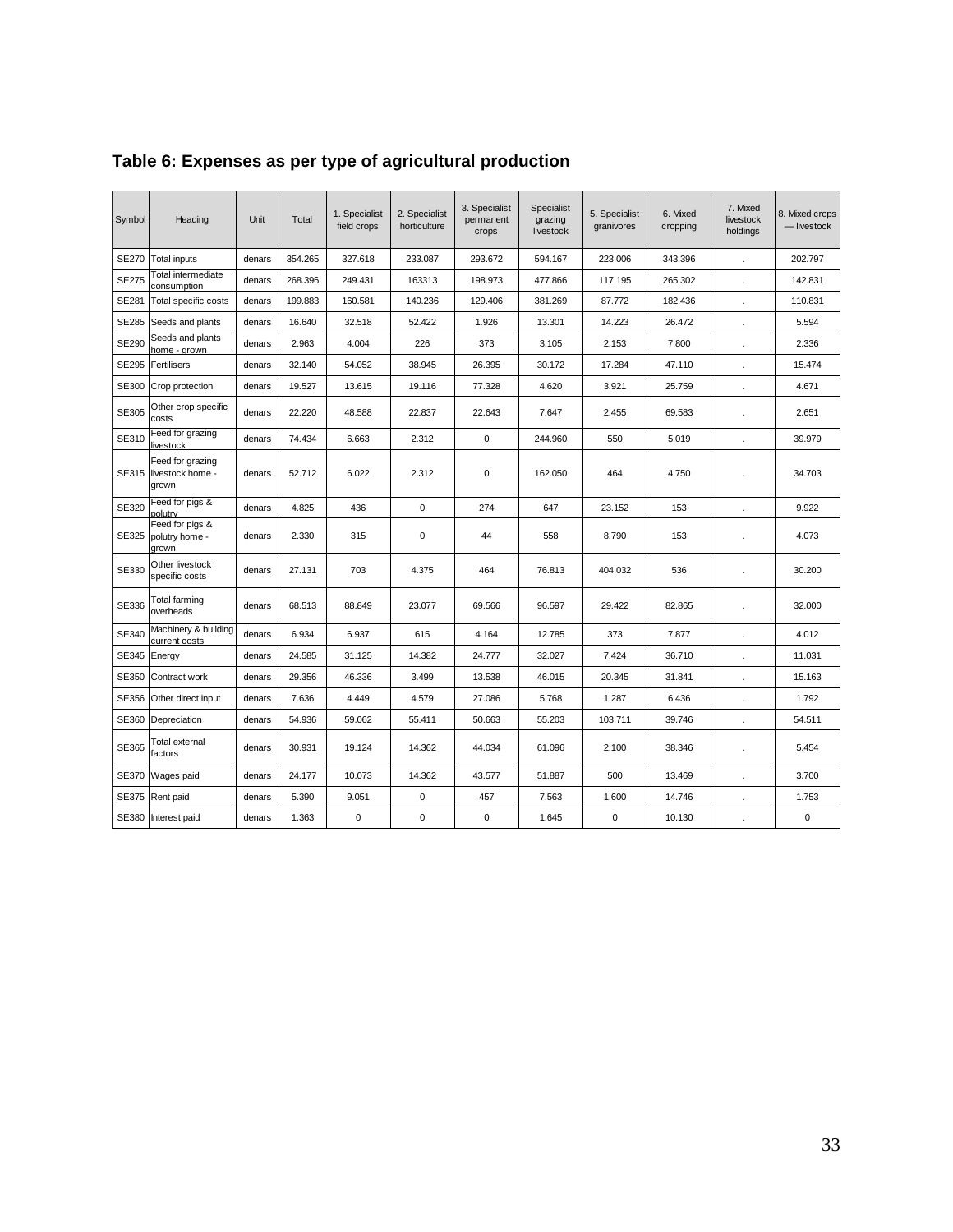**Table 6: Expenses as per type of agricultural production**

| Symbol | Heading | Unit | Total | 1. Specialist field crops | 2. Specialist horticulture | 3. Specialist permanent crops | Specialist grazing livestock | 5. Specialist granivores | 6. Mixed cropping | 7. Mixed livestock holdings | 8. Mixed crops — livestock |
|---|---|---|---|---|---|---|---|---|---|---|---|
| SE270 | Total inputs | denars | 354.265 | 327.618 | 233.087 | 293.672 | 594.167 | 223.006 | 343.396 | . | 202.797 |
| SE275 | Total intermediate consumption | denars | 268.396 | 249.431 | 163313 | 198.973 | 477.866 | 117.195 | 265.302 | . | 142.831 |
| SE281 | Total specific costs | denars | 199.883 | 160.581 | 140.236 | 129.406 | 381.269 | 87.772 | 182.436 | . | 110.831 |
| SE285 | Seeds and plants | denars | 16.640 | 32.518 | 52.422 | 1.926 | 13.301 | 14.223 | 26.472 | . | 5.594 |
| SE290 | Seeds and plants home - grown | denars | 2.963 | 4.004 | 226 | 373 | 3.105 | 2.153 | 7.800 | . | 2.336 |
| SE295 | Fertilisers | denars | 32.140 | 54.052 | 38.945 | 26.395 | 30.172 | 17.284 | 47.110 | . | 15.474 |
| SE300 | Crop protection | denars | 19.527 | 13.615 | 19.116 | 77.328 | 4.620 | 3.921 | 25.759 | . | 4.671 |
| SE305 | Other crop specific costs | denars | 22.220 | 48.588 | 22.837 | 22.643 | 7.647 | 2.455 | 69.583 | . | 2.651 |
| SE310 | Feed for grazing livestock | denars | 74.434 | 6.663 | 2.312 | 0 | 244.960 | 550 | 5.019 | . | 39.979 |
| SE315 | Feed for grazing livestock home - grown | denars | 52.712 | 6.022 | 2.312 | 0 | 162.050 | 464 | 4.750 | . | 34.703 |
| SE320 | Feed for pigs & polutry | denars | 4.825 | 436 | 0 | 274 | 647 | 23.152 | 153 | . | 9.922 |
| SE325 | Feed for pigs & polutry home - grown | denars | 2.330 | 315 | 0 | 44 | 558 | 8.790 | 153 | . | 4.073 |
| SE330 | Other livestock specific costs | denars | 27.131 | 703 | 4.375 | 464 | 76.813 | 404.032 | 536 | . | 30.200 |
| SE336 | Total farming overheads | denars | 68.513 | 88.849 | 23.077 | 69.566 | 96.597 | 29.422 | 82.865 | . | 32.000 |
| SE340 | Machinery & building current costs | denars | 6.934 | 6.937 | 615 | 4.164 | 12.785 | 373 | 7.877 | . | 4.012 |
| SE345 | Energy | denars | 24.585 | 31.125 | 14.382 | 24.777 | 32.027 | 7.424 | 36.710 | . | 11.031 |
| SE350 | Contract work | denars | 29.356 | 46.336 | 3.499 | 13.538 | 46.015 | 20.345 | 31.841 | . | 15.163 |
| SE356 | Other direct input | denars | 7.636 | 4.449 | 4.579 | 27.086 | 5.768 | 1.287 | 6.436 | . | 1.792 |
| SE360 | Depreciation | denars | 54.936 | 59.062 | 55.411 | 50.663 | 55.203 | 103.711 | 39.746 | . | 54.511 |
| SE365 | Total external factors | denars | 30.931 | 19.124 | 14.362 | 44.034 | 61.096 | 2.100 | 38.346 | . | 5.454 |
| SE370 | Wages paid | denars | 24.177 | 10.073 | 14.362 | 43.577 | 51.887 | 500 | 13.469 | . | 3.700 |
| SE375 | Rent paid | denars | 5.390 | 9.051 | 0 | 457 | 7.563 | 1.600 | 14.746 | . | 1.753 |
| SE380 | Interest paid | denars | 1.363 | 0 | 0 | 0 | 1.645 | 0 | 10.130 | . | 0 |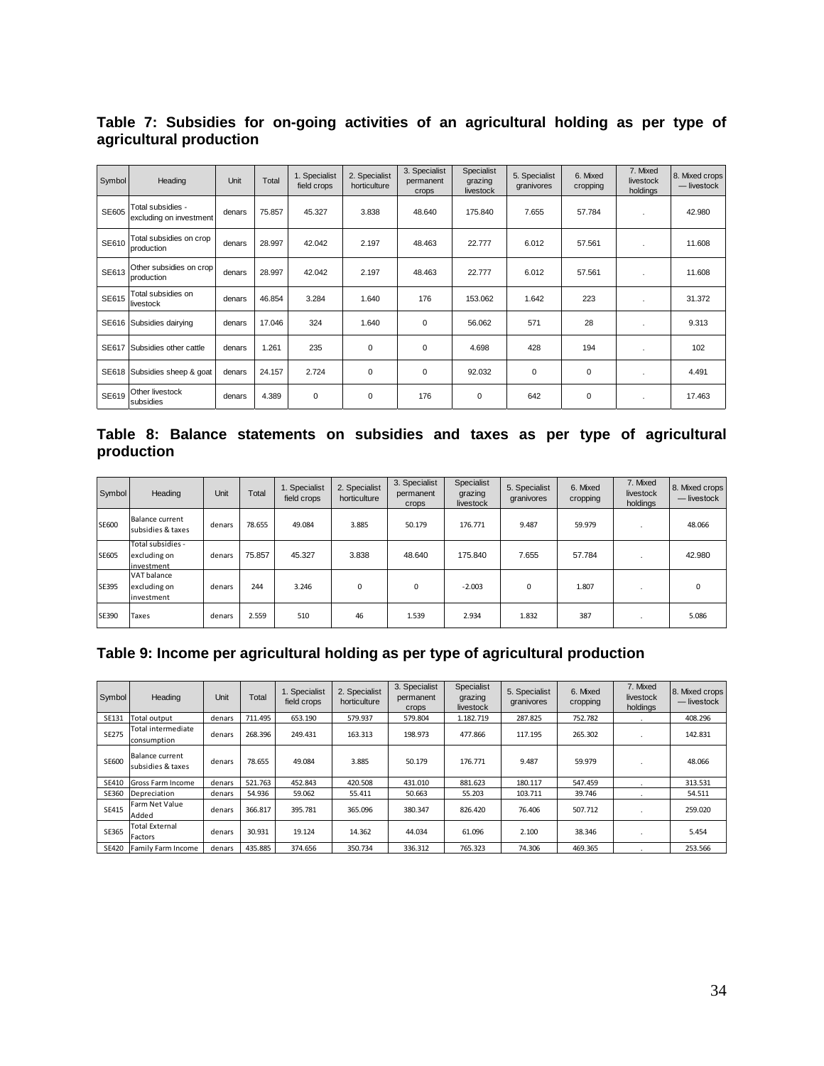### Table 7: Subsidies for on-going activities of an agricultural holding as per type of agricultural production

| Symbol | Heading | Unit | Total | 1. Specialist field crops | 2. Specialist horticulture | 3. Specialist permanent crops | Specialist grazing livestock | 5. Specialist granivores | 6. Mixed cropping | 7. Mixed livestock holdings | 8. Mixed crops — livestock |
|---|---|---|---|---|---|---|---|---|---|---|---|
| SE605 | Total subsidies - excluding on investment | denars | 75.857 | 45.327 | 3.838 | 48.640 | 175.840 | 7.655 | 57.784 | . | 42.980 |
| SE610 | Total subsidies on crop production | denars | 28.997 | 42.042 | 2.197 | 48.463 | 22.777 | 6.012 | 57.561 | . | 11.608 |
| SE613 | Other subsidies on crop production | denars | 28.997 | 42.042 | 2.197 | 48.463 | 22.777 | 6.012 | 57.561 | . | 11.608 |
| SE615 | Total subsidies on livestock | denars | 46.854 | 3.284 | 1.640 | 176 | 153.062 | 1.642 | 223 | . | 31.372 |
| SE616 | Subsidies dairying | denars | 17.046 | 324 | 1.640 | 0 | 56.062 | 571 | 28 | . | 9.313 |
| SE617 | Subsidies other cattle | denars | 1.261 | 235 | 0 | 0 | 4.698 | 428 | 194 | . | 102 |
| SE618 | Subsidies sheep & goat | denars | 24.157 | 2.724 | 0 | 0 | 92.032 | 0 | 0 | . | 4.491 |
| SE619 | Other livestock subsidies | denars | 4.389 | 0 | 0 | 176 | 0 | 642 | 0 | . | 17.463 |

### Table 8: Balance statements on subsidies and taxes as per type of agricultural production

| Symbol | Heading | Unit | Total | 1. Specialist field crops | 2. Specialist horticulture | 3. Specialist permanent crops | Specialist grazing livestock | 5. Specialist granivores | 6. Mixed cropping | 7. Mixed livestock holdings | 8. Mixed crops — livestock |
|---|---|---|---|---|---|---|---|---|---|---|---|
| SE600 | Balance current subsidies & taxes | denars | 78.655 | 49.084 | 3.885 | 50.179 | 176.771 | 9.487 | 59.979 | . | 48.066 |
| SE605 | Total subsidies - excluding on investment | denars | 75.857 | 45.327 | 3.838 | 48.640 | 175.840 | 7.655 | 57.784 | . | 42.980 |
| SE395 | VAT balance excluding on investment | denars | 244 | 3.246 | 0 | 0 | -2.003 | 0 | 1.807 | . | 0 |
| SE390 | Taxes | denars | 2.559 | 510 | 46 | 1.539 | 2.934 | 1.832 | 387 | . | 5.086 |

### Table 9: Income per agricultural holding as per type of agricultural production

| Symbol | Heading | Unit | Total | 1. Specialist field crops | 2. Specialist horticulture | 3. Specialist permanent crops | Specialist grazing livestock | 5. Specialist granivores | 6. Mixed cropping | 7. Mixed livestock holdings | 8. Mixed crops — livestock |
|---|---|---|---|---|---|---|---|---|---|---|---|
| SE131 | Total output | denars | 711.495 | 653.190 | 579.937 | 579.804 | 1.182.719 | 287.825 | 752.782 | . | 408.296 |
| SE275 | Total intermediate consumption | denars | 268.396 | 249.431 | 163.313 | 198.973 | 477.866 | 117.195 | 265.302 | . | 142.831 |
| SE600 | Balance current subsidies & taxes | denars | 78.655 | 49.084 | 3.885 | 50.179 | 176.771 | 9.487 | 59.979 | . | 48.066 |
| SE410 | Gross Farm Income | denars | 521.763 | 452.843 | 420.508 | 431.010 | 881.623 | 180.117 | 547.459 | . | 313.531 |
| SE360 | Depreciation | denars | 54.936 | 59.062 | 55.411 | 50.663 | 55.203 | 103.711 | 39.746 | . | 54.511 |
| SE415 | Farm Net Value Added | denars | 366.817 | 395.781 | 365.096 | 380.347 | 826.420 | 76.406 | 507.712 | . | 259.020 |
| SE365 | Total External Factors | denars | 30.931 | 19.124 | 14.362 | 44.034 | 61.096 | 2.100 | 38.346 | . | 5.454 |
| SE420 | Family Farm Income | denars | 435.885 | 374.656 | 350.734 | 336.312 | 765.323 | 74.306 | 469.365 | . | 253.566 |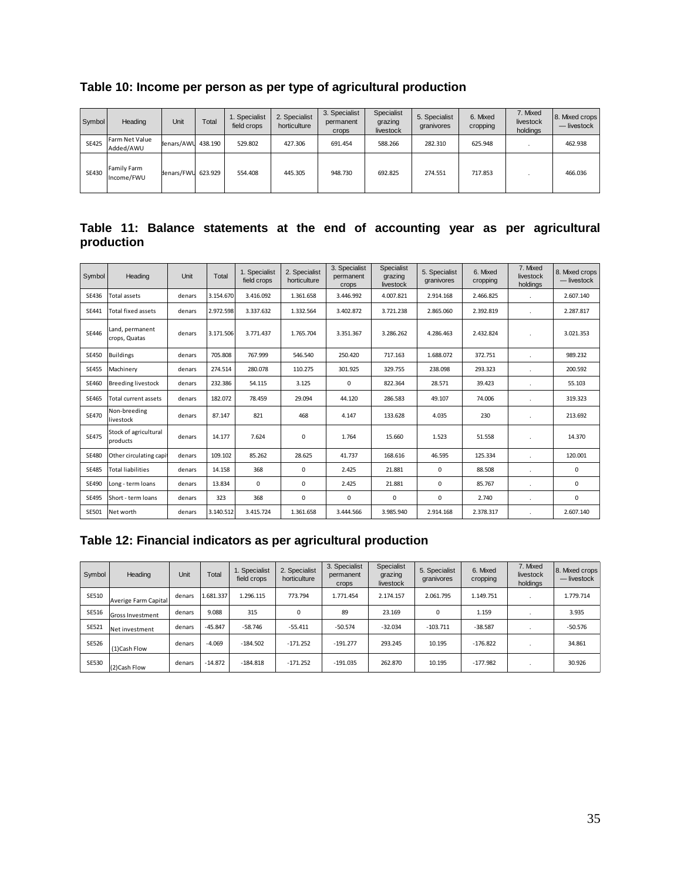**Table 10: Income per person as per type of agricultural production**

| Symbol | Heading | Unit | Total | 1. Specialist field crops | 2. Specialist horticulture | 3. Specialist permanent crops | Specialist grazing livestock | 5. Specialist granivores | 6. Mixed cropping | 7. Mixed livestock holdings | 8. Mixed crops — livestock |
|---|---|---|---|---|---|---|---|---|---|---|---|
| SE425 | Farm Net Value Added/AWU | denars/AWU | 438.190 | 529.802 | 427.306 | 691.454 | 588.266 | 282.310 | 625.948 | . | 462.938 |
| SE430 | Family Farm Income/FWU | denars/FWU | 623.929 | 554.408 | 445.305 | 948.730 | 692.825 | 274.551 | 717.853 | . | 466.036 |

**Table 11: Balance statements at the end of accounting year as per agricultural production**

| Symbol | Heading | Unit | Total | 1. Specialist field crops | 2. Specialist horticulture | 3. Specialist permanent crops | Specialist grazing livestock | 5. Specialist granivores | 6. Mixed cropping | 7. Mixed livestock holdings | 8. Mixed crops — livestock |
|---|---|---|---|---|---|---|---|---|---|---|---|
| SE436 | Total assets | denars | 3.154.670 | 3.416.092 | 1.361.658 | 3.446.992 | 4.007.821 | 2.914.168 | 2.466.825 | . | 2.607.140 |
| SE441 | Total fixed assets | denars | 2.972.598 | 3.337.632 | 1.332.564 | 3.402.872 | 3.721.238 | 2.865.060 | 2.392.819 | . | 2.287.817 |
| SE446 | Land, permanent crops, Quatas | denars | 3.171.506 | 3.771.437 | 1.765.704 | 3.351.367 | 3.286.262 | 4.286.463 | 2.432.824 | . | 3.021.353 |
| SE450 | Buildings | denars | 705.808 | 767.999 | 546.540 | 250.420 | 717.163 | 1.688.072 | 372.751 | . | 989.232 |
| SE455 | Machinery | denars | 274.514 | 280.078 | 110.275 | 301.925 | 329.755 | 238.098 | 293.323 | . | 200.592 |
| SE460 | Breeding livestock | denars | 232.386 | 54.115 | 3.125 | 0 | 822.364 | 28.571 | 39.423 | . | 55.103 |
| SE465 | Total current assets | denars | 182.072 | 78.459 | 29.094 | 44.120 | 286.583 | 49.107 | 74.006 | . | 319.323 |
| SE470 | Non-breeding livestock | denars | 87.147 | 821 | 468 | 4.147 | 133.628 | 4.035 | 230 | . | 213.692 |
| SE475 | Stock of agricultural products | denars | 14.177 | 7.624 | 0 | 1.764 | 15.660 | 1.523 | 51.558 | . | 14.370 |
| SE480 | Other circulating capit | denars | 109.102 | 85.262 | 28.625 | 41.737 | 168.616 | 46.595 | 125.334 | . | 120.001 |
| SE485 | Total liabilities | denars | 14.158 | 368 | 0 | 2.425 | 21.881 | 0 | 88.508 | . | 0 |
| SE490 | Long - term loans | denars | 13.834 | 0 | 0 | 2.425 | 21.881 | 0 | 85.767 | . | 0 |
| SE495 | Short - term loans | denars | 323 | 368 | 0 | 0 | 0 | 0 | 2.740 | . | 0 |
| SE501 | Net worth | denars | 3.140.512 | 3.415.724 | 1.361.658 | 3.444.566 | 3.985.940 | 2.914.168 | 2.378.317 | . | 2.607.140 |

**Table 12: Financial indicators as per agricultural production**

| Symbol | Heading | Unit | Total | 1. Specialist field crops | 2. Specialist horticulture | 3. Specialist permanent crops | Specialist grazing livestock | 5. Specialist granivores | 6. Mixed cropping | 7. Mixed livestock holdings | 8. Mixed crops — livestock |
|---|---|---|---|---|---|---|---|---|---|---|---|
| SE510 | Averige Farm Capital | denars | 1.681.337 | 1.296.115 | 773.794 | 1.771.454 | 2.174.157 | 2.061.795 | 1.149.751 | . | 1.779.714 |
| SE516 | Gross Investment | denars | 9.088 | 315 | 0 | 89 | 23.169 | 0 | 1.159 | . | 3.935 |
| SE521 | Net investment | denars | -45.847 | -58.746 | -55.411 | -50.574 | -32.034 | -103.711 | -38.587 | . | -50.576 |
| SE526 | (1)Cash Flow | denars | -4.069 | -184.502 | -171.252 | -191.277 | 293.245 | 10.195 | -176.822 | . | 34.861 |
| SE530 | (2)Cash Flow | denars | -14.872 | -184.818 | -171.252 | -191.035 | 262.870 | 10.195 | -177.982 | . | 30.926 |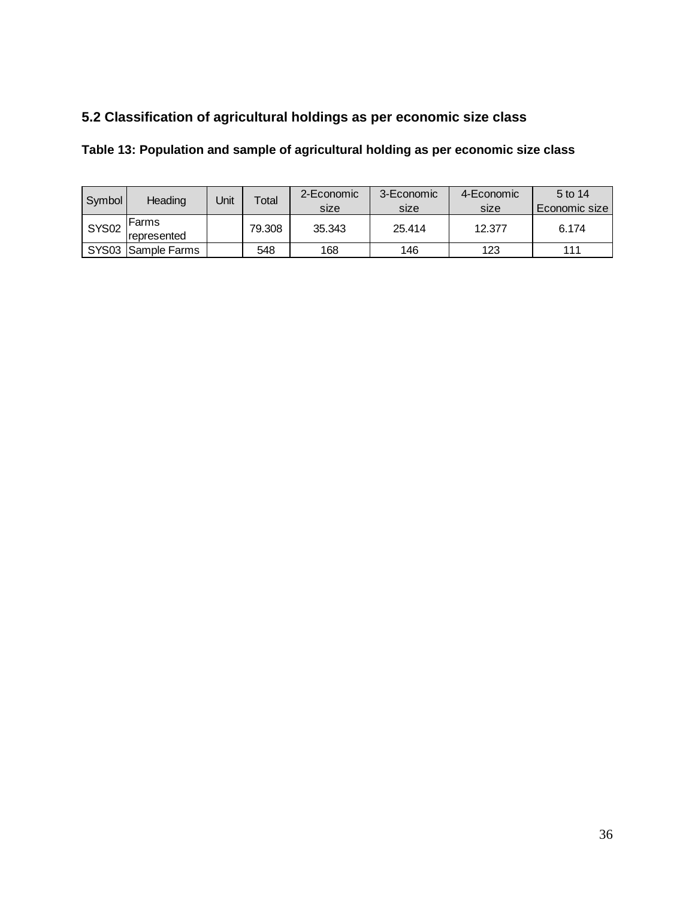## 5.2 Classification of agricultural holdings as per economic size class

**Table 13: Population and sample of agricultural holding as per economic size class**

| Symbol | Heading | Unit | Total | 2-Economic size | 3-Economic size | 4-Economic size | 5 to 14 Economic size |
|---|---|---|---|---|---|---|---|
| SYS02 | Farms represented | | 79.308 | 35.343 | 25.414 | 12.377 | 6.174 |
| SYS03 | Sample Farms | | 548 | 168 | 146 | 123 | 111 |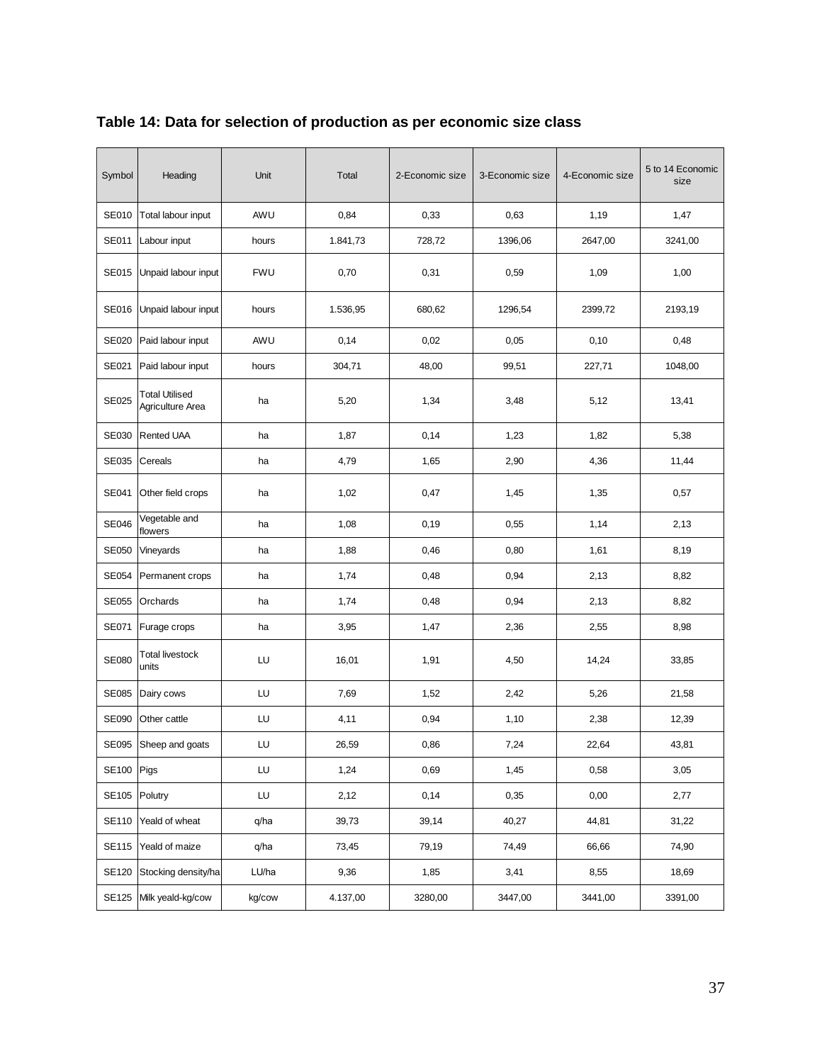**Table 14: Data for selection of production as per economic size class**

| Symbol | Heading | Unit | Total | 2-Economic size | 3-Economic size | 4-Economic size | 5 to 14 Economic size |
|---|---|---|---|---|---|---|---|
| SE010 | Total labour input | AWU | 0,84 | 0,33 | 0,63 | 1,19 | 1,47 |
| SE011 | Labour input | hours | 1.841,73 | 728,72 | 1396,06 | 2647,00 | 3241,00 |
| SE015 | Unpaid labour input | FWU | 0,70 | 0,31 | 0,59 | 1,09 | 1,00 |
| SE016 | Unpaid labour input | hours | 1.536,95 | 680,62 | 1296,54 | 2399,72 | 2193,19 |
| SE020 | Paid labour input | AWU | 0,14 | 0,02 | 0,05 | 0,10 | 0,48 |
| SE021 | Paid labour input | hours | 304,71 | 48,00 | 99,51 | 227,71 | 1048,00 |
| SE025 | Total Utilised Agriculture Area | ha | 5,20 | 1,34 | 3,48 | 5,12 | 13,41 |
| SE030 | Rented UAA | ha | 1,87 | 0,14 | 1,23 | 1,82 | 5,38 |
| SE035 | Cereals | ha | 4,79 | 1,65 | 2,90 | 4,36 | 11,44 |
| SE041 | Other field crops | ha | 1,02 | 0,47 | 1,45 | 1,35 | 0,57 |
| SE046 | Vegetable and flowers | ha | 1,08 | 0,19 | 0,55 | 1,14 | 2,13 |
| SE050 | Vineyards | ha | 1,88 | 0,46 | 0,80 | 1,61 | 8,19 |
| SE054 | Permanent crops | ha | 1,74 | 0,48 | 0,94 | 2,13 | 8,82 |
| SE055 | Orchards | ha | 1,74 | 0,48 | 0,94 | 2,13 | 8,82 |
| SE071 | Furage crops | ha | 3,95 | 1,47 | 2,36 | 2,55 | 8,98 |
| SE080 | Total livestock units | LU | 16,01 | 1,91 | 4,50 | 14,24 | 33,85 |
| SE085 | Dairy cows | LU | 7,69 | 1,52 | 2,42 | 5,26 | 21,58 |
| SE090 | Other cattle | LU | 4,11 | 0,94 | 1,10 | 2,38 | 12,39 |
| SE095 | Sheep and goats | LU | 26,59 | 0,86 | 7,24 | 22,64 | 43,81 |
| SE100 | Pigs | LU | 1,24 | 0,69 | 1,45 | 0,58 | 3,05 |
| SE105 | Polutry | LU | 2,12 | 0,14 | 0,35 | 0,00 | 2,77 |
| SE110 | Yeald of wheat | q/ha | 39,73 | 39,14 | 40,27 | 44,81 | 31,22 |
| SE115 | Yeald of maize | q/ha | 73,45 | 79,19 | 74,49 | 66,66 | 74,90 |
| SE120 | Stocking density/ha | LU/ha | 9,36 | 1,85 | 3,41 | 8,55 | 18,69 |
| SE125 | Milk yeald-kg/cow | kg/cow | 4.137,00 | 3280,00 | 3447,00 | 3441,00 | 3391,00 |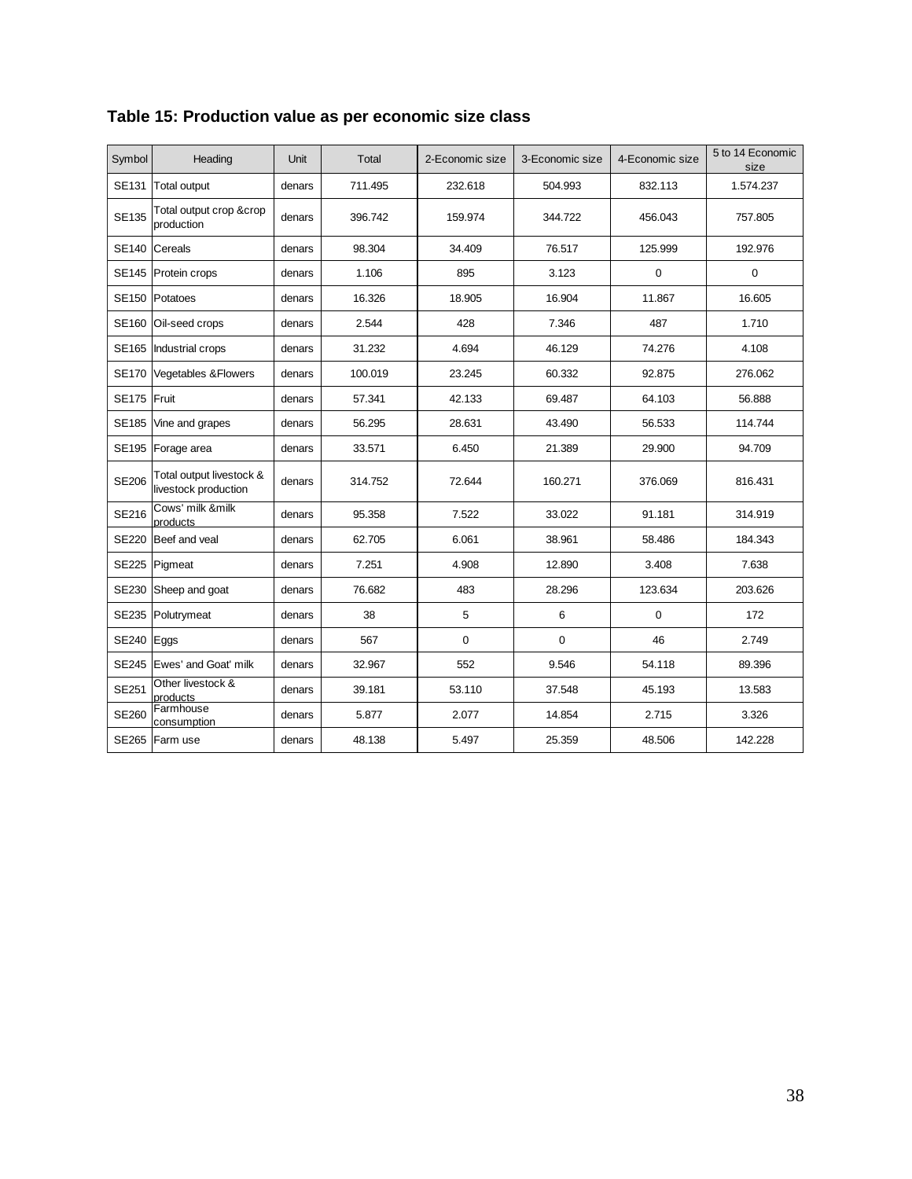**Table 15: Production value as per economic size class**

| Symbol | Heading | Unit | Total | 2-Economic size | 3-Economic size | 4-Economic size | 5 to 14 Economic size |
|---|---|---|---|---|---|---|---|
| SE131 | Total output | denars | 711.495 | 232.618 | 504.993 | 832.113 | 1.574.237 |
| SE135 | Total output crop &crop production | denars | 396.742 | 159.974 | 344.722 | 456.043 | 757.805 |
| SE140 | Cereals | denars | 98.304 | 34.409 | 76.517 | 125.999 | 192.976 |
| SE145 | Protein crops | denars | 1.106 | 895 | 3.123 | 0 | 0 |
| SE150 | Potatoes | denars | 16.326 | 18.905 | 16.904 | 11.867 | 16.605 |
| SE160 | Oil-seed crops | denars | 2.544 | 428 | 7.346 | 487 | 1.710 |
| SE165 | Industrial crops | denars | 31.232 | 4.694 | 46.129 | 74.276 | 4.108 |
| SE170 | Vegetables &Flowers | denars | 100.019 | 23.245 | 60.332 | 92.875 | 276.062 |
| SE175 | Fruit | denars | 57.341 | 42.133 | 69.487 | 64.103 | 56.888 |
| SE185 | Vine and grapes | denars | 56.295 | 28.631 | 43.490 | 56.533 | 114.744 |
| SE195 | Forage area | denars | 33.571 | 6.450 | 21.389 | 29.900 | 94.709 |
| SE206 | Total output livestock & livestock production | denars | 314.752 | 72.644 | 160.271 | 376.069 | 816.431 |
| SE216 | Cows' milk &milk products | denars | 95.358 | 7.522 | 33.022 | 91.181 | 314.919 |
| SE220 | Beef and veal | denars | 62.705 | 6.061 | 38.961 | 58.486 | 184.343 |
| SE225 | Pigmeat | denars | 7.251 | 4.908 | 12.890 | 3.408 | 7.638 |
| SE230 | Sheep and goat | denars | 76.682 | 483 | 28.296 | 123.634 | 203.626 |
| SE235 | Polutrymeat | denars | 38 | 5 | 6 | 0 | 172 |
| SE240 | Eggs | denars | 567 | 0 | 0 | 46 | 2.749 |
| SE245 | Ewes' and Goat' milk | denars | 32.967 | 552 | 9.546 | 54.118 | 89.396 |
| SE251 | Other livestock & products | denars | 39.181 | 53.110 | 37.548 | 45.193 | 13.583 |
| SE260 | Farmhouse consumption | denars | 5.877 | 2.077 | 14.854 | 2.715 | 3.326 |
| SE265 | Farm use | denars | 48.138 | 5.497 | 25.359 | 48.506 | 142.228 |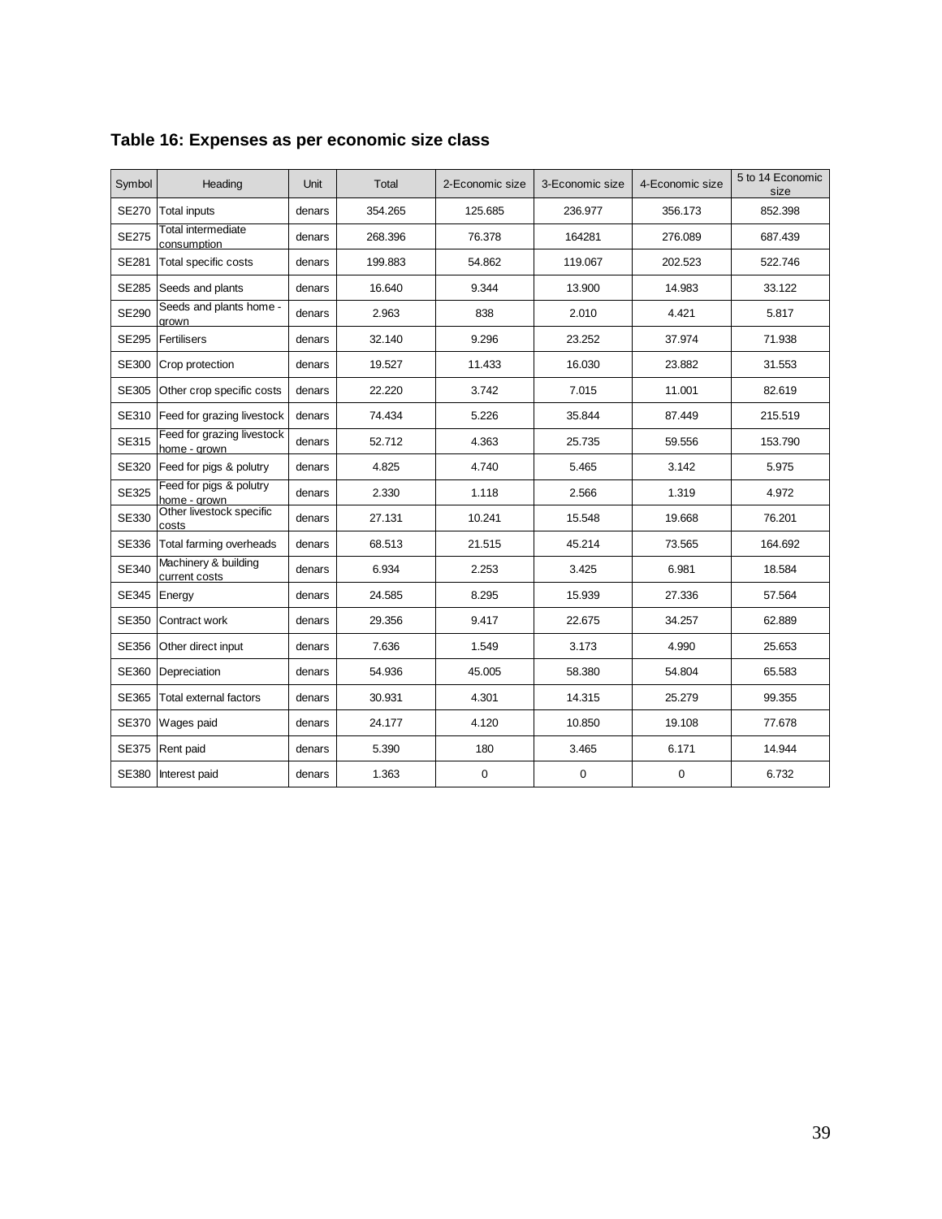**Table 16: Expenses as per economic size class**

| Symbol | Heading | Unit | Total | 2-Economic size | 3-Economic size | 4-Economic size | 5 to 14 Economic size |
|---|---|---|---|---|---|---|---|
| SE270 | Total inputs | denars | 354.265 | 125.685 | 236.977 | 356.173 | 852.398 |
| SE275 | Total intermediate consumption | denars | 268.396 | 76.378 | 164281 | 276.089 | 687.439 |
| SE281 | Total specific costs | denars | 199.883 | 54.862 | 119.067 | 202.523 | 522.746 |
| SE285 | Seeds and plants | denars | 16.640 | 9.344 | 13.900 | 14.983 | 33.122 |
| SE290 | Seeds and plants home - grown | denars | 2.963 | 838 | 2.010 | 4.421 | 5.817 |
| SE295 | Fertilisers | denars | 32.140 | 9.296 | 23.252 | 37.974 | 71.938 |
| SE300 | Crop protection | denars | 19.527 | 11.433 | 16.030 | 23.882 | 31.553 |
| SE305 | Other crop specific costs | denars | 22.220 | 3.742 | 7.015 | 11.001 | 82.619 |
| SE310 | Feed for grazing livestock | denars | 74.434 | 5.226 | 35.844 | 87.449 | 215.519 |
| SE315 | Feed for grazing livestock home - grown | denars | 52.712 | 4.363 | 25.735 | 59.556 | 153.790 |
| SE320 | Feed for pigs & polutry | denars | 4.825 | 4.740 | 5.465 | 3.142 | 5.975 |
| SE325 | Feed for pigs & polutry home - grown | denars | 2.330 | 1.118 | 2.566 | 1.319 | 4.972 |
| SE330 | Other livestock specific costs | denars | 27.131 | 10.241 | 15.548 | 19.668 | 76.201 |
| SE336 | Total farming overheads | denars | 68.513 | 21.515 | 45.214 | 73.565 | 164.692 |
| SE340 | Machinery & building current costs | denars | 6.934 | 2.253 | 3.425 | 6.981 | 18.584 |
| SE345 | Energy | denars | 24.585 | 8.295 | 15.939 | 27.336 | 57.564 |
| SE350 | Contract work | denars | 29.356 | 9.417 | 22.675 | 34.257 | 62.889 |
| SE356 | Other direct input | denars | 7.636 | 1.549 | 3.173 | 4.990 | 25.653 |
| SE360 | Depreciation | denars | 54.936 | 45.005 | 58.380 | 54.804 | 65.583 |
| SE365 | Total external factors | denars | 30.931 | 4.301 | 14.315 | 25.279 | 99.355 |
| SE370 | Wages paid | denars | 24.177 | 4.120 | 10.850 | 19.108 | 77.678 |
| SE375 | Rent paid | denars | 5.390 | 180 | 3.465 | 6.171 | 14.944 |
| SE380 | Interest paid | denars | 1.363 | 0 | 0 | 0 | 6.732 |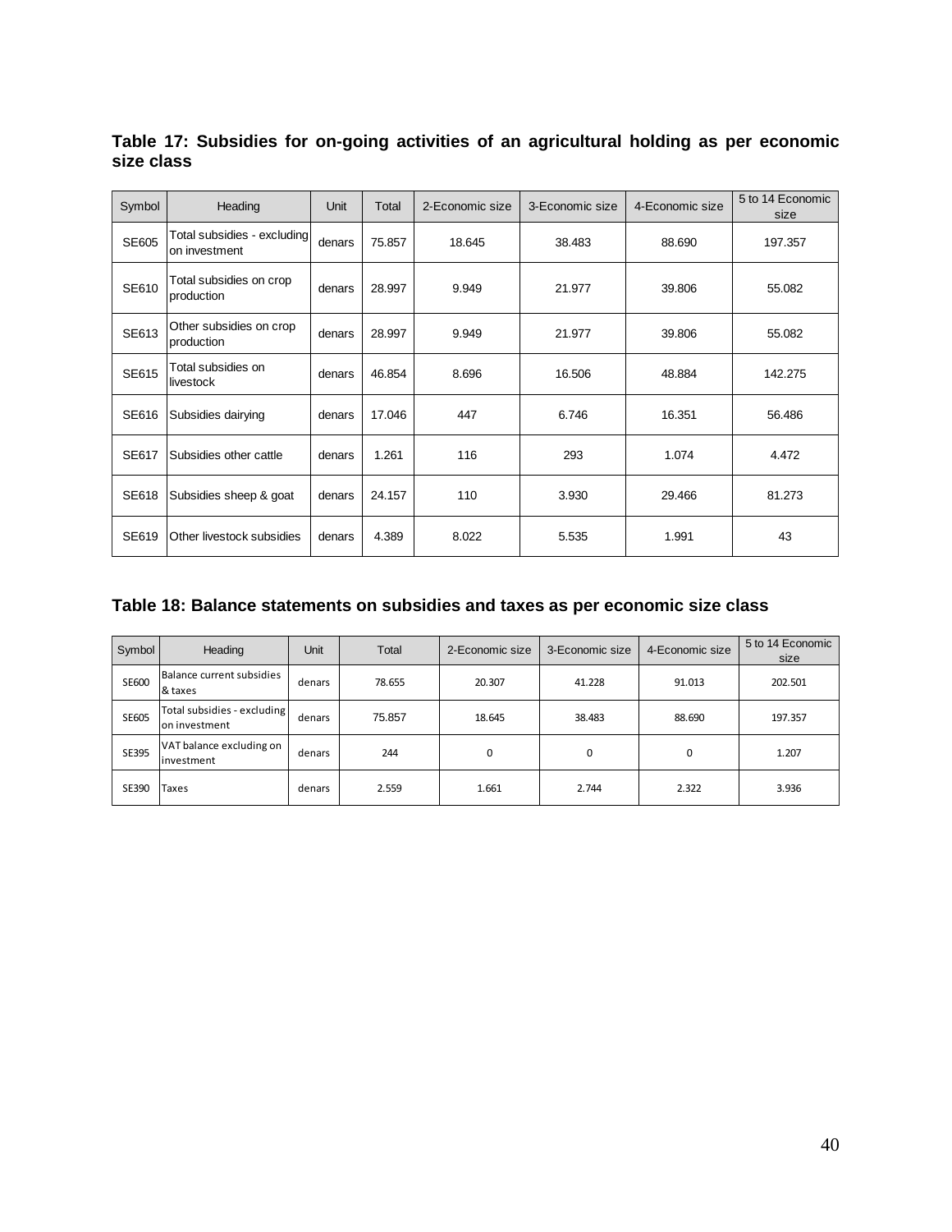**Table 17: Subsidies for on-going activities of an agricultural holding as per economic size class**

| Symbol | Heading | Unit | Total | 2-Economic size | 3-Economic size | 4-Economic size | 5 to 14 Economic size |
|---|---|---|---|---|---|---|---|
| SE605 | Total subsidies - excluding on investment | denars | 75.857 | 18.645 | 38.483 | 88.690 | 197.357 |
| SE610 | Total subsidies on crop production | denars | 28.997 | 9.949 | 21.977 | 39.806 | 55.082 |
| SE613 | Other subsidies on crop production | denars | 28.997 | 9.949 | 21.977 | 39.806 | 55.082 |
| SE615 | Total subsidies on livestock | denars | 46.854 | 8.696 | 16.506 | 48.884 | 142.275 |
| SE616 | Subsidies dairying | denars | 17.046 | 447 | 6.746 | 16.351 | 56.486 |
| SE617 | Subsidies other cattle | denars | 1.261 | 116 | 293 | 1.074 | 4.472 |
| SE618 | Subsidies sheep & goat | denars | 24.157 | 110 | 3.930 | 29.466 | 81.273 |
| SE619 | Other livestock subsidies | denars | 4.389 | 8.022 | 5.535 | 1.991 | 43 |

**Table 18: Balance statements on subsidies and taxes as per economic size class**

| Symbol | Heading | Unit | Total | 2-Economic size | 3-Economic size | 4-Economic size | 5 to 14 Economic size |
|---|---|---|---|---|---|---|---|
| SE600 | Balance current subsidies & taxes | denars | 78.655 | 20.307 | 41.228 | 91.013 | 202.501 |
| SE605 | Total subsidies - excluding on investment | denars | 75.857 | 18.645 | 38.483 | 88.690 | 197.357 |
| SE395 | VAT balance excluding on investment | denars | 244 | 0 | 0 | 0 | 1.207 |
| SE390 | Taxes | denars | 2.559 | 1.661 | 2.744 | 2.322 | 3.936 |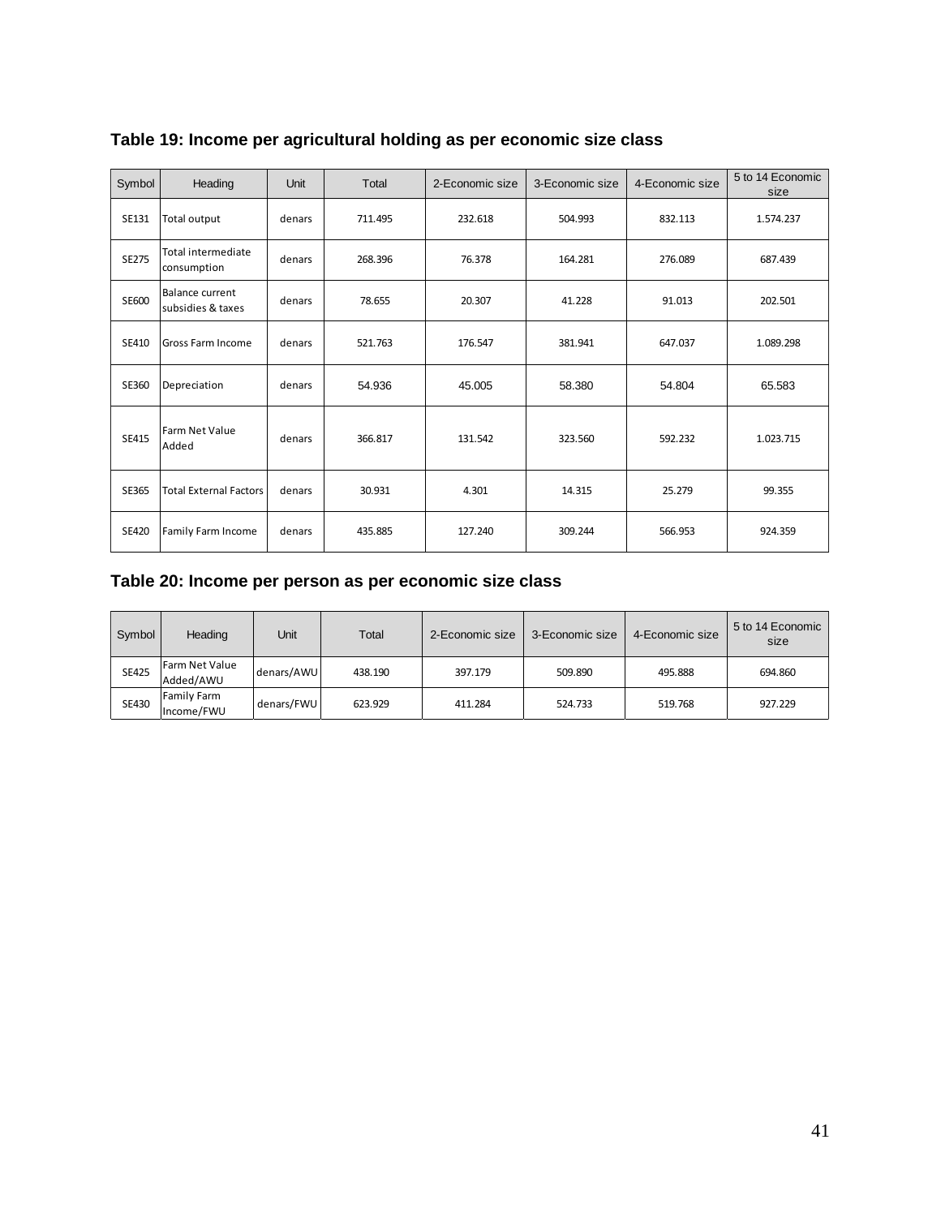**Table 19: Income per agricultural holding as per economic size class**

| Symbol | Heading | Unit | Total | 2-Economic size | 3-Economic size | 4-Economic size | 5 to 14 Economic size |
|---|---|---|---|---|---|---|---|
| SE131 | Total output | denars | 711.495 | 232.618 | 504.993 | 832.113 | 1.574.237 |
| SE275 | Total intermediate consumption | denars | 268.396 | 76.378 | 164.281 | 276.089 | 687.439 |
| SE600 | Balance current subsidies & taxes | denars | 78.655 | 20.307 | 41.228 | 91.013 | 202.501 |
| SE410 | Gross Farm Income | denars | 521.763 | 176.547 | 381.941 | 647.037 | 1.089.298 |
| SE360 | Depreciation | denars | 54.936 | 45.005 | 58.380 | 54.804 | 65.583 |
| SE415 | Farm Net Value Added | denars | 366.817 | 131.542 | 323.560 | 592.232 | 1.023.715 |
| SE365 | Total External Factors | denars | 30.931 | 4.301 | 14.315 | 25.279 | 99.355 |
| SE420 | Family Farm Income | denars | 435.885 | 127.240 | 309.244 | 566.953 | 924.359 |

**Table 20: Income per person as per economic size class**

| Symbol | Heading | Unit | Total | 2-Economic size | 3-Economic size | 4-Economic size | 5 to 14 Economic size |
|---|---|---|---|---|---|---|---|
| SE425 | Farm Net Value Added/AWU | denars/AWU | 438.190 | 397.179 | 509.890 | 495.888 | 694.860 |
| SE430 | Family Farm Income/FWU | denars/FWU | 623.929 | 411.284 | 524.733 | 519.768 | 927.229 |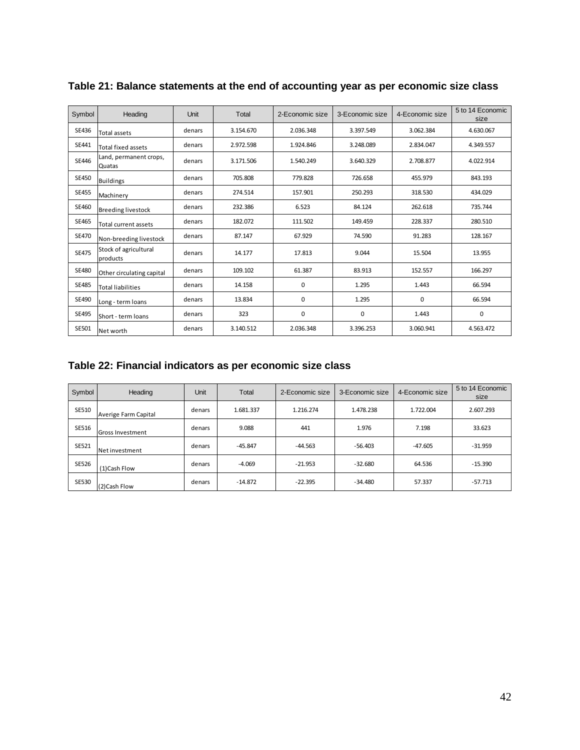### Table 21: Balance statements at the end of accounting year as per economic size class

| Symbol | Heading | Unit | Total | 2-Economic size | 3-Economic size | 4-Economic size | 5 to 14 Economic size |
|---|---|---|---|---|---|---|---|
| SE436 | Total assets | denars | 3.154.670 | 2.036.348 | 3.397.549 | 3.062.384 | 4.630.067 |
| SE441 | Total fixed assets | denars | 2.972.598 | 1.924.846 | 3.248.089 | 2.834.047 | 4.349.557 |
| SE446 | Land, permanent crops, Quatas | denars | 3.171.506 | 1.540.249 | 3.640.329 | 2.708.877 | 4.022.914 |
| SE450 | Buildings | denars | 705.808 | 779.828 | 726.658 | 455.979 | 843.193 |
| SE455 | Machinery | denars | 274.514 | 157.901 | 250.293 | 318.530 | 434.029 |
| SE460 | Breeding livestock | denars | 232.386 | 6.523 | 84.124 | 262.618 | 735.744 |
| SE465 | Total current assets | denars | 182.072 | 111.502 | 149.459 | 228.337 | 280.510 |
| SE470 | Non-breeding livestock | denars | 87.147 | 67.929 | 74.590 | 91.283 | 128.167 |
| SE475 | Stock of agricultural products | denars | 14.177 | 17.813 | 9.044 | 15.504 | 13.955 |
| SE480 | Other circulating capital | denars | 109.102 | 61.387 | 83.913 | 152.557 | 166.297 |
| SE485 | Total liabilities | denars | 14.158 | 0 | 1.295 | 1.443 | 66.594 |
| SE490 | Long - term loans | denars | 13.834 | 0 | 1.295 | 0 | 66.594 |
| SE495 | Short - term loans | denars | 323 | 0 | 0 | 1.443 | 0 |
| SE501 | Net worth | denars | 3.140.512 | 2.036.348 | 3.396.253 | 3.060.941 | 4.563.472 |

### Table 22: Financial indicators as per economic size class

| Symbol | Heading | Unit | Total | 2-Economic size | 3-Economic size | 4-Economic size | 5 to 14 Economic size |
|---|---|---|---|---|---|---|---|
| SE510 | Averige Farm Capital | denars | 1.681.337 | 1.216.274 | 1.478.238 | 1.722.004 | 2.607.293 |
| SE516 | Gross Investment | denars | 9.088 | 441 | 1.976 | 7.198 | 33.623 |
| SE521 | Net investment | denars | -45.847 | -44.563 | -56.403 | -47.605 | -31.959 |
| SE526 | (1)Cash Flow | denars | -4.069 | -21.953 | -32.680 | 64.536 | -15.390 |
| SE530 | (2)Cash Flow | denars | -14.872 | -22.395 | -34.480 | 57.337 | -57.713 |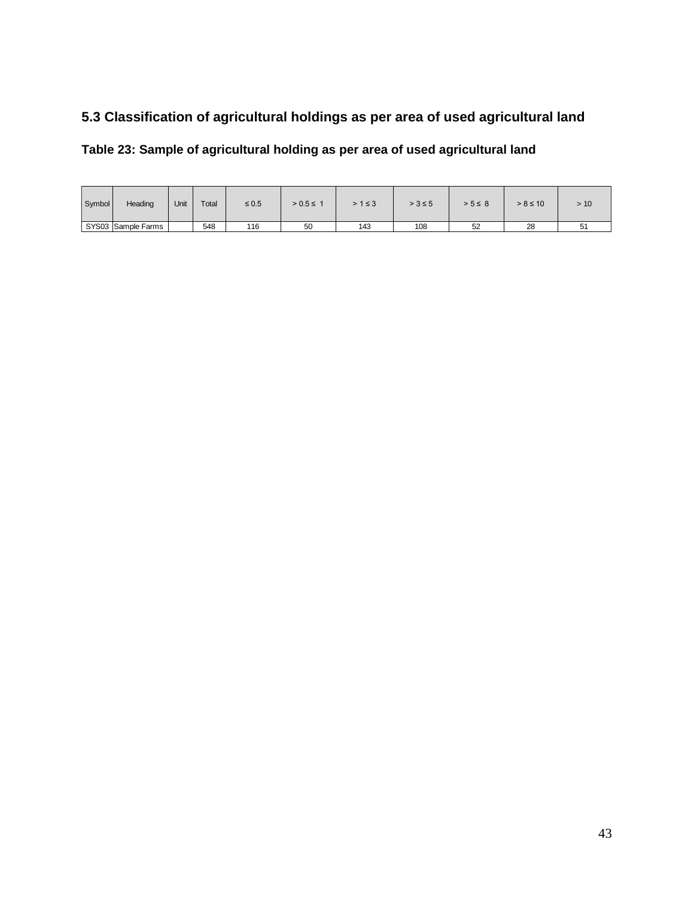## 5.3 Classification of agricultural holdings as per area of used agricultural land

### Table 23: Sample of agricultural holding as per area of used agricultural land

| Symbol | Heading | Unit | Total | ≤ 0.5 | > 0.5 ≤ 1 | > 1 ≤ 3 | > 3 ≤ 5 | > 5 ≤ 8 | > 8 ≤ 10 | > 10 |
|---|---|---|---|---|---|---|---|---|---|---|
| SYS03 | Sample Farms | | 548 | 116 | 50 | 143 | 108 | 52 | 28 | 51 |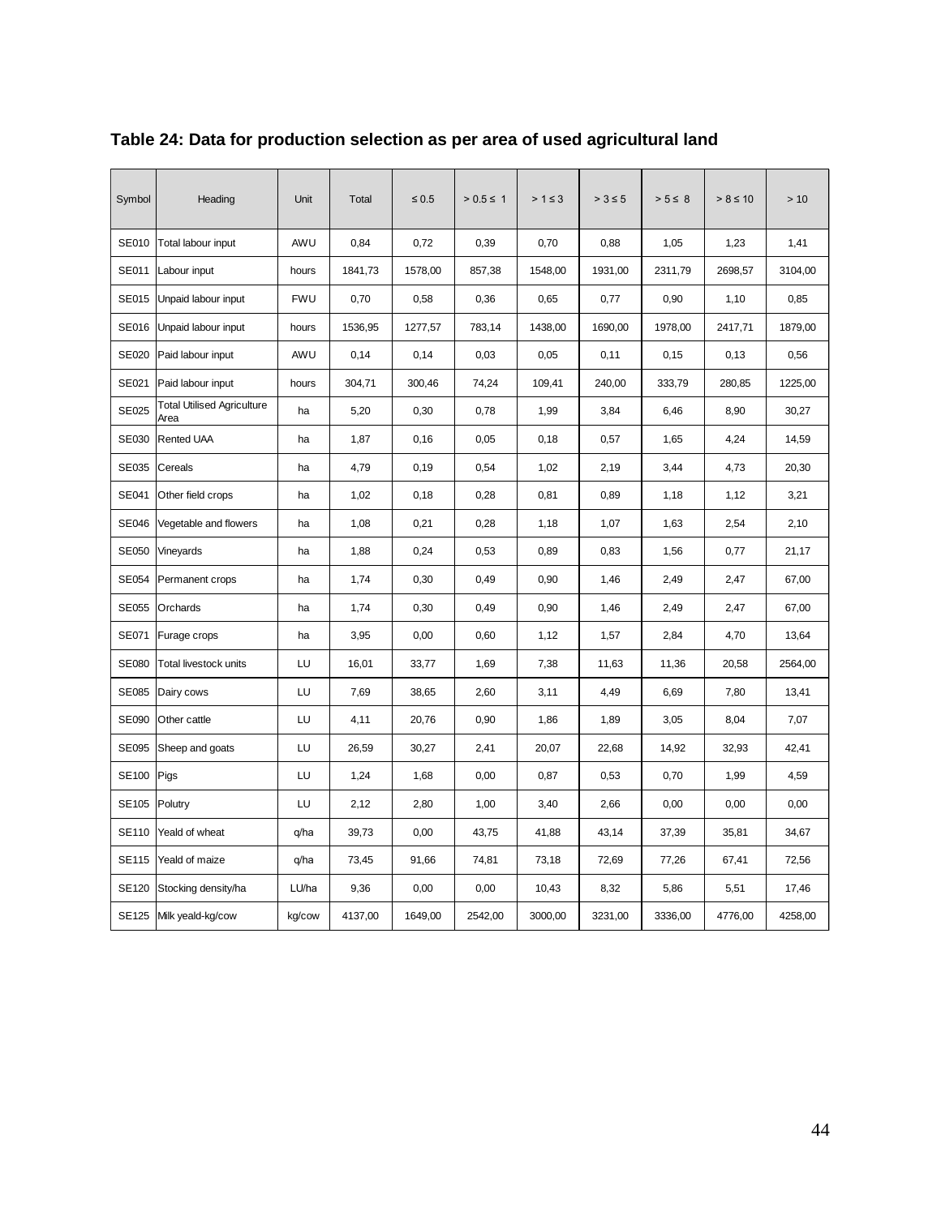**Table 24: Data for production selection as per area of used agricultural land**

| Symbol | Heading | Unit | Total | ≤ 0.5 | > 0.5 ≤ 1 | > 1 ≤ 3 | > 3 ≤ 5 | > 5 ≤ 8 | > 8 ≤ 10 | > 10 |
|---|---|---|---|---|---|---|---|---|---|---|
| SE010 | Total labour input | AWU | 0,84 | 0,72 | 0,39 | 0,70 | 0,88 | 1,05 | 1,23 | 1,41 |
| SE011 | Labour input | hours | 1841,73 | 1578,00 | 857,38 | 1548,00 | 1931,00 | 2311,79 | 2698,57 | 3104,00 |
| SE015 | Unpaid labour input | FWU | 0,70 | 0,58 | 0,36 | 0,65 | 0,77 | 0,90 | 1,10 | 0,85 |
| SE016 | Unpaid labour input | hours | 1536,95 | 1277,57 | 783,14 | 1438,00 | 1690,00 | 1978,00 | 2417,71 | 1879,00 |
| SE020 | Paid labour input | AWU | 0,14 | 0,14 | 0,03 | 0,05 | 0,11 | 0,15 | 0,13 | 0,56 |
| SE021 | Paid labour input | hours | 304,71 | 300,46 | 74,24 | 109,41 | 240,00 | 333,79 | 280,85 | 1225,00 |
| SE025 | Total Utilised Agriculture Area | ha | 5,20 | 0,30 | 0,78 | 1,99 | 3,84 | 6,46 | 8,90 | 30,27 |
| SE030 | Rented UAA | ha | 1,87 | 0,16 | 0,05 | 0,18 | 0,57 | 1,65 | 4,24 | 14,59 |
| SE035 | Cereals | ha | 4,79 | 0,19 | 0,54 | 1,02 | 2,19 | 3,44 | 4,73 | 20,30 |
| SE041 | Other field crops | ha | 1,02 | 0,18 | 0,28 | 0,81 | 0,89 | 1,18 | 1,12 | 3,21 |
| SE046 | Vegetable and flowers | ha | 1,08 | 0,21 | 0,28 | 1,18 | 1,07 | 1,63 | 2,54 | 2,10 |
| SE050 | Vineyards | ha | 1,88 | 0,24 | 0,53 | 0,89 | 0,83 | 1,56 | 0,77 | 21,17 |
| SE054 | Permanent crops | ha | 1,74 | 0,30 | 0,49 | 0,90 | 1,46 | 2,49 | 2,47 | 67,00 |
| SE055 | Orchards | ha | 1,74 | 0,30 | 0,49 | 0,90 | 1,46 | 2,49 | 2,47 | 67,00 |
| SE071 | Furage crops | ha | 3,95 | 0,00 | 0,60 | 1,12 | 1,57 | 2,84 | 4,70 | 13,64 |
| SE080 | Total livestock units | LU | 16,01 | 33,77 | 1,69 | 7,38 | 11,63 | 11,36 | 20,58 | 2564,00 |
| SE085 | Dairy cows | LU | 7,69 | 38,65 | 2,60 | 3,11 | 4,49 | 6,69 | 7,80 | 13,41 |
| SE090 | Other cattle | LU | 4,11 | 20,76 | 0,90 | 1,86 | 1,89 | 3,05 | 8,04 | 7,07 |
| SE095 | Sheep and goats | LU | 26,59 | 30,27 | 2,41 | 20,07 | 22,68 | 14,92 | 32,93 | 42,41 |
| SE100 | Pigs | LU | 1,24 | 1,68 | 0,00 | 0,87 | 0,53 | 0,70 | 1,99 | 4,59 |
| SE105 | Polutry | LU | 2,12 | 2,80 | 1,00 | 3,40 | 2,66 | 0,00 | 0,00 | 0,00 |
| SE110 | Yeald of wheat | q/ha | 39,73 | 0,00 | 43,75 | 41,88 | 43,14 | 37,39 | 35,81 | 34,67 |
| SE115 | Yeald of maize | q/ha | 73,45 | 91,66 | 74,81 | 73,18 | 72,69 | 77,26 | 67,41 | 72,56 |
| SE120 | Stocking density/ha | LU/ha | 9,36 | 0,00 | 0,00 | 10,43 | 8,32 | 5,86 | 5,51 | 17,46 |
| SE125 | Milk yeald-kg/cow | kg/cow | 4137,00 | 1649,00 | 2542,00 | 3000,00 | 3231,00 | 3336,00 | 4776,00 | 4258,00 |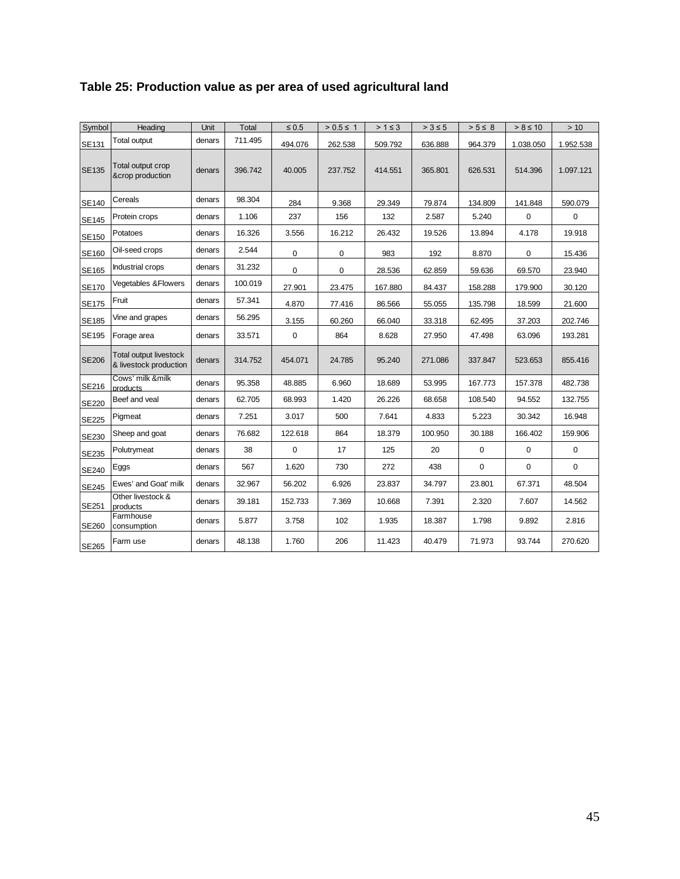**Table 25: Production value as per area of used agricultural land**

| Symbol | Heading | Unit | Total | ≤ 0.5 | > 0.5 ≤ 1 | > 1 ≤ 3 | > 3 ≤ 5 | > 5 ≤ 8 | > 8 ≤ 10 | > 10 |
|---|---|---|---|---|---|---|---|---|---|---|
| SE131 | Total output | denars | 711.495 | 494.076 | 262.538 | 509.792 | 636.888 | 964.379 | 1.038.050 | 1.952.538 |
| SE135 | Total output crop &crop production | denars | 396.742 | 40.005 | 237.752 | 414.551 | 365.801 | 626.531 | 514.396 | 1.097.121 |
| SE140 | Cereals | denars | 98.304 | 284 | 9.368 | 29.349 | 79.874 | 134.809 | 141.848 | 590.079 |
| SE145 | Protein crops | denars | 1.106 | 237 | 156 | 132 | 2.587 | 5.240 | 0 | 0 |
| SE150 | Potatoes | denars | 16.326 | 3.556 | 16.212 | 26.432 | 19.526 | 13.894 | 4.178 | 19.918 |
| SE160 | Oil-seed crops | denars | 2.544 | 0 | 0 | 983 | 192 | 8.870 | 0 | 15.436 |
| SE165 | Industrial crops | denars | 31.232 | 0 | 0 | 28.536 | 62.859 | 59.636 | 69.570 | 23.940 |
| SE170 | Vegetables &Flowers | denars | 100.019 | 27.901 | 23.475 | 167.880 | 84.437 | 158.288 | 179.900 | 30.120 |
| SE175 | Fruit | denars | 57.341 | 4.870 | 77.416 | 86.566 | 55.055 | 135.798 | 18.599 | 21.600 |
| SE185 | Vine and grapes | denars | 56.295 | 3.155 | 60.260 | 66.040 | 33.318 | 62.495 | 37.203 | 202.746 |
| SE195 | Forage area | denars | 33.571 | 0 | 864 | 8.628 | 27.950 | 47.498 | 63.096 | 193.281 |
| SE206 | Total output livestock & livestock production | denars | 314.752 | 454.071 | 24.785 | 95.240 | 271.086 | 337.847 | 523.653 | 855.416 |
| SE216 | Cows' milk &milk products | denars | 95.358 | 48.885 | 6.960 | 18.689 | 53.995 | 167.773 | 157.378 | 482.738 |
| SE220 | Beef and veal | denars | 62.705 | 68.993 | 1.420 | 26.226 | 68.658 | 108.540 | 94.552 | 132.755 |
| SE225 | Pigmeat | denars | 7.251 | 3.017 | 500 | 7.641 | 4.833 | 5.223 | 30.342 | 16.948 |
| SE230 | Sheep and goat | denars | 76.682 | 122.618 | 864 | 18.379 | 100.950 | 30.188 | 166.402 | 159.906 |
| SE235 | Polutrymeat | denars | 38 | 0 | 17 | 125 | 20 | 0 | 0 | 0 |
| SE240 | Eggs | denars | 567 | 1.620 | 730 | 272 | 438 | 0 | 0 | 0 |
| SE245 | Ewes' and Goat' milk | denars | 32.967 | 56.202 | 6.926 | 23.837 | 34.797 | 23.801 | 67.371 | 48.504 |
| SE251 | Other livestock & products | denars | 39.181 | 152.733 | 7.369 | 10.668 | 7.391 | 2.320 | 7.607 | 14.562 |
| SE260 | Farmhouse consumption | denars | 5.877 | 3.758 | 102 | 1.935 | 18.387 | 1.798 | 9.892 | 2.816 |
| SE265 | Farm use | denars | 48.138 | 1.760 | 206 | 11.423 | 40.479 | 71.973 | 93.744 | 270.620 |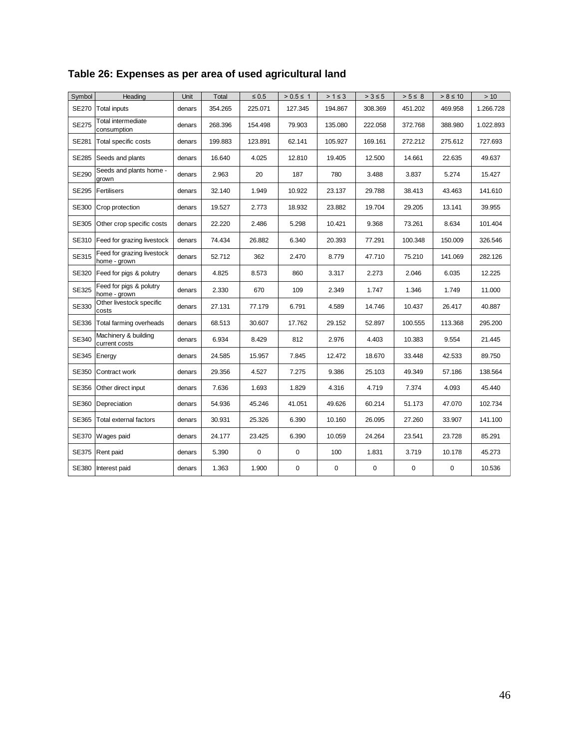**Table 26: Expenses as per area of used agricultural land**

| Symbol | Heading | Unit | Total | ≤ 0.5 | > 0.5 ≤ 1 | > 1 ≤ 3 | > 3 ≤ 5 | > 5 ≤ 8 | > 8 ≤ 10 | > 10 |
|---|---|---|---|---|---|---|---|---|---|---|
| SE270 | Total inputs | denars | 354.265 | 225.071 | 127.345 | 194.867 | 308.369 | 451.202 | 469.958 | 1.266.728 |
| SE275 | Total intermediate consumption | denars | 268.396 | 154.498 | 79.903 | 135.080 | 222.058 | 372.768 | 388.980 | 1.022.893 |
| SE281 | Total specific costs | denars | 199.883 | 123.891 | 62.141 | 105.927 | 169.161 | 272.212 | 275.612 | 727.693 |
| SE285 | Seeds and plants | denars | 16.640 | 4.025 | 12.810 | 19.405 | 12.500 | 14.661 | 22.635 | 49.637 |
| SE290 | Seeds and plants home - grown | denars | 2.963 | 20 | 187 | 780 | 3.488 | 3.837 | 5.274 | 15.427 |
| SE295 | Fertilisers | denars | 32.140 | 1.949 | 10.922 | 23.137 | 29.788 | 38.413 | 43.463 | 141.610 |
| SE300 | Crop protection | denars | 19.527 | 2.773 | 18.932 | 23.882 | 19.704 | 29.205 | 13.141 | 39.955 |
| SE305 | Other crop specific costs | denars | 22.220 | 2.486 | 5.298 | 10.421 | 9.368 | 73.261 | 8.634 | 101.404 |
| SE310 | Feed for grazing livestock | denars | 74.434 | 26.882 | 6.340 | 20.393 | 77.291 | 100.348 | 150.009 | 326.546 |
| SE315 | Feed for grazing livestock home - grown | denars | 52.712 | 362 | 2.470 | 8.779 | 47.710 | 75.210 | 141.069 | 282.126 |
| SE320 | Feed for pigs & polutry | denars | 4.825 | 8.573 | 860 | 3.317 | 2.273 | 2.046 | 6.035 | 12.225 |
| SE325 | Feed for pigs & polutry home - grown | denars | 2.330 | 670 | 109 | 2.349 | 1.747 | 1.346 | 1.749 | 11.000 |
| SE330 | Other livestock specific costs | denars | 27.131 | 77.179 | 6.791 | 4.589 | 14.746 | 10.437 | 26.417 | 40.887 |
| SE336 | Total farming overheads | denars | 68.513 | 30.607 | 17.762 | 29.152 | 52.897 | 100.555 | 113.368 | 295.200 |
| SE340 | Machinery & building current costs | denars | 6.934 | 8.429 | 812 | 2.976 | 4.403 | 10.383 | 9.554 | 21.445 |
| SE345 | Energy | denars | 24.585 | 15.957 | 7.845 | 12.472 | 18.670 | 33.448 | 42.533 | 89.750 |
| SE350 | Contract work | denars | 29.356 | 4.527 | 7.275 | 9.386 | 25.103 | 49.349 | 57.186 | 138.564 |
| SE356 | Other direct input | denars | 7.636 | 1.693 | 1.829 | 4.316 | 4.719 | 7.374 | 4.093 | 45.440 |
| SE360 | Depreciation | denars | 54.936 | 45.246 | 41.051 | 49.626 | 60.214 | 51.173 | 47.070 | 102.734 |
| SE365 | Total external factors | denars | 30.931 | 25.326 | 6.390 | 10.160 | 26.095 | 27.260 | 33.907 | 141.100 |
| SE370 | Wages paid | denars | 24.177 | 23.425 | 6.390 | 10.059 | 24.264 | 23.541 | 23.728 | 85.291 |
| SE375 | Rent paid | denars | 5.390 | 0 | 0 | 100 | 1.831 | 3.719 | 10.178 | 45.273 |
| SE380 | Interest paid | denars | 1.363 | 1.900 | 0 | 0 | 0 | 0 | 0 | 10.536 |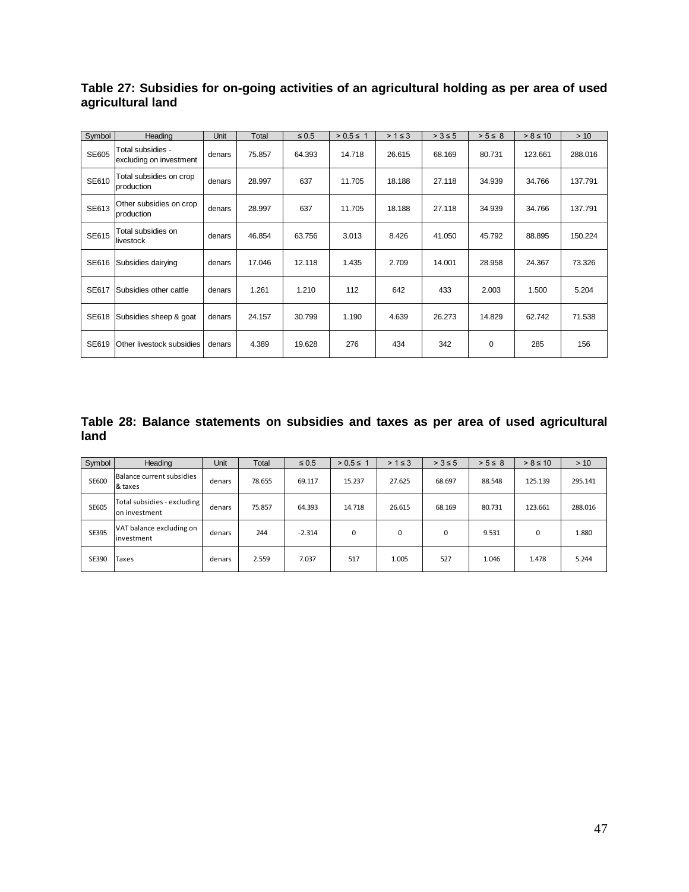**Table 27: Subsidies for on-going activities of an agricultural holding as per area of used agricultural land**

| Symbol | Heading | Unit | Total | ≤ 0.5 | > 0.5 ≤ 1 | > 1 ≤ 3 | > 3 ≤ 5 | > 5 ≤ 8 | > 8 ≤ 10 | > 10 |
|---|---|---|---|---|---|---|---|---|---|---|
| SE605 | Total subsidies - excluding on investment | denars | 75.857 | 64.393 | 14.718 | 26.615 | 68.169 | 80.731 | 123.661 | 288.016 |
| SE610 | Total subsidies on crop production | denars | 28.997 | 637 | 11.705 | 18.188 | 27.118 | 34.939 | 34.766 | 137.791 |
| SE613 | Other subsidies on crop production | denars | 28.997 | 637 | 11.705 | 18.188 | 27.118 | 34.939 | 34.766 | 137.791 |
| SE615 | Total subsidies on livestock | denars | 46.854 | 63.756 | 3.013 | 8.426 | 41.050 | 45.792 | 88.895 | 150.224 |
| SE616 | Subsidies dairying | denars | 17.046 | 12.118 | 1.435 | 2.709 | 14.001 | 28.958 | 24.367 | 73.326 |
| SE617 | Subsidies other cattle | denars | 1.261 | 1.210 | 112 | 642 | 433 | 2.003 | 1.500 | 5.204 |
| SE618 | Subsidies sheep & goat | denars | 24.157 | 30.799 | 1.190 | 4.639 | 26.273 | 14.829 | 62.742 | 71.538 |
| SE619 | Other livestock subsidies | denars | 4.389 | 19.628 | 276 | 434 | 342 | 0 | 285 | 156 |

**Table 28: Balance statements on subsidies and taxes as per area of used agricultural land**

| Symbol | Heading | Unit | Total | ≤ 0.5 | > 0.5 ≤ 1 | > 1 ≤ 3 | > 3 ≤ 5 | > 5 ≤ 8 | > 8 ≤ 10 | > 10 |
|---|---|---|---|---|---|---|---|---|---|---|
| SE600 | Balance current subsidies & taxes | denars | 78.655 | 69.117 | 15.237 | 27.625 | 68.697 | 88.548 | 125.139 | 295.141 |
| SE605 | Total subsidies - excluding on investment | denars | 75.857 | 64.393 | 14.718 | 26.615 | 68.169 | 80.731 | 123.661 | 288.016 |
| SE395 | VAT balance excluding on investment | denars | 244 | -2.314 | 0 | 0 | 0 | 9.531 | 0 | 1.880 |
| SE390 | Taxes | denars | 2.559 | 7.037 | 517 | 1.005 | 527 | 1.046 | 1.478 | 5.244 |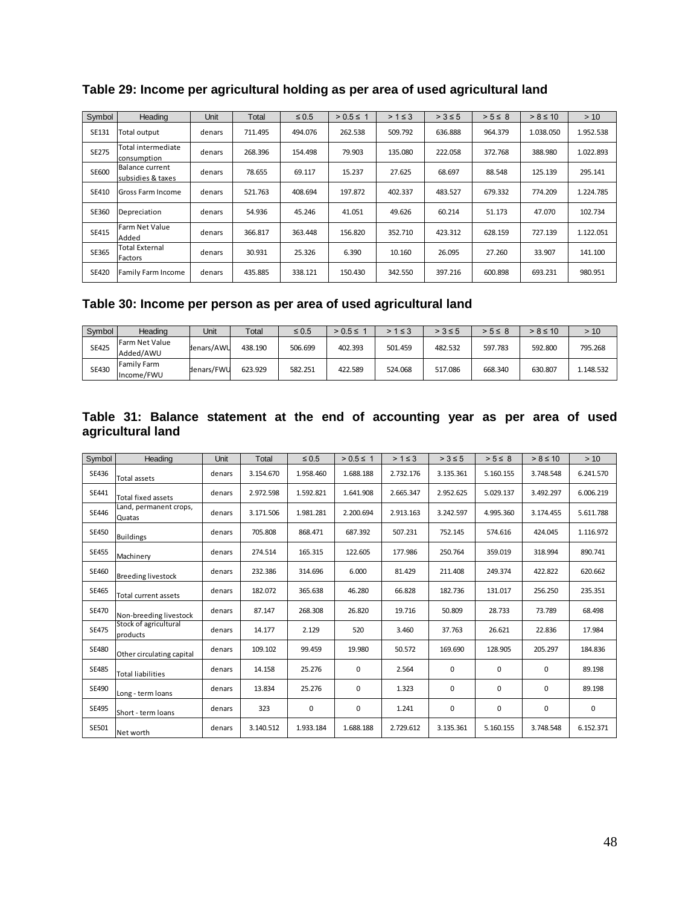### Table 29: Income per agricultural holding as per area of used agricultural land

| Symbol | Heading | Unit | Total | ≤ 0.5 | > 0.5 ≤ 1 | > 1 ≤ 3 | > 3 ≤ 5 | > 5 ≤ 8 | > 8 ≤ 10 | > 10 |
|---|---|---|---|---|---|---|---|---|---|---|
| SE131 | Total output | denars | 711.495 | 494.076 | 262.538 | 509.792 | 636.888 | 964.379 | 1.038.050 | 1.952.538 |
| SE275 | Total intermediate consumption | denars | 268.396 | 154.498 | 79.903 | 135.080 | 222.058 | 372.768 | 388.980 | 1.022.893 |
| SE600 | Balance current subsidies & taxes | denars | 78.655 | 69.117 | 15.237 | 27.625 | 68.697 | 88.548 | 125.139 | 295.141 |
| SE410 | Gross Farm Income | denars | 521.763 | 408.694 | 197.872 | 402.337 | 483.527 | 679.332 | 774.209 | 1.224.785 |
| SE360 | Depreciation | denars | 54.936 | 45.246 | 41.051 | 49.626 | 60.214 | 51.173 | 47.070 | 102.734 |
| SE415 | Farm Net Value Added | denars | 366.817 | 363.448 | 156.820 | 352.710 | 423.312 | 628.159 | 727.139 | 1.122.051 |
| SE365 | Total External Factors | denars | 30.931 | 25.326 | 6.390 | 10.160 | 26.095 | 27.260 | 33.907 | 141.100 |
| SE420 | Family Farm Income | denars | 435.885 | 338.121 | 150.430 | 342.550 | 397.216 | 600.898 | 693.231 | 980.951 |

### Table 30: Income per person as per area of used agricultural land

| Symbol | Heading | Unit | Total | ≤ 0.5 | > 0.5 ≤ 1 | > 1 ≤ 3 | > 3 ≤ 5 | > 5 ≤ 8 | > 8 ≤ 10 | > 10 |
|---|---|---|---|---|---|---|---|---|---|---|
| SE425 | Farm Net Value Added/AWU | denars/AWU | 438.190 | 506.699 | 402.393 | 501.459 | 482.532 | 597.783 | 592.800 | 795.268 |
| SE430 | Family Farm Income/FWU | denars/FWU | 623.929 | 582.251 | 422.589 | 524.068 | 517.086 | 668.340 | 630.807 | 1.148.532 |

### Table 31: Balance statement at the end of accounting year as per area of used agricultural land

| Symbol | Heading | Unit | Total | ≤ 0.5 | > 0.5 ≤ 1 | > 1 ≤ 3 | > 3 ≤ 5 | > 5 ≤ 8 | > 8 ≤ 10 | > 10 |
|---|---|---|---|---|---|---|---|---|---|---|
| SE436 | Total assets | denars | 3.154.670 | 1.958.460 | 1.688.188 | 2.732.176 | 3.135.361 | 5.160.155 | 3.748.548 | 6.241.570 |
| SE441 | Total fixed assets | denars | 2.972.598 | 1.592.821 | 1.641.908 | 2.665.347 | 2.952.625 | 5.029.137 | 3.492.297 | 6.006.219 |
| SE446 | Land, permanent crops, Quatas | denars | 3.171.506 | 1.981.281 | 2.200.694 | 2.913.163 | 3.242.597 | 4.995.360 | 3.174.455 | 5.611.788 |
| SE450 | Buildings | denars | 705.808 | 868.471 | 687.392 | 507.231 | 752.145 | 574.616 | 424.045 | 1.116.972 |
| SE455 | Machinery | denars | 274.514 | 165.315 | 122.605 | 177.986 | 250.764 | 359.019 | 318.994 | 890.741 |
| SE460 | Breeding livestock | denars | 232.386 | 314.696 | 6.000 | 81.429 | 211.408 | 249.374 | 422.822 | 620.662 |
| SE465 | Total current assets | denars | 182.072 | 365.638 | 46.280 | 66.828 | 182.736 | 131.017 | 256.250 | 235.351 |
| SE470 | Non-breeding livestock | denars | 87.147 | 268.308 | 26.820 | 19.716 | 50.809 | 28.733 | 73.789 | 68.498 |
| SE475 | Stock of agricultural products | denars | 14.177 | 2.129 | 520 | 3.460 | 37.763 | 26.621 | 22.836 | 17.984 |
| SE480 | Other circulating capital | denars | 109.102 | 99.459 | 19.980 | 50.572 | 169.690 | 128.905 | 205.297 | 184.836 |
| SE485 | Total liabilities | denars | 14.158 | 25.276 | 0 | 2.564 | 0 | 0 | 0 | 89.198 |
| SE490 | Long - term loans | denars | 13.834 | 25.276 | 0 | 1.323 | 0 | 0 | 0 | 89.198 |
| SE495 | Short - term loans | denars | 323 | 0 | 0 | 1.241 | 0 | 0 | 0 | 0 |
| SE501 | Net worth | denars | 3.140.512 | 1.933.184 | 1.688.188 | 2.729.612 | 3.135.361 | 5.160.155 | 3.748.548 | 6.152.371 |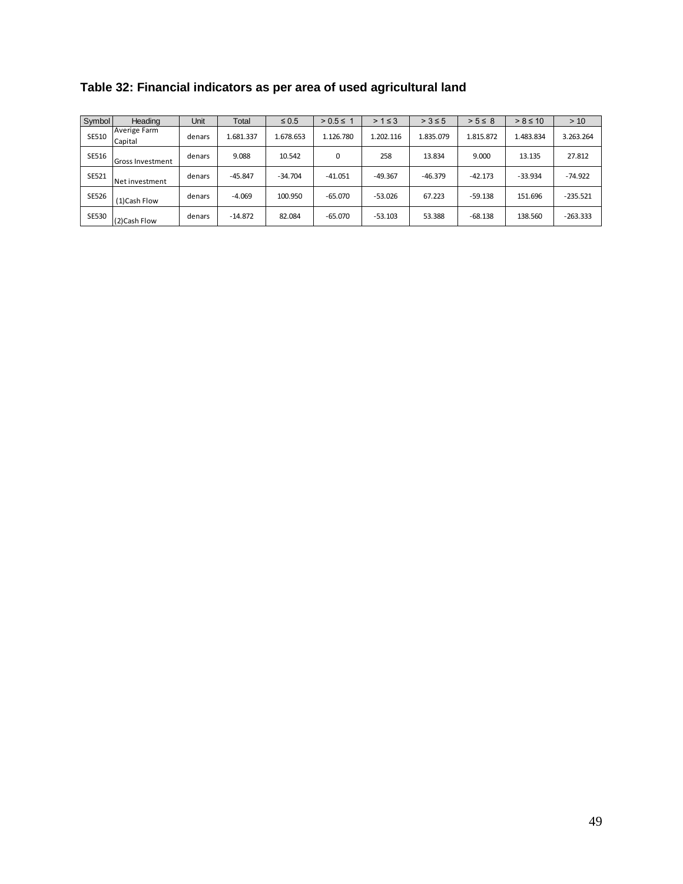**Table 32: Financial indicators as per area of used agricultural land**

| Symbol | Heading | Unit | Total | ≤ 0.5 | > 0.5 ≤ 1 | > 1 ≤ 3 | > 3 ≤ 5 | > 5 ≤ 8 | > 8 ≤ 10 | > 10 |
|---|---|---|---|---|---|---|---|---|---|---|
| SE510 | Averige Farm Capital | denars | 1.681.337 | 1.678.653 | 1.126.780 | 1.202.116 | 1.835.079 | 1.815.872 | 1.483.834 | 3.263.264 |
| SE516 | Gross Investment | denars | 9.088 | 10.542 | 0 | 258 | 13.834 | 9.000 | 13.135 | 27.812 |
| SE521 | Net investment | denars | -45.847 | -34.704 | -41.051 | -49.367 | -46.379 | -42.173 | -33.934 | -74.922 |
| SE526 | (1)Cash Flow | denars | -4.069 | 100.950 | -65.070 | -53.026 | 67.223 | -59.138 | 151.696 | -235.521 |
| SE530 | (2)Cash Flow | denars | -14.872 | 82.084 | -65.070 | -53.103 | 53.388 | -68.138 | 138.560 | -263.333 |